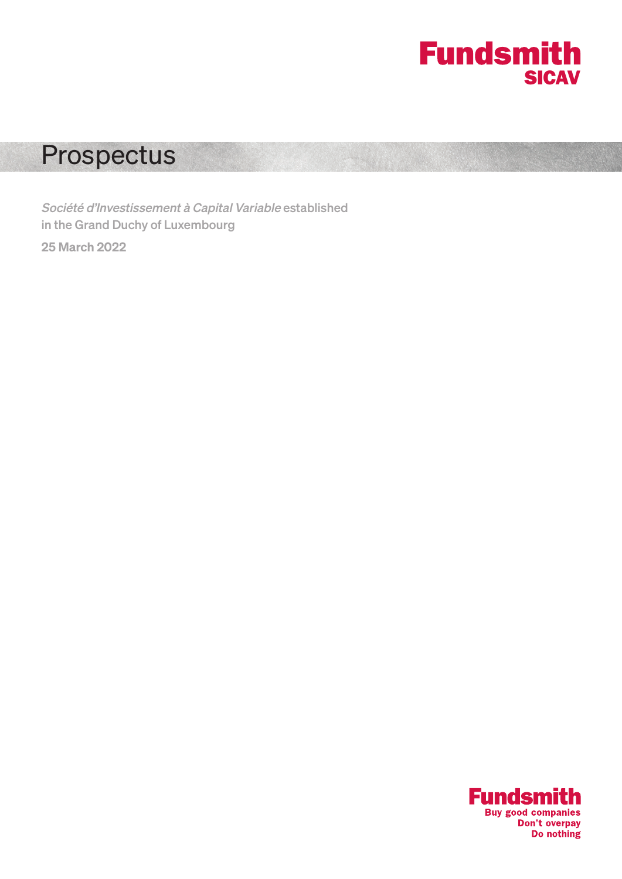Fundsmith
SICAV

# Prospectus

*Société d'Investissement à Capital Variable* established in the Grand Duchy of Luxembourg

**25 March 2022**

Fundsmith
Buy good companies
Don't overpay
Do nothing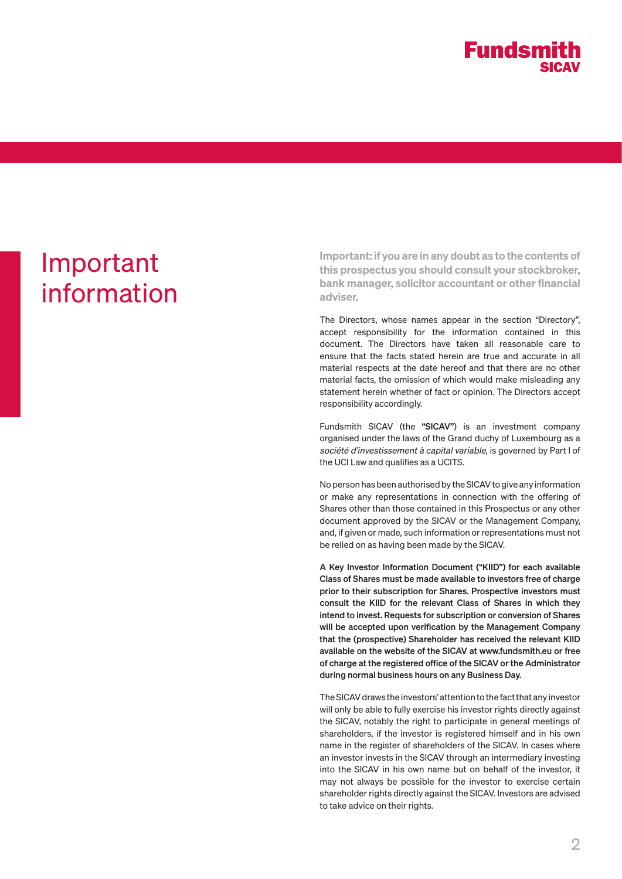# Important information

**Important: if you are in any doubt as to the contents of this prospectus you should consult your stockbroker, bank manager, solicitor accountant or other financial adviser.**

The Directors, whose names appear in the section "Directory", accept responsibility for the information contained in this document. The Directors have taken all reasonable care to ensure that the facts stated herein are true and accurate in all material respects at the date hereof and that there are no other material facts, the omission of which would make misleading any statement herein whether of fact or opinion. The Directors accept responsibility accordingly.

Fundsmith SICAV (the **"SICAV"**) is an investment company organised under the laws of the Grand duchy of Luxembourg as a *société d'investissement à capital variable*, is governed by Part I of the UCI Law and qualifies as a UCITS.

No person has been authorised by the SICAV to give any information or make any representations in connection with the offering of Shares other than those contained in this Prospectus or any other document approved by the SICAV or the Management Company, and, if given or made, such information or representations must not be relied on as having been made by the SICAV.

**A Key Investor Information Document ("KIID") for each available Class of Shares must be made available to investors free of charge prior to their subscription for Shares. Prospective investors must consult the KIID for the relevant Class of Shares in which they intend to invest. Requests for subscription or conversion of Shares will be accepted upon verification by the Management Company that the (prospective) Shareholder has received the relevant KIID available on the website of the SICAV at www.fundsmith.eu or free of charge at the registered office of the SICAV or the Administrator during normal business hours on any Business Day.**

The SICAV draws the investors' attention to the fact that any investor will only be able to fully exercise his investor rights directly against the SICAV, notably the right to participate in general meetings of shareholders, if the investor is registered himself and in his own name in the register of shareholders of the SICAV. In cases where an investor invests in the SICAV through an intermediary investing into the SICAV in his own name but on behalf of the investor, it may not always be possible for the investor to exercise certain shareholder rights directly against the SICAV. Investors are advised to take advice on their rights.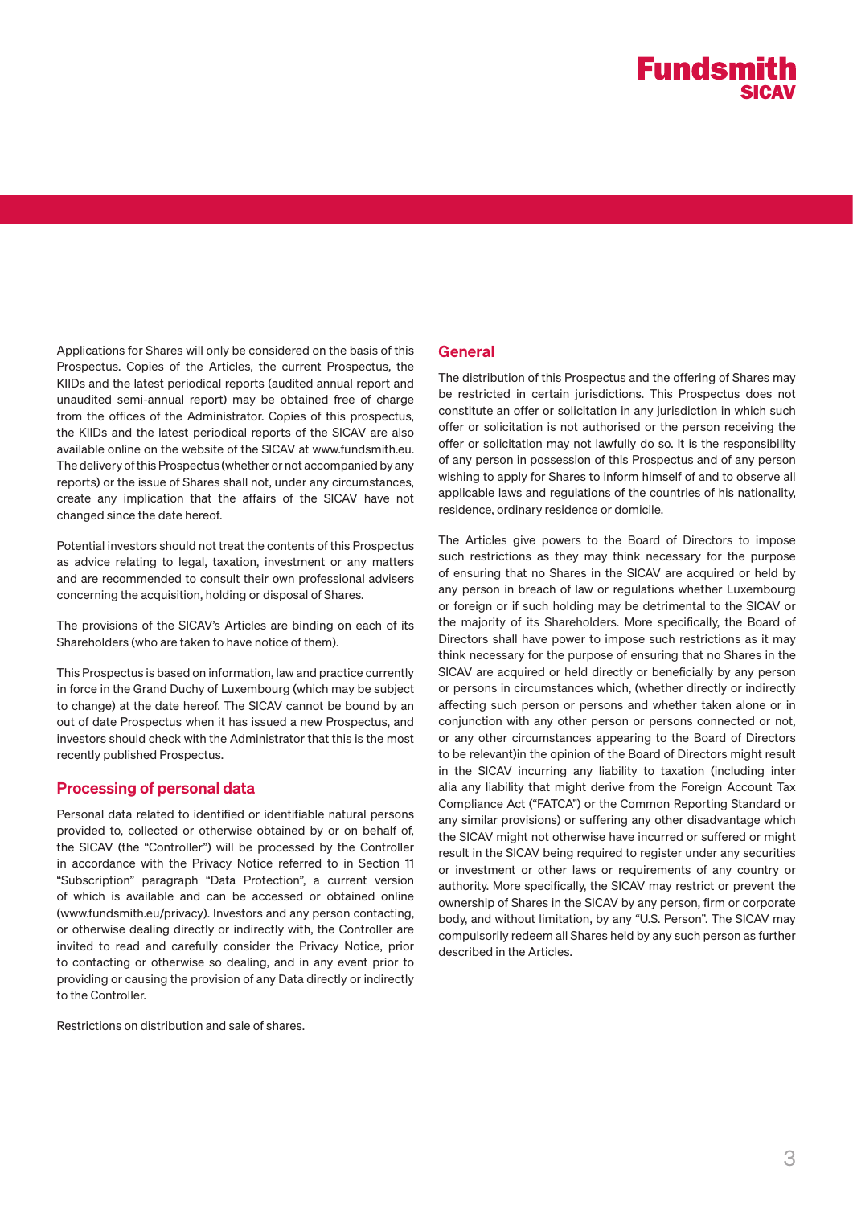Applications for Shares will only be considered on the basis of this Prospectus. Copies of the Articles, the current Prospectus, the KIIDs and the latest periodical reports (audited annual report and unaudited semi-annual report) may be obtained free of charge from the offices of the Administrator. Copies of this prospectus, the KIIDs and the latest periodical reports of the SICAV are also available online on the website of the SICAV at www.fundsmith.eu. The delivery of this Prospectus (whether or not accompanied by any reports) or the issue of Shares shall not, under any circumstances, create any implication that the affairs of the SICAV have not changed since the date hereof.

Potential investors should not treat the contents of this Prospectus as advice relating to legal, taxation, investment or any matters and are recommended to consult their own professional advisers concerning the acquisition, holding or disposal of Shares.

The provisions of the SICAV's Articles are binding on each of its Shareholders (who are taken to have notice of them).

This Prospectus is based on information, law and practice currently in force in the Grand Duchy of Luxembourg (which may be subject to change) at the date hereof. The SICAV cannot be bound by an out of date Prospectus when it has issued a new Prospectus, and investors should check with the Administrator that this is the most recently published Prospectus.

## Processing of personal data

Personal data related to identified or identifiable natural persons provided to, collected or otherwise obtained by or on behalf of, the SICAV (the "Controller") will be processed by the Controller in accordance with the Privacy Notice referred to in Section 11 "Subscription" paragraph "Data Protection", a current version of which is available and can be accessed or obtained online (www.fundsmith.eu/privacy). Investors and any person contacting, or otherwise dealing directly or indirectly with, the Controller are invited to read and carefully consider the Privacy Notice, prior to contacting or otherwise so dealing, and in any event prior to providing or causing the provision of any Data directly or indirectly to the Controller.

Restrictions on distribution and sale of shares.

## General

The distribution of this Prospectus and the offering of Shares may be restricted in certain jurisdictions. This Prospectus does not constitute an offer or solicitation in any jurisdiction in which such offer or solicitation is not authorised or the person receiving the offer or solicitation may not lawfully do so. It is the responsibility of any person in possession of this Prospectus and of any person wishing to apply for Shares to inform himself of and to observe all applicable laws and regulations of the countries of his nationality, residence, ordinary residence or domicile.

The Articles give powers to the Board of Directors to impose such restrictions as they may think necessary for the purpose of ensuring that no Shares in the SICAV are acquired or held by any person in breach of law or regulations whether Luxembourg or foreign or if such holding may be detrimental to the SICAV or the majority of its Shareholders. More specifically, the Board of Directors shall have power to impose such restrictions as it may think necessary for the purpose of ensuring that no Shares in the SICAV are acquired or held directly or beneficially by any person or persons in circumstances which, (whether directly or indirectly affecting such person or persons and whether taken alone or in conjunction with any other person or persons connected or not, or any other circumstances appearing to the Board of Directors to be relevant)in the opinion of the Board of Directors might result in the SICAV incurring any liability to taxation (including inter alia any liability that might derive from the Foreign Account Tax Compliance Act ("FATCA") or the Common Reporting Standard or any similar provisions) or suffering any other disadvantage which the SICAV might not otherwise have incurred or suffered or might result in the SICAV being required to register under any securities or investment or other laws or requirements of any country or authority. More specifically, the SICAV may restrict or prevent the ownership of Shares in the SICAV by any person, firm or corporate body, and without limitation, by any "U.S. Person". The SICAV may compulsorily redeem all Shares held by any such person as further described in the Articles.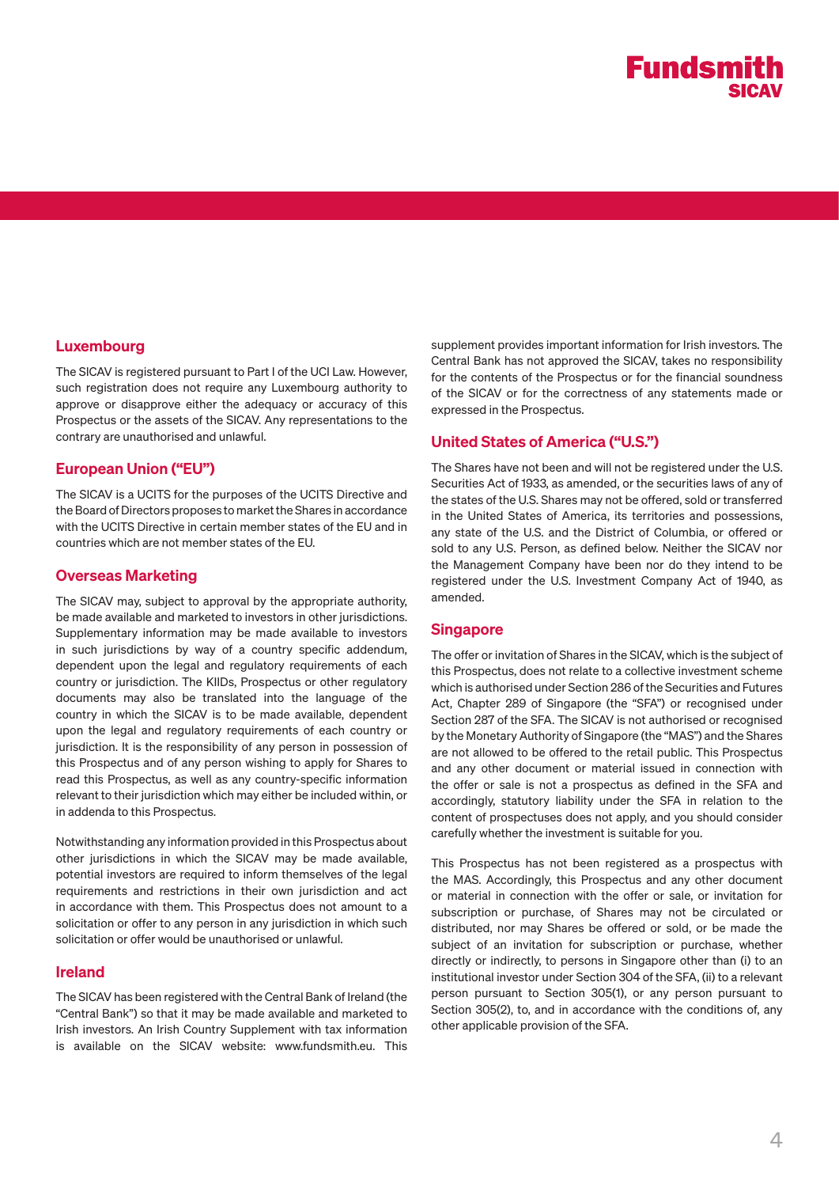## Luxembourg

The SICAV is registered pursuant to Part I of the UCI Law. However, such registration does not require any Luxembourg authority to approve or disapprove either the adequacy or accuracy of this Prospectus or the assets of the SICAV. Any representations to the contrary are unauthorised and unlawful.

## European Union ("EU")

The SICAV is a UCITS for the purposes of the UCITS Directive and the Board of Directors proposes to market the Shares in accordance with the UCITS Directive in certain member states of the EU and in countries which are not member states of the EU.

## Overseas Marketing

The SICAV may, subject to approval by the appropriate authority, be made available and marketed to investors in other jurisdictions. Supplementary information may be made available to investors in such jurisdictions by way of a country specific addendum, dependent upon the legal and regulatory requirements of each country or jurisdiction. The KIIDs, Prospectus or other regulatory documents may also be translated into the language of the country in which the SICAV is to be made available, dependent upon the legal and regulatory requirements of each country or jurisdiction. It is the responsibility of any person in possession of this Prospectus and of any person wishing to apply for Shares to read this Prospectus, as well as any country-specific information relevant to their jurisdiction which may either be included within, or in addenda to this Prospectus.

Notwithstanding any information provided in this Prospectus about other jurisdictions in which the SICAV may be made available, potential investors are required to inform themselves of the legal requirements and restrictions in their own jurisdiction and act in accordance with them. This Prospectus does not amount to a solicitation or offer to any person in any jurisdiction in which such solicitation or offer would be unauthorised or unlawful.

## Ireland

The SICAV has been registered with the Central Bank of Ireland (the "Central Bank") so that it may be made available and marketed to Irish investors. An Irish Country Supplement with tax information is available on the SICAV website: www.fundsmith.eu. This supplement provides important information for Irish investors. The Central Bank has not approved the SICAV, takes no responsibility for the contents of the Prospectus or for the financial soundness of the SICAV or for the correctness of any statements made or expressed in the Prospectus.

## United States of America ("U.S.")

The Shares have not been and will not be registered under the U.S. Securities Act of 1933, as amended, or the securities laws of any of the states of the U.S. Shares may not be offered, sold or transferred in the United States of America, its territories and possessions, any state of the U.S. and the District of Columbia, or offered or sold to any U.S. Person, as defined below. Neither the SICAV nor the Management Company have been nor do they intend to be registered under the U.S. Investment Company Act of 1940, as amended.

## Singapore

The offer or invitation of Shares in the SICAV, which is the subject of this Prospectus, does not relate to a collective investment scheme which is authorised under Section 286 of the Securities and Futures Act, Chapter 289 of Singapore (the "SFA") or recognised under Section 287 of the SFA. The SICAV is not authorised or recognised by the Monetary Authority of Singapore (the "MAS") and the Shares are not allowed to be offered to the retail public. This Prospectus and any other document or material issued in connection with the offer or sale is not a prospectus as defined in the SFA and accordingly, statutory liability under the SFA in relation to the content of prospectuses does not apply, and you should consider carefully whether the investment is suitable for you.

This Prospectus has not been registered as a prospectus with the MAS. Accordingly, this Prospectus and any other document or material in connection with the offer or sale, or invitation for subscription or purchase, of Shares may not be circulated or distributed, nor may Shares be offered or sold, or be made the subject of an invitation for subscription or purchase, whether directly or indirectly, to persons in Singapore other than (i) to an institutional investor under Section 304 of the SFA, (ii) to a relevant person pursuant to Section 305(1), or any person pursuant to Section 305(2), to, and in accordance with the conditions of, any other applicable provision of the SFA.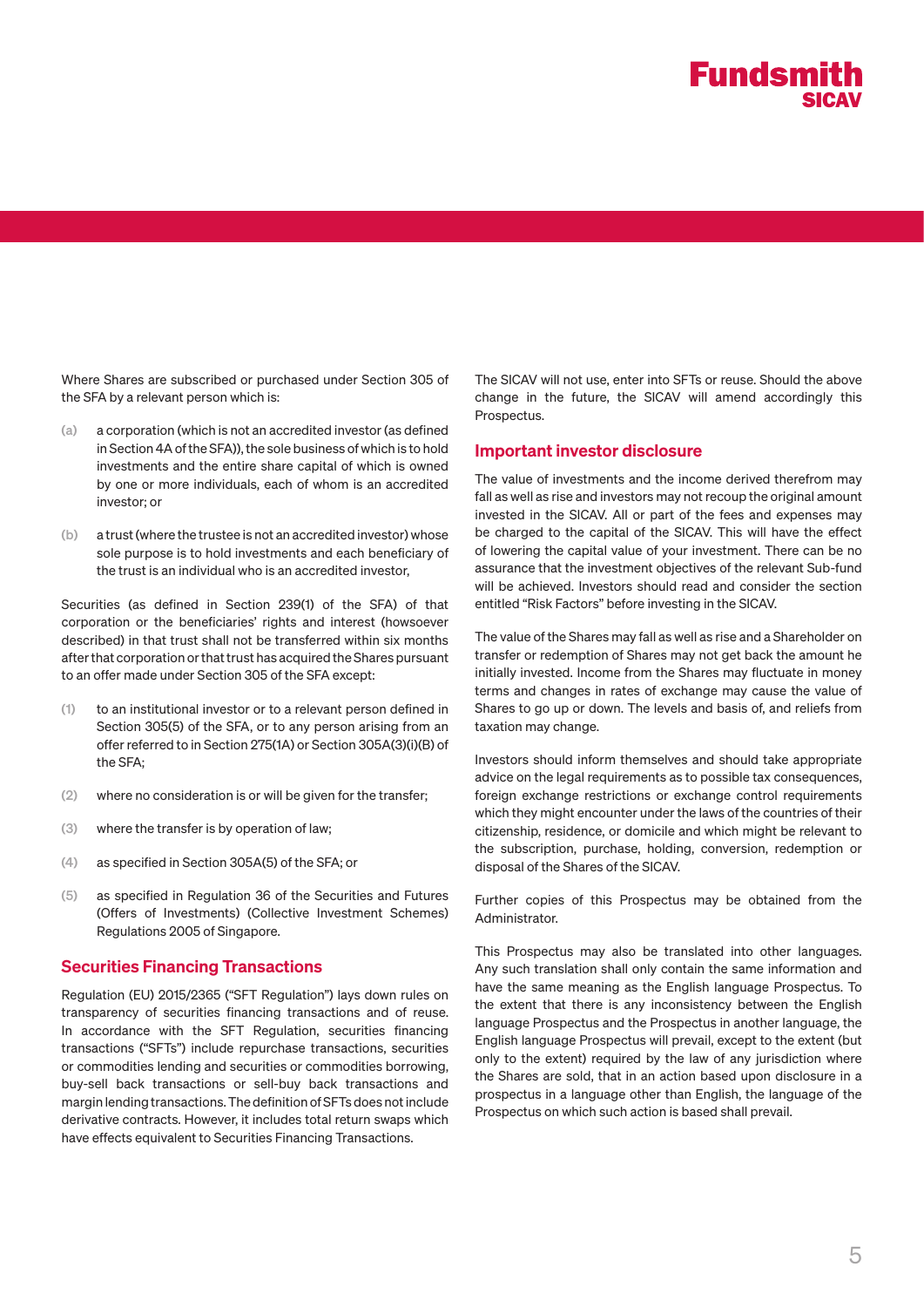Where Shares are subscribed or purchased under Section 305 of the SFA by a relevant person which is:

(a) a corporation (which is not an accredited investor (as defined in Section 4A of the SFA)), the sole business of which is to hold investments and the entire share capital of which is owned by one or more individuals, each of whom is an accredited investor; or

(b) a trust (where the trustee is not an accredited investor) whose sole purpose is to hold investments and each beneficiary of the trust is an individual who is an accredited investor,

Securities (as defined in Section 239(1) of the SFA) of that corporation or the beneficiaries' rights and interest (howsoever described) in that trust shall not be transferred within six months after that corporation or that trust has acquired the Shares pursuant to an offer made under Section 305 of the SFA except:

(1) to an institutional investor or to a relevant person defined in Section 305(5) of the SFA, or to any person arising from an offer referred to in Section 275(1A) or Section 305A(3)(i)(B) of the SFA;

(2) where no consideration is or will be given for the transfer;

(3) where the transfer is by operation of law;

(4) as specified in Section 305A(5) of the SFA; or

(5) as specified in Regulation 36 of the Securities and Futures (Offers of Investments) (Collective Investment Schemes) Regulations 2005 of Singapore.

## Securities Financing Transactions

Regulation (EU) 2015/2365 ("SFT Regulation") lays down rules on transparency of securities financing transactions and of reuse. In accordance with the SFT Regulation, securities financing transactions ("SFTs") include repurchase transactions, securities or commodities lending and securities or commodities borrowing, buy-sell back transactions or sell-buy back transactions and margin lending transactions. The definition of SFTs does not include derivative contracts. However, it includes total return swaps which have effects equivalent to Securities Financing Transactions.

The SICAV will not use, enter into SFTs or reuse. Should the above change in the future, the SICAV will amend accordingly this Prospectus.

## Important investor disclosure

The value of investments and the income derived therefrom may fall as well as rise and investors may not recoup the original amount invested in the SICAV. All or part of the fees and expenses may be charged to the capital of the SICAV. This will have the effect of lowering the capital value of your investment. There can be no assurance that the investment objectives of the relevant Sub-fund will be achieved. Investors should read and consider the section entitled "Risk Factors" before investing in the SICAV.

The value of the Shares may fall as well as rise and a Shareholder on transfer or redemption of Shares may not get back the amount he initially invested. Income from the Shares may fluctuate in money terms and changes in rates of exchange may cause the value of Shares to go up or down. The levels and basis of, and reliefs from taxation may change.

Investors should inform themselves and should take appropriate advice on the legal requirements as to possible tax consequences, foreign exchange restrictions or exchange control requirements which they might encounter under the laws of the countries of their citizenship, residence, or domicile and which might be relevant to the subscription, purchase, holding, conversion, redemption or disposal of the Shares of the SICAV.

Further copies of this Prospectus may be obtained from the Administrator.

This Prospectus may also be translated into other languages. Any such translation shall only contain the same information and have the same meaning as the English language Prospectus. To the extent that there is any inconsistency between the English language Prospectus and the Prospectus in another language, the English language Prospectus will prevail, except to the extent (but only to the extent) required by the law of any jurisdiction where the Shares are sold, that in an action based upon disclosure in a prospectus in a language other than English, the language of the Prospectus on which such action is based shall prevail.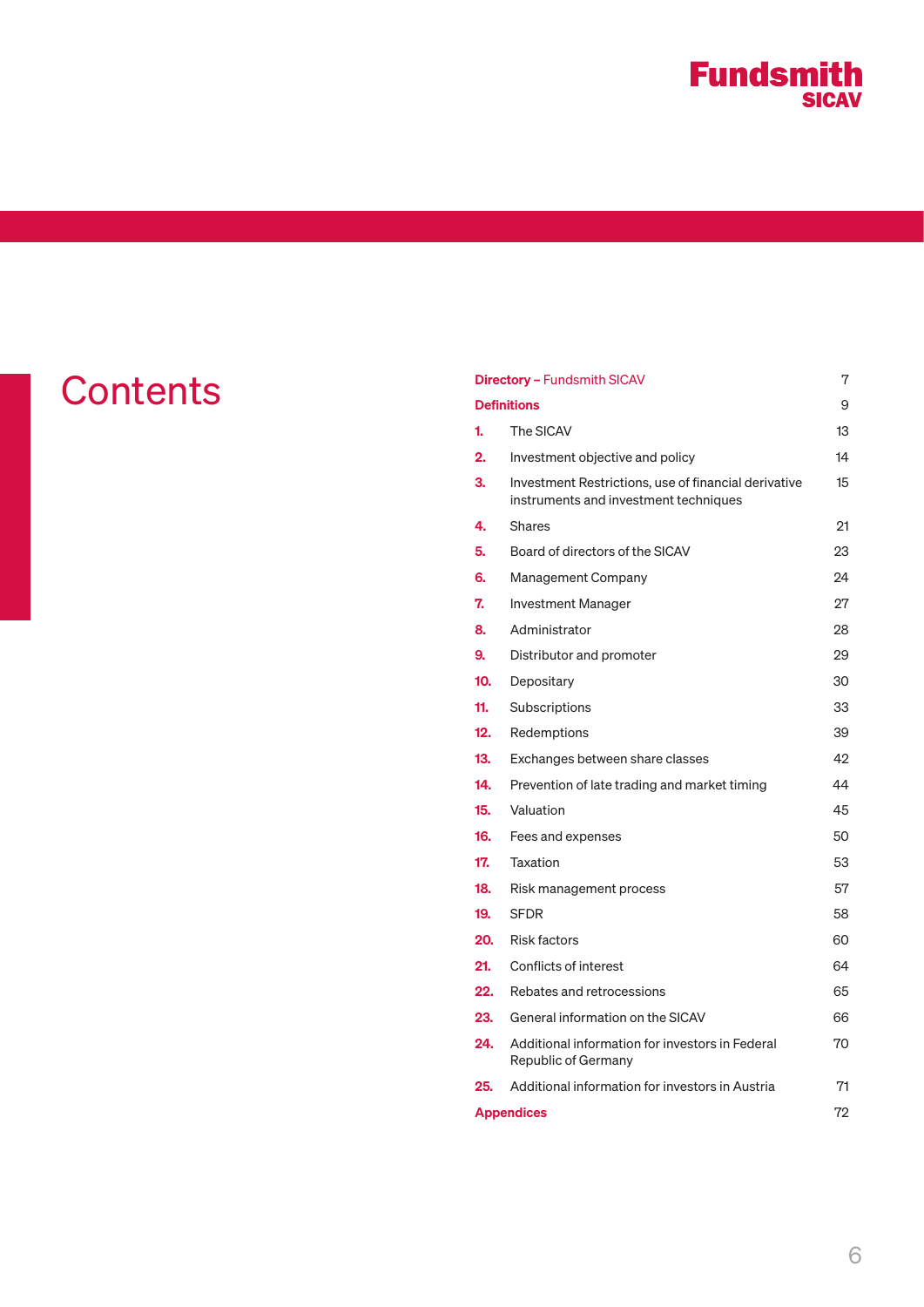# Contents

| | | |
|---|---|---|
| **Directory** – Fundsmith SICAV | | 7 |
| **Definitions** | | 9 |
| **1.** | The SICAV | 13 |
| **2.** | Investment objective and policy | 14 |
| **3.** | Investment Restrictions, use of financial derivative instruments and investment techniques | 15 |
| **4.** | Shares | 21 |
| **5.** | Board of directors of the SICAV | 23 |
| **6.** | Management Company | 24 |
| **7.** | Investment Manager | 27 |
| **8.** | Administrator | 28 |
| **9.** | Distributor and promoter | 29 |
| **10.** | Depositary | 30 |
| **11.** | Subscriptions | 33 |
| **12.** | Redemptions | 39 |
| **13.** | Exchanges between share classes | 42 |
| **14.** | Prevention of late trading and market timing | 44 |
| **15.** | Valuation | 45 |
| **16.** | Fees and expenses | 50 |
| **17.** | Taxation | 53 |
| **18.** | Risk management process | 57 |
| **19.** | SFDR | 58 |
| **20.** | Risk factors | 60 |
| **21.** | Conflicts of interest | 64 |
| **22.** | Rebates and retrocessions | 65 |
| **23.** | General information on the SICAV | 66 |
| **24.** | Additional information for investors in Federal Republic of Germany | 70 |
| **25.** | Additional information for investors in Austria | 71 |
| **Appendices** | | 72 |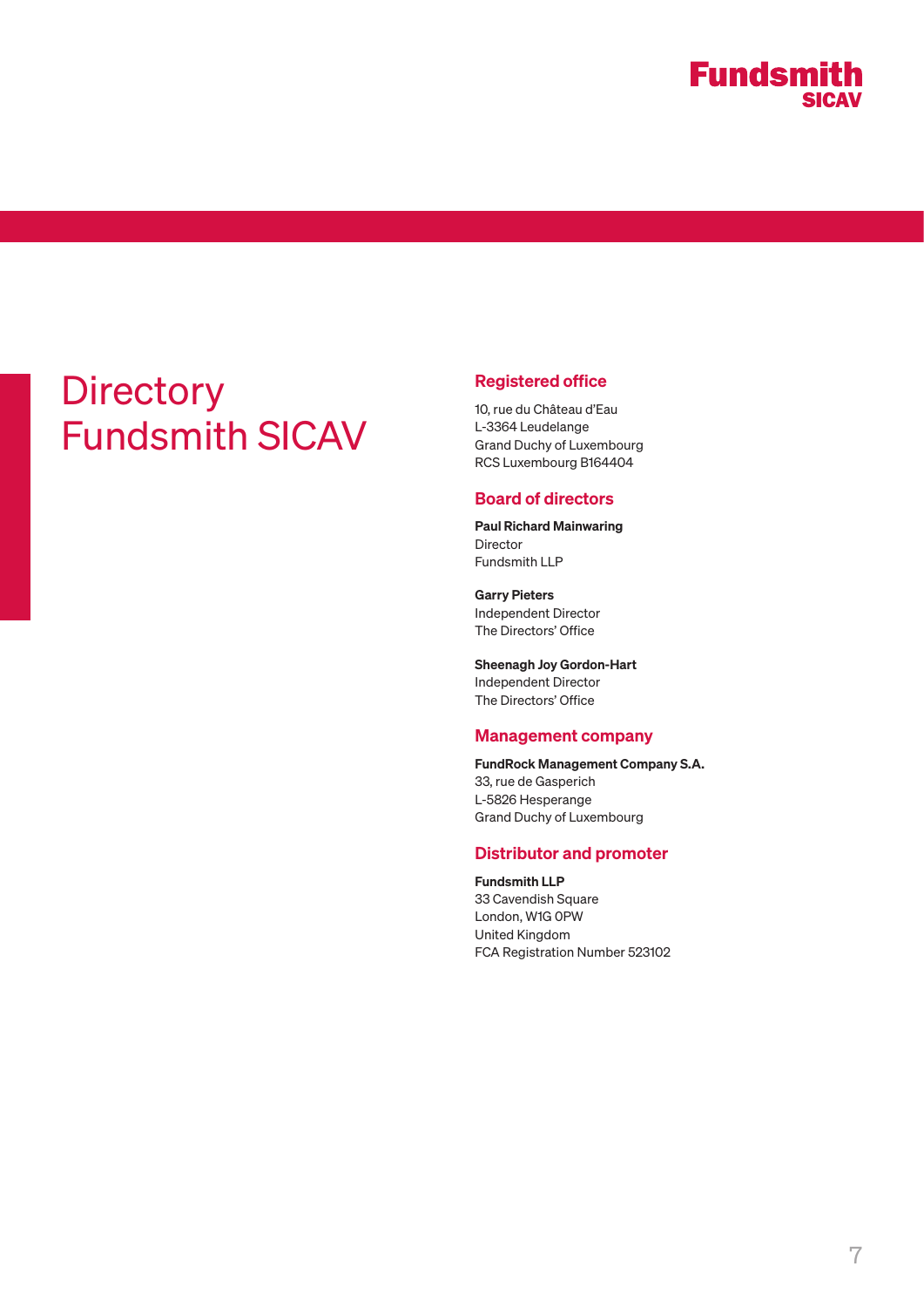# Directory Fundsmith SICAV

## Registered office

10, rue du Château d'Eau
L-3364 Leudelange
Grand Duchy of Luxembourg
RCS Luxembourg B164404

## Board of directors

**Paul Richard Mainwaring**
Director
Fundsmith LLP

**Garry Pieters**
Independent Director
The Directors' Office

**Sheenagh Joy Gordon-Hart**
Independent Director
The Directors' Office

## Management company

**FundRock Management Company S.A.**
33, rue de Gasperich
L-5826 Hesperange
Grand Duchy of Luxembourg

## Distributor and promoter

**Fundsmith LLP**
33 Cavendish Square
London, W1G 0PW
United Kingdom
FCA Registration Number 523102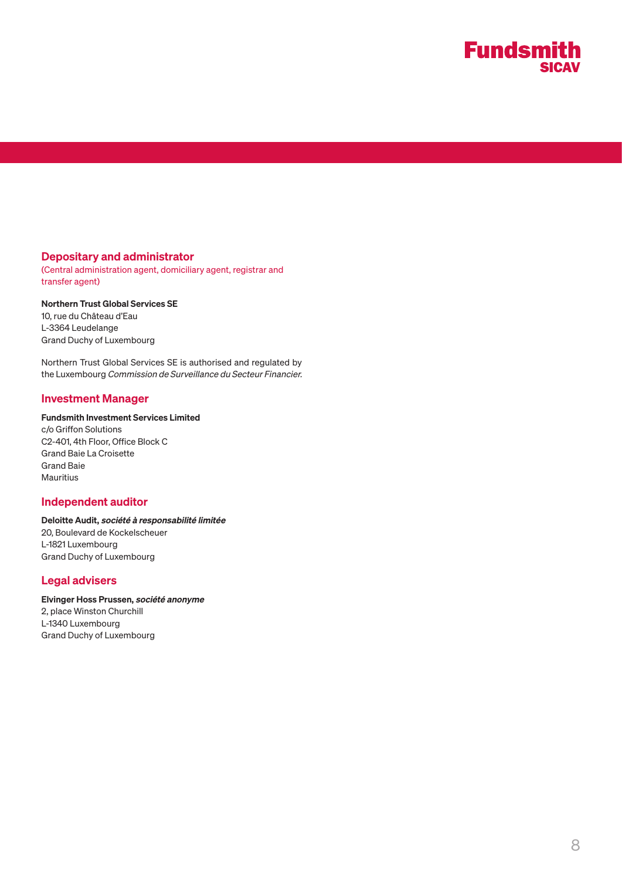## Depositary and administrator

(Central administration agent, domiciliary agent, registrar and transfer agent)

**Northern Trust Global Services SE**
10, rue du Château d'Eau
L-3364 Leudelange
Grand Duchy of Luxembourg

Northern Trust Global Services SE is authorised and regulated by the Luxembourg *Commission de Surveillance du Secteur Financier.*

## Investment Manager

**Fundsmith Investment Services Limited**
c/o Griffon Solutions
C2-401, 4th Floor, Office Block C
Grand Baie La Croisette
Grand Baie
Mauritius

## Independent auditor

**Deloitte Audit, *société à responsabilité limitée***
20, Boulevard de Kockelscheuer
L-1821 Luxembourg
Grand Duchy of Luxembourg

## Legal advisers

**Elvinger Hoss Prussen, *société anonyme***
2, place Winston Churchill
L-1340 Luxembourg
Grand Duchy of Luxembourg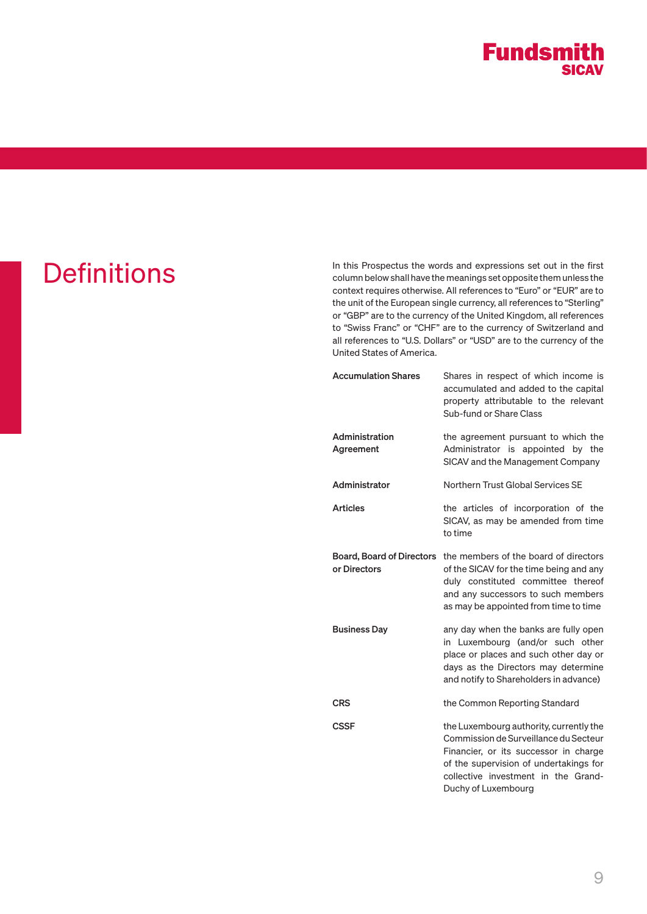# Definitions

In this Prospectus the words and expressions set out in the first column below shall have the meanings set opposite them unless the context requires otherwise. All references to "Euro" or "EUR" are to the unit of the European single currency, all references to "Sterling" or "GBP" are to the currency of the United Kingdom, all references to "Swiss Franc" or "CHF" are to the currency of Switzerland and all references to "U.S. Dollars" or "USD" are to the currency of the United States of America.

| | |
|---|---|
| **Accumulation Shares** | Shares in respect of which income is accumulated and added to the capital property attributable to the relevant Sub-fund or Share Class |
| **Administration Agreement** | the agreement pursuant to which the Administrator is appointed by the SICAV and the Management Company |
| **Administrator** | Northern Trust Global Services SE |
| **Articles** | the articles of incorporation of the SICAV, as may be amended from time to time |
| **Board, Board of Directors or Directors** | the members of the board of directors of the SICAV for the time being and any duly constituted committee thereof and any successors to such members as may be appointed from time to time |
| **Business Day** | any day when the banks are fully open in Luxembourg (and/or such other place or places and such other day or days as the Directors may determine and notify to Shareholders in advance) |
| **CRS** | the Common Reporting Standard |
| **CSSF** | the Luxembourg authority, currently the Commission de Surveillance du Secteur Financier, or its successor in charge of the supervision of undertakings for collective investment in the Grand-Duchy of Luxembourg |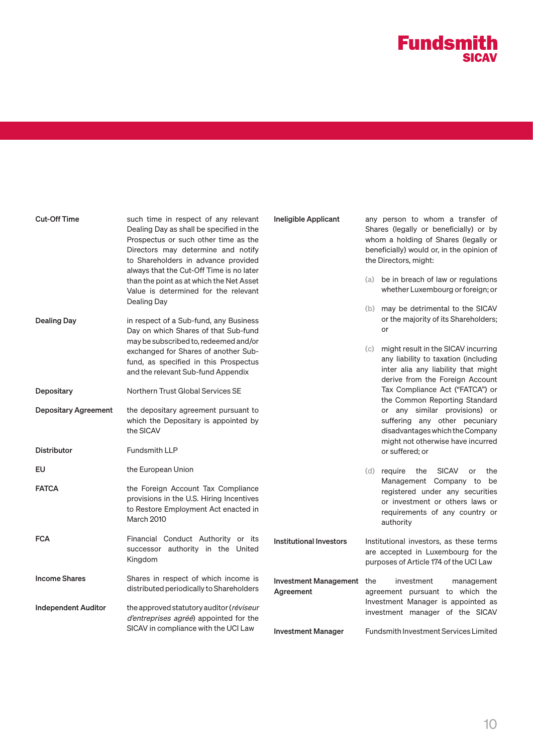**Cut-Off Time** such time in respect of any relevant Dealing Day as shall be specified in the Prospectus or such other time as the Directors may determine and notify to Shareholders in advance provided always that the Cut-Off Time is no later than the point as at which the Net Asset Value is determined for the relevant Dealing Day

**Dealing Day** in respect of a Sub-fund, any Business Day on which Shares of that Sub-fund may be subscribed to, redeemed and/or exchanged for Shares of another Sub-fund, as specified in this Prospectus and the relevant Sub-fund Appendix

**Depositary** Northern Trust Global Services SE

**Depositary Agreement** the depositary agreement pursuant to which the Depositary is appointed by the SICAV

**Distributor** Fundsmith LLP

**EU** the European Union

**FATCA** the Foreign Account Tax Compliance provisions in the U.S. Hiring Incentives to Restore Employment Act enacted in March 2010

**FCA** Financial Conduct Authority or its successor authority in the United Kingdom

**Income Shares** Shares in respect of which income is distributed periodically to Shareholders

**Independent Auditor** the approved statutory auditor (*réviseur d'entreprises agréé*) appointed for the SICAV in compliance with the UCI Law

**Ineligible Applicant** any person to whom a transfer of Shares (legally or beneficially) or by whom a holding of Shares (legally or beneficially) would or, in the opinion of the Directors, might:

(a) be in breach of law or regulations whether Luxembourg or foreign; or

(b) may be detrimental to the SICAV or the majority of its Shareholders; or

(c) might result in the SICAV incurring any liability to taxation (including inter alia any liability that might derive from the Foreign Account Tax Compliance Act ("FATCA") or the Common Reporting Standard or any similar provisions) or suffering any other pecuniary disadvantages which the Company might not otherwise have incurred or suffered; or

(d) require the SICAV or the Management Company to be registered under any securities or investment or others laws or requirements of any country or authority

**Institutional Investors** Institutional investors, as these terms are accepted in Luxembourg for the purposes of Article 174 of the UCI Law

**Investment Management Agreement** the investment management agreement pursuant to which the Investment Manager is appointed as investment manager of the SICAV

**Investment Manager** Fundsmith Investment Services Limited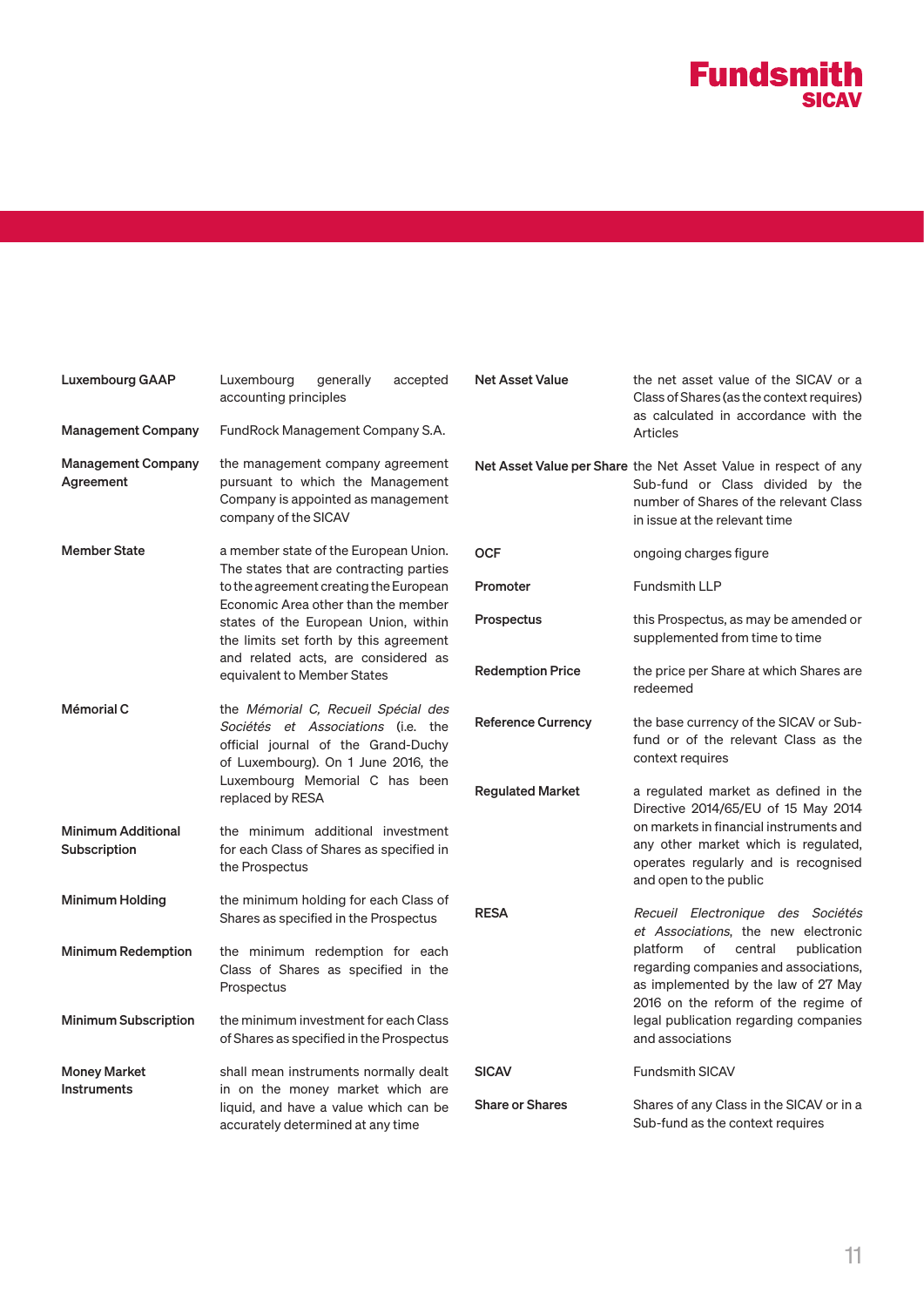| | |
|---|---|
| **Luxembourg GAAP** | Luxembourg generally accepted accounting principles |
| **Management Company** | FundRock Management Company S.A. |
| **Management Company Agreement** | the management company agreement pursuant to which the Management Company is appointed as management company of the SICAV |
| **Member State** | a member state of the European Union. The states that are contracting parties to the agreement creating the European Economic Area other than the member states of the European Union, within the limits set forth by this agreement and related acts, are considered as equivalent to Member States |
| **Mémorial C** | the *Mémorial C, Recueil Spécial des Sociétés et Associations* (i.e. the official journal of the Grand-Duchy of Luxembourg). On 1 June 2016, the Luxembourg Memorial C has been replaced by RESA |
| **Minimum Additional Subscription** | the minimum additional investment for each Class of Shares as specified in the Prospectus |
| **Minimum Holding** | the minimum holding for each Class of Shares as specified in the Prospectus |
| **Minimum Redemption** | the minimum redemption for each Class of Shares as specified in the Prospectus |
| **Minimum Subscription** | the minimum investment for each Class of Shares as specified in the Prospectus |
| **Money Market Instruments** | shall mean instruments normally dealt in on the money market which are liquid, and have a value which can be accurately determined at any time |
| **Net Asset Value** | the net asset value of the SICAV or a Class of Shares (as the context requires) as calculated in accordance with the Articles |
| **Net Asset Value per Share** | the Net Asset Value in respect of any Sub-fund or Class divided by the number of Shares of the relevant Class in issue at the relevant time |
| **OCF** | ongoing charges figure |
| **Promoter** | Fundsmith LLP |
| **Prospectus** | this Prospectus, as may be amended or supplemented from time to time |
| **Redemption Price** | the price per Share at which Shares are redeemed |
| **Reference Currency** | the base currency of the SICAV or Sub-fund or of the relevant Class as the context requires |
| **Regulated Market** | a regulated market as defined in the Directive 2014/65/EU of 15 May 2014 on markets in financial instruments and any other market which is regulated, operates regularly and is recognised and open to the public |
| **RESA** | *Recueil Electronique des Sociétés et Associations*, the new electronic platform of central publication regarding companies and associations, as implemented by the law of 27 May 2016 on the reform of the regime of legal publication regarding companies and associations |
| **SICAV** | Fundsmith SICAV |
| **Share or Shares** | Shares of any Class in the SICAV or in a Sub-fund as the context requires |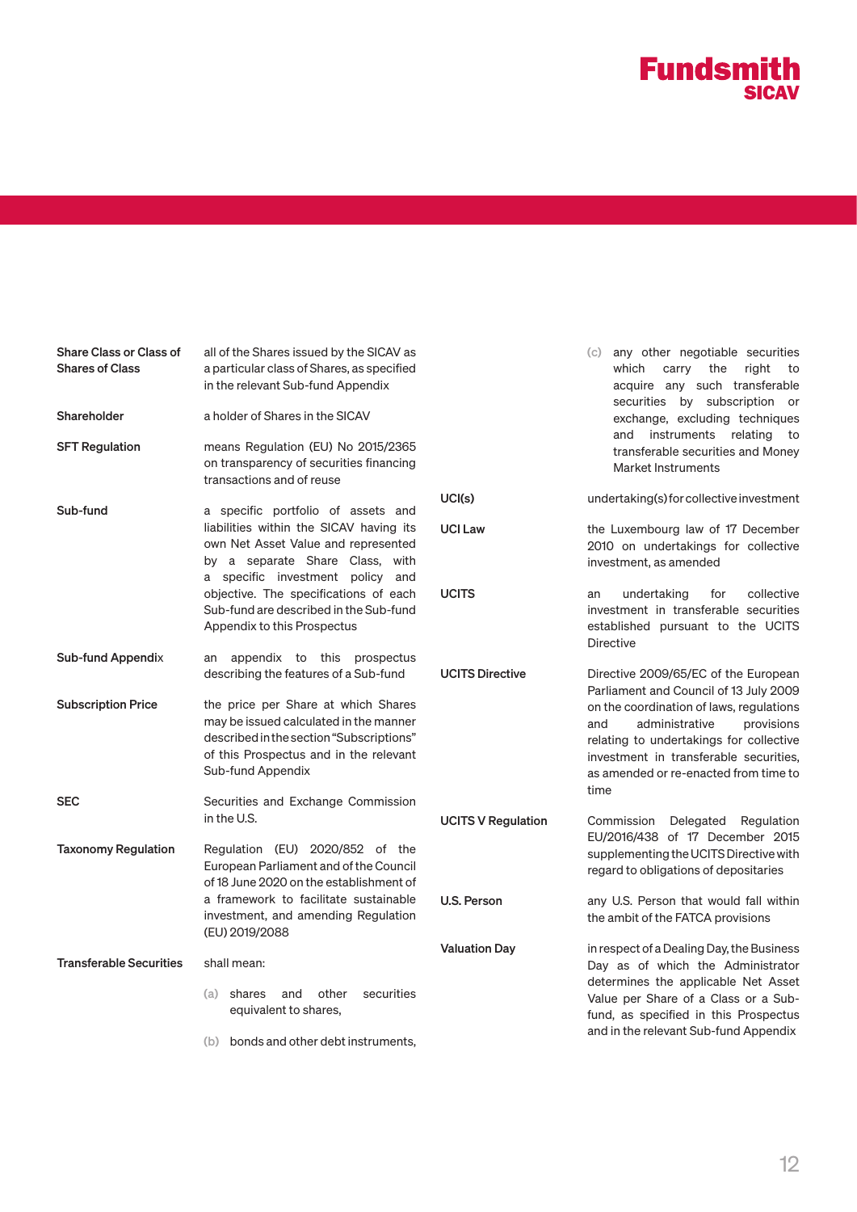| | |
|---|---|
| **Share Class or Class of Shares of Class** | all of the Shares issued by the SICAV as a particular class of Shares, as specified in the relevant Sub-fund Appendix |
| **Shareholder** | a holder of Shares in the SICAV |
| **SFT Regulation** | means Regulation (EU) No 2015/2365 on transparency of securities financing transactions and of reuse |
| **Sub-fund** | a specific portfolio of assets and liabilities within the SICAV having its own Net Asset Value and represented by a separate Share Class, with a specific investment policy and objective. The specifications of each Sub-fund are described in the Sub-fund Appendix to this Prospectus |
| **Sub-fund Appendix** | an appendix to this prospectus describing the features of a Sub-fund |
| **Subscription Price** | the price per Share at which Shares may be issued calculated in the manner described in the section "Subscriptions" of this Prospectus and in the relevant Sub-fund Appendix |
| **SEC** | Securities and Exchange Commission in the U.S. |
| **Taxonomy Regulation** | Regulation (EU) 2020/852 of the European Parliament and of the Council of 18 June 2020 on the establishment of a framework to facilitate sustainable investment, and amending Regulation (EU) 2019/2088 |
| **Transferable Securities** | shall mean:<br>(a) shares and other securities equivalent to shares,<br>(b) bonds and other debt instruments,<br>(c) any other negotiable securities which carry the right to acquire any such transferable securities by subscription or exchange, excluding techniques and instruments relating to transferable securities and Money Market Instruments |
| **UCI(s)** | undertaking(s) for collective investment |
| **UCI Law** | the Luxembourg law of 17 December 2010 on undertakings for collective investment, as amended |
| **UCITS** | an undertaking for collective investment in transferable securities established pursuant to the UCITS Directive |
| **UCITS Directive** | Directive 2009/65/EC of the European Parliament and Council of 13 July 2009 on the coordination of laws, regulations and administrative provisions relating to undertakings for collective investment in transferable securities, as amended or re-enacted from time to time |
| **UCITS V Regulation** | Commission Delegated Regulation EU/2016/438 of 17 December 2015 supplementing the UCITS Directive with regard to obligations of depositaries |
| **U.S. Person** | any U.S. Person that would fall within the ambit of the FATCA provisions |
| **Valuation Day** | in respect of a Dealing Day, the Business Day as of which the Administrator determines the applicable Net Asset Value per Share of a Class or a Sub-fund, as specified in this Prospectus and in the relevant Sub-fund Appendix |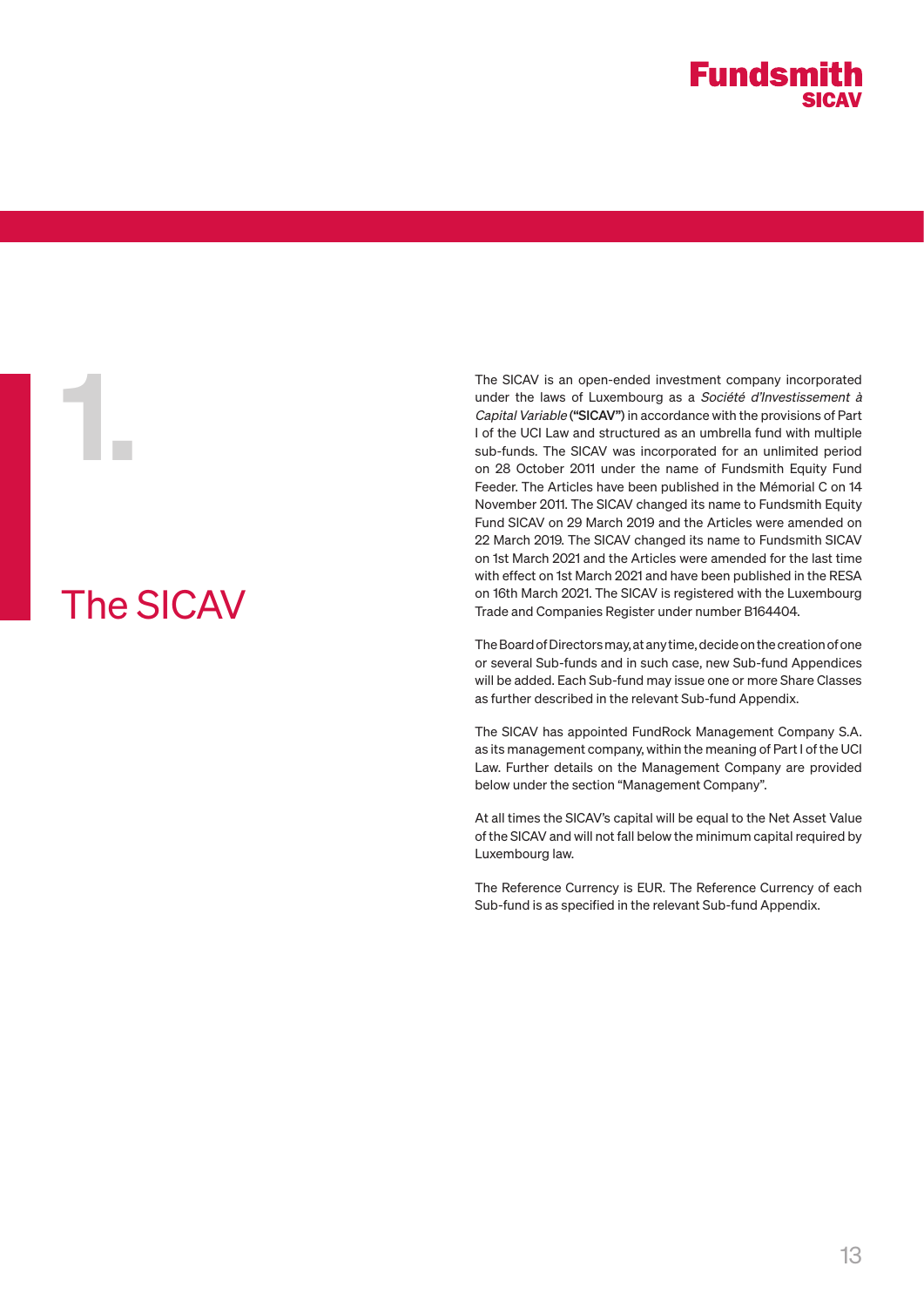# 1. The SICAV

The SICAV is an open-ended investment company incorporated under the laws of Luxembourg as a *Société d'Investissement à Capital Variable* (**"SICAV"**) in accordance with the provisions of Part I of the UCI Law and structured as an umbrella fund with multiple sub-funds. The SICAV was incorporated for an unlimited period on 28 October 2011 under the name of Fundsmith Equity Fund Feeder. The Articles have been published in the Mémorial C on 14 November 2011. The SICAV changed its name to Fundsmith Equity Fund SICAV on 29 March 2019 and the Articles were amended on 22 March 2019. The SICAV changed its name to Fundsmith SICAV on 1st March 2021 and the Articles were amended for the last time with effect on 1st March 2021 and have been published in the RESA on 16th March 2021. The SICAV is registered with the Luxembourg Trade and Companies Register under number B164404.

The Board of Directors may, at any time, decide on the creation of one or several Sub-funds and in such case, new Sub-fund Appendices will be added. Each Sub-fund may issue one or more Share Classes as further described in the relevant Sub-fund Appendix.

The SICAV has appointed FundRock Management Company S.A. as its management company, within the meaning of Part I of the UCI Law. Further details on the Management Company are provided below under the section "Management Company".

At all times the SICAV's capital will be equal to the Net Asset Value of the SICAV and will not fall below the minimum capital required by Luxembourg law.

The Reference Currency is EUR. The Reference Currency of each Sub-fund is as specified in the relevant Sub-fund Appendix.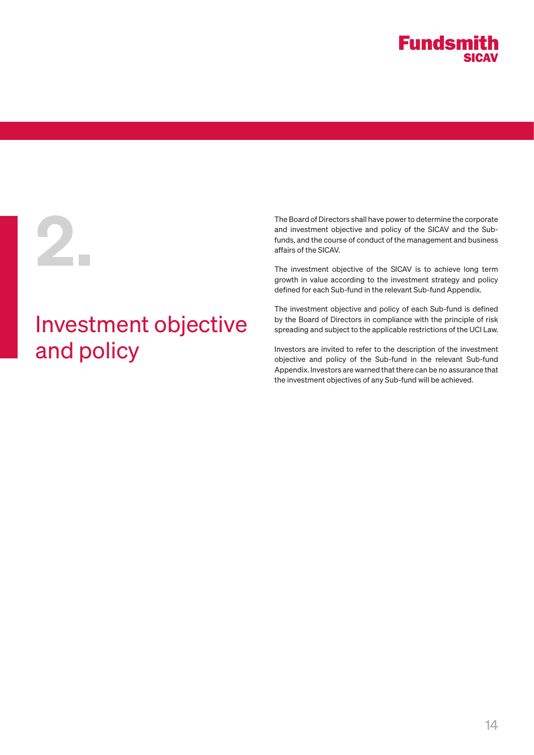# 2. Investment objective and policy

The Board of Directors shall have power to determine the corporate and investment objective and policy of the SICAV and the Sub-funds, and the course of conduct of the management and business affairs of the SICAV.

The investment objective of the SICAV is to achieve long term growth in value according to the investment strategy and policy defined for each Sub-fund in the relevant Sub-fund Appendix.

The investment objective and policy of each Sub-fund is defined by the Board of Directors in compliance with the principle of risk spreading and subject to the applicable restrictions of the UCI Law.

Investors are invited to refer to the description of the investment objective and policy of the Sub-fund in the relevant Sub-fund Appendix. Investors are warned that there can be no assurance that the investment objectives of any Sub-fund will be achieved.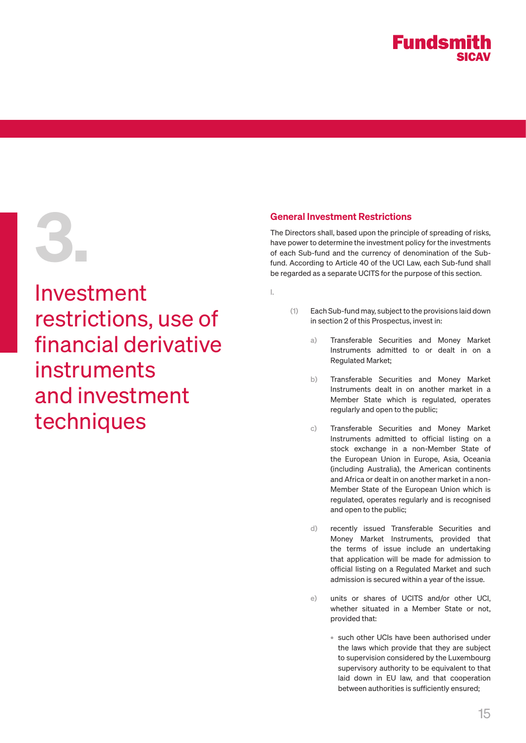# 3. Investment restrictions, use of financial derivative instruments and investment techniques

## General Investment Restrictions

The Directors shall, based upon the principle of spreading of risks, have power to determine the investment policy for the investments of each Sub-fund and the currency of denomination of the Sub-fund. According to Article 40 of the UCI Law, each Sub-fund shall be regarded as a separate UCITS for the purpose of this section.

I.

(1) Each Sub-fund may, subject to the provisions laid down in section 2 of this Prospectus, invest in:

a) Transferable Securities and Money Market Instruments admitted to or dealt in on a Regulated Market;

b) Transferable Securities and Money Market Instruments dealt in on another market in a Member State which is regulated, operates regularly and open to the public;

c) Transferable Securities and Money Market Instruments admitted to official listing on a stock exchange in a non-Member State of the European Union in Europe, Asia, Oceania (including Australia), the American continents and Africa or dealt in on another market in a non-Member State of the European Union which is regulated, operates regularly and is recognised and open to the public;

d) recently issued Transferable Securities and Money Market Instruments, provided that the terms of issue include an undertaking that application will be made for admission to official listing on a Regulated Market and such admission is secured within a year of the issue.

e) units or shares of UCITS and/or other UCI, whether situated in a Member State or not, provided that:

- such other UCIs have been authorised under the laws which provide that they are subject to supervision considered by the Luxembourg supervisory authority to be equivalent to that laid down in EU law, and that cooperation between authorities is sufficiently ensured;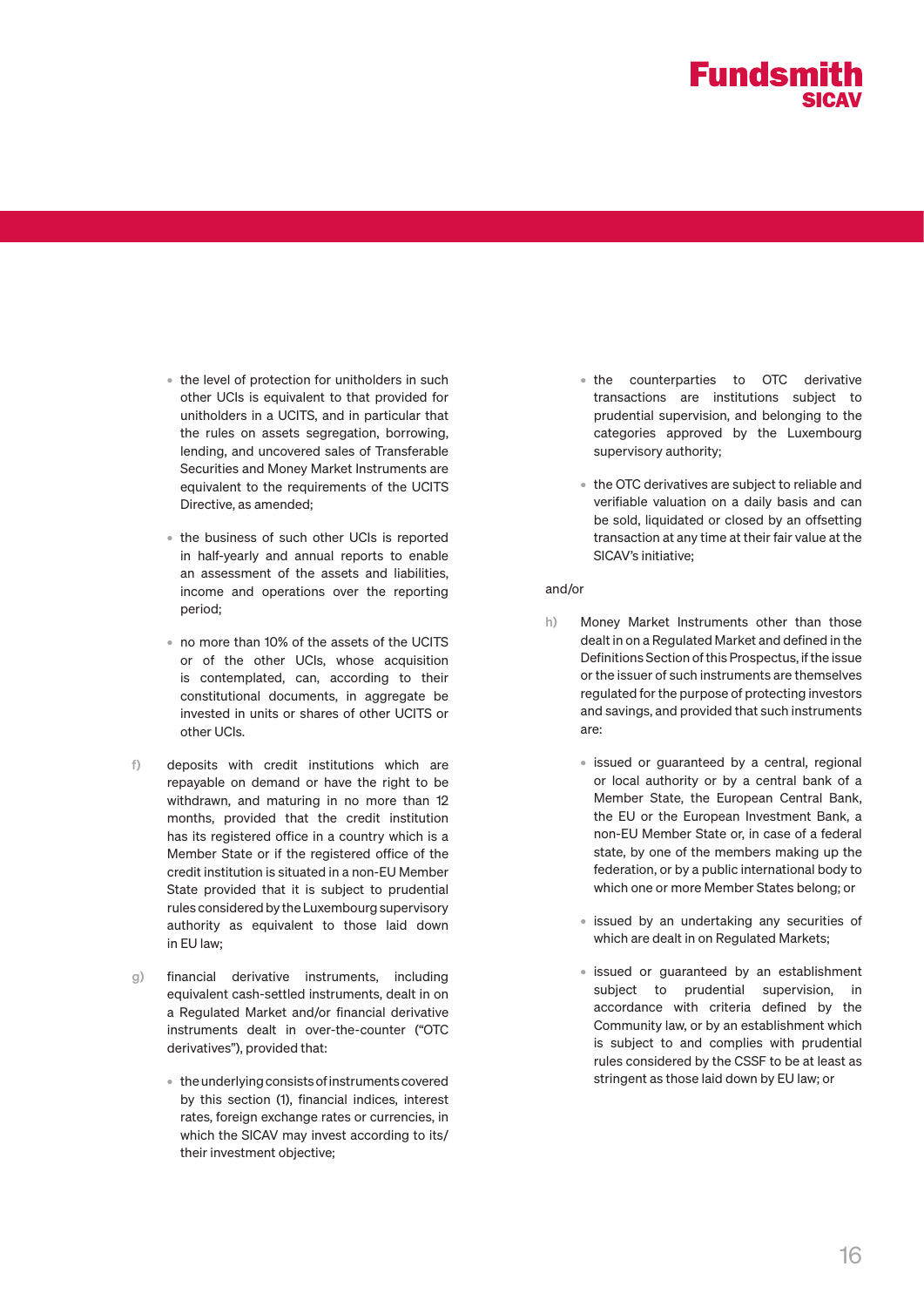- the level of protection for unitholders in such other UCIs is equivalent to that provided for unitholders in a UCITS, and in particular that the rules on assets segregation, borrowing, lending, and uncovered sales of Transferable Securities and Money Market Instruments are equivalent to the requirements of the UCITS Directive, as amended;
- the business of such other UCIs is reported in half-yearly and annual reports to enable an assessment of the assets and liabilities, income and operations over the reporting period;
- no more than 10% of the assets of the UCITS or of the other UCIs, whose acquisition is contemplated, can, according to their constitutional documents, in aggregate be invested in units or shares of other UCITS or other UCIs.

f) deposits with credit institutions which are repayable on demand or have the right to be withdrawn, and maturing in no more than 12 months, provided that the credit institution has its registered office in a country which is a Member State or if the registered office of the credit institution is situated in a non-EU Member State provided that it is subject to prudential rules considered by the Luxembourg supervisory authority as equivalent to those laid down in EU law;

g) financial derivative instruments, including equivalent cash-settled instruments, dealt in on a Regulated Market and/or financial derivative instruments dealt in over-the-counter ("OTC derivatives"), provided that:

- the underlying consists of instruments covered by this section (1), financial indices, interest rates, foreign exchange rates or currencies, in which the SICAV may invest according to its/their investment objective;
- the counterparties to OTC derivative transactions are institutions subject to prudential supervision, and belonging to the categories approved by the Luxembourg supervisory authority;
- the OTC derivatives are subject to reliable and verifiable valuation on a daily basis and can be sold, liquidated or closed by an offsetting transaction at any time at their fair value at the SICAV's initiative;

and/or

h) Money Market Instruments other than those dealt in on a Regulated Market and defined in the Definitions Section of this Prospectus, if the issue or the issuer of such instruments are themselves regulated for the purpose of protecting investors and savings, and provided that such instruments are:

- issued or guaranteed by a central, regional or local authority or by a central bank of a Member State, the European Central Bank, the EU or the European Investment Bank, a non-EU Member State or, in case of a federal state, by one of the members making up the federation, or by a public international body to which one or more Member States belong; or
- issued by an undertaking any securities of which are dealt in on Regulated Markets;
- issued or guaranteed by an establishment subject to prudential supervision, in accordance with criteria defined by the Community law, or by an establishment which is subject to and complies with prudential rules considered by the CSSF to be at least as stringent as those laid down by EU law; or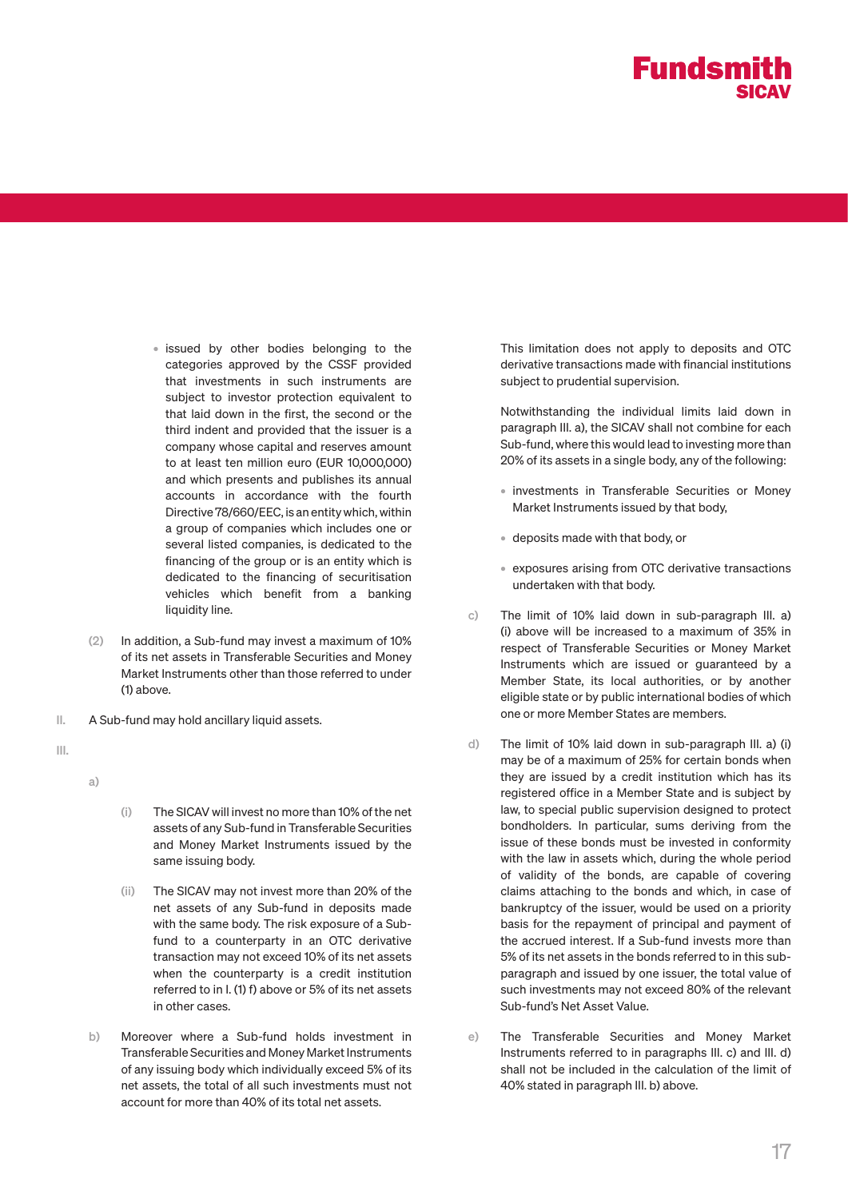- issued by other bodies belonging to the categories approved by the CSSF provided that investments in such instruments are subject to investor protection equivalent to that laid down in the first, the second or the third indent and provided that the issuer is a company whose capital and reserves amount to at least ten million euro (EUR 10,000,000) and which presents and publishes its annual accounts in accordance with the fourth Directive 78/660/EEC, is an entity which, within a group of companies which includes one or several listed companies, is dedicated to the financing of the group or is an entity which is dedicated to the financing of securitisation vehicles which benefit from a banking liquidity line.

(2) In addition, a Sub-fund may invest a maximum of 10% of its net assets in Transferable Securities and Money Market Instruments other than those referred to under (1) above.

II. A Sub-fund may hold ancillary liquid assets.

III.

a)

(i) The SICAV will invest no more than 10% of the net assets of any Sub-fund in Transferable Securities and Money Market Instruments issued by the same issuing body.

(ii) The SICAV may not invest more than 20% of the net assets of any Sub-fund in deposits made with the same body. The risk exposure of a Sub-fund to a counterparty in an OTC derivative transaction may not exceed 10% of its net assets when the counterparty is a credit institution referred to in I. (1) f) above or 5% of its net assets in other cases.

b) Moreover where a Sub-fund holds investment in Transferable Securities and Money Market Instruments of any issuing body which individually exceed 5% of its net assets, the total of all such investments must not account for more than 40% of its total net assets.

This limitation does not apply to deposits and OTC derivative transactions made with financial institutions subject to prudential supervision.

Notwithstanding the individual limits laid down in paragraph III. a), the SICAV shall not combine for each Sub-fund, where this would lead to investing more than 20% of its assets in a single body, any of the following:

- investments in Transferable Securities or Money Market Instruments issued by that body,
- deposits made with that body, or
- exposures arising from OTC derivative transactions undertaken with that body.

c) The limit of 10% laid down in sub-paragraph III. a) (i) above will be increased to a maximum of 35% in respect of Transferable Securities or Money Market Instruments which are issued or guaranteed by a Member State, its local authorities, or by another eligible state or by public international bodies of which one or more Member States are members.

d) The limit of 10% laid down in sub-paragraph III. a) (i) may be of a maximum of 25% for certain bonds when they are issued by a credit institution which has its registered office in a Member State and is subject by law, to special public supervision designed to protect bondholders. In particular, sums deriving from the issue of these bonds must be invested in conformity with the law in assets which, during the whole period of validity of the bonds, are capable of covering claims attaching to the bonds and which, in case of bankruptcy of the issuer, would be used on a priority basis for the repayment of principal and payment of the accrued interest. If a Sub-fund invests more than 5% of its net assets in the bonds referred to in this sub-paragraph and issued by one issuer, the total value of such investments may not exceed 80% of the relevant Sub-fund's Net Asset Value.

e) The Transferable Securities and Money Market Instruments referred to in paragraphs III. c) and III. d) shall not be included in the calculation of the limit of 40% stated in paragraph III. b) above.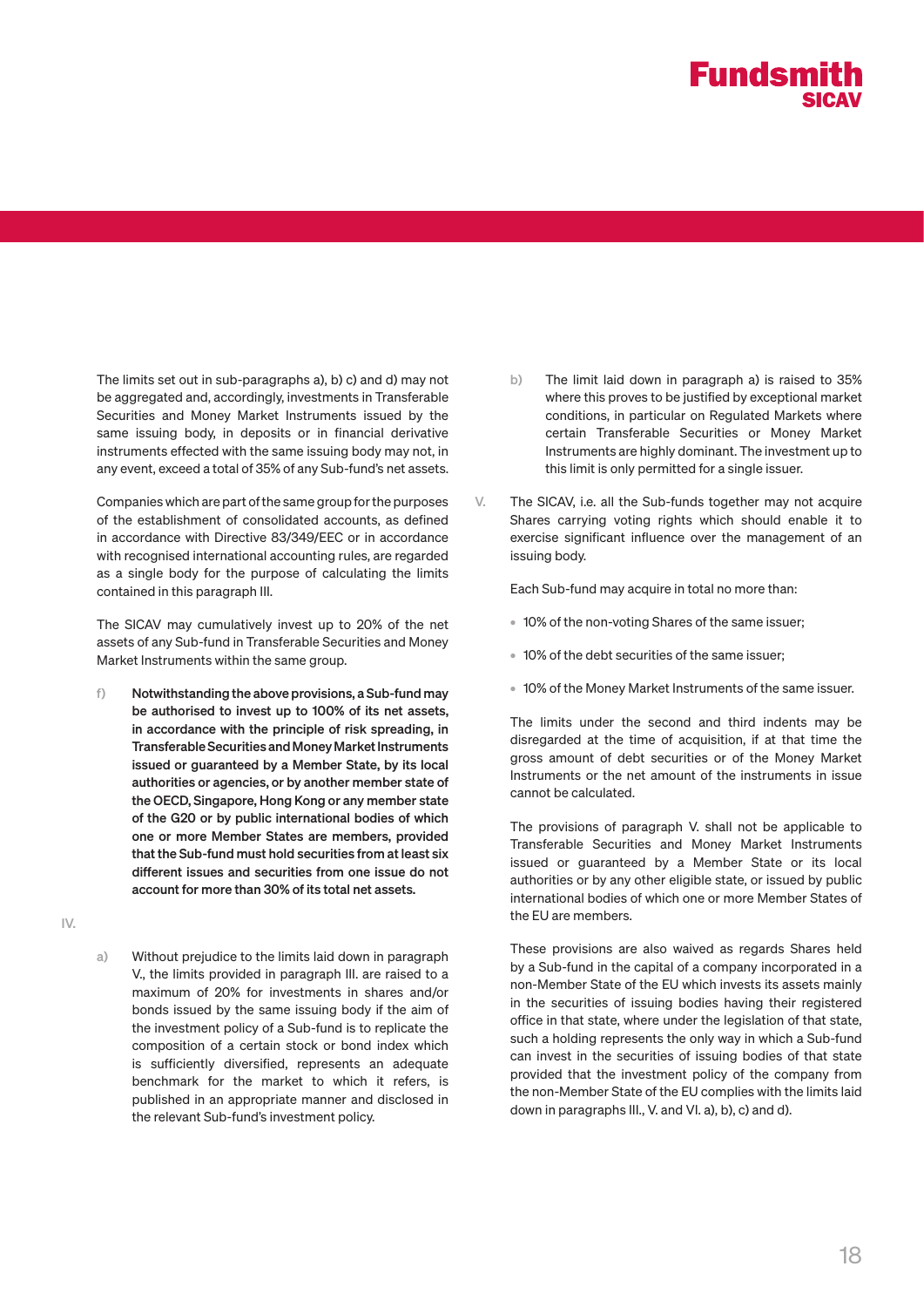The limits set out in sub-paragraphs a), b) c) and d) may not be aggregated and, accordingly, investments in Transferable Securities and Money Market Instruments issued by the same issuing body, in deposits or in financial derivative instruments effected with the same issuing body may not, in any event, exceed a total of 35% of any Sub-fund's net assets.

Companies which are part of the same group for the purposes of the establishment of consolidated accounts, as defined in accordance with Directive 83/349/EEC or in accordance with recognised international accounting rules, are regarded as a single body for the purpose of calculating the limits contained in this paragraph III.

The SICAV may cumulatively invest up to 20% of the net assets of any Sub-fund in Transferable Securities and Money Market Instruments within the same group.

f) **Notwithstanding the above provisions, a Sub-fund may be authorised to invest up to 100% of its net assets, in accordance with the principle of risk spreading, in Transferable Securities and Money Market Instruments issued or guaranteed by a Member State, by its local authorities or agencies, or by another member state of the OECD, Singapore, Hong Kong or any member state of the G20 or by public international bodies of which one or more Member States are members, provided that the Sub-fund must hold securities from at least six different issues and securities from one issue do not account for more than 30% of its total net assets.**

IV.

a) Without prejudice to the limits laid down in paragraph V., the limits provided in paragraph III. are raised to a maximum of 20% for investments in shares and/or bonds issued by the same issuing body if the aim of the investment policy of a Sub-fund is to replicate the composition of a certain stock or bond index which is sufficiently diversified, represents an adequate benchmark for the market to which it refers, is published in an appropriate manner and disclosed in the relevant Sub-fund's investment policy.

b) The limit laid down in paragraph a) is raised to 35% where this proves to be justified by exceptional market conditions, in particular on Regulated Markets where certain Transferable Securities or Money Market Instruments are highly dominant. The investment up to this limit is only permitted for a single issuer.

V. The SICAV, i.e. all the Sub-funds together may not acquire Shares carrying voting rights which should enable it to exercise significant influence over the management of an issuing body.

Each Sub-fund may acquire in total no more than:

- 10% of the non-voting Shares of the same issuer;
- 10% of the debt securities of the same issuer;
- 10% of the Money Market Instruments of the same issuer.

The limits under the second and third indents may be disregarded at the time of acquisition, if at that time the gross amount of debt securities or of the Money Market Instruments or the net amount of the instruments in issue cannot be calculated.

The provisions of paragraph V. shall not be applicable to Transferable Securities and Money Market Instruments issued or guaranteed by a Member State or its local authorities or by any other eligible state, or issued by public international bodies of which one or more Member States of the EU are members.

These provisions are also waived as regards Shares held by a Sub-fund in the capital of a company incorporated in a non-Member State of the EU which invests its assets mainly in the securities of issuing bodies having their registered office in that state, where under the legislation of that state, such a holding represents the only way in which a Sub-fund can invest in the securities of issuing bodies of that state provided that the investment policy of the company from the non-Member State of the EU complies with the limits laid down in paragraphs III., V. and VI. a), b), c) and d).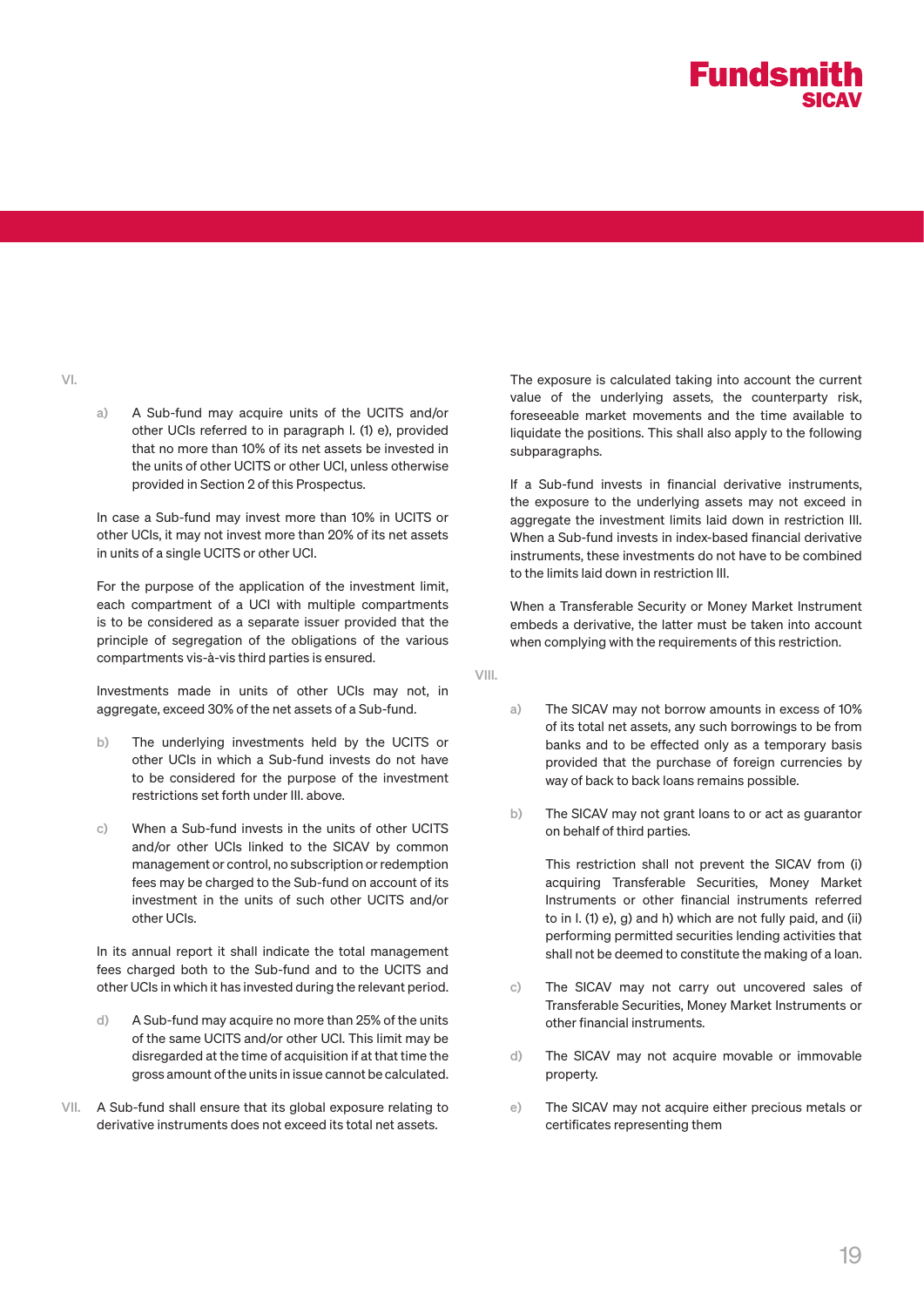VI.

a) A Sub-fund may acquire units of the UCITS and/or other UCIs referred to in paragraph I. (1) e), provided that no more than 10% of its net assets be invested in the units of other UCITS or other UCI, unless otherwise provided in Section 2 of this Prospectus.

In case a Sub-fund may invest more than 10% in UCITS or other UCIs, it may not invest more than 20% of its net assets in units of a single UCITS or other UCI.

For the purpose of the application of the investment limit, each compartment of a UCI with multiple compartments is to be considered as a separate issuer provided that the principle of segregation of the obligations of the various compartments vis-à-vis third parties is ensured.

Investments made in units of other UCIs may not, in aggregate, exceed 30% of the net assets of a Sub-fund.

b) The underlying investments held by the UCITS or other UCIs in which a Sub-fund invests do not have to be considered for the purpose of the investment restrictions set forth under III. above.

c) When a Sub-fund invests in the units of other UCITS and/or other UCIs linked to the SICAV by common management or control, no subscription or redemption fees may be charged to the Sub-fund on account of its investment in the units of such other UCITS and/or other UCIs.

In its annual report it shall indicate the total management fees charged both to the Sub-fund and to the UCITS and other UCIs in which it has invested during the relevant period.

d) A Sub-fund may acquire no more than 25% of the units of the same UCITS and/or other UCI. This limit may be disregarded at the time of acquisition if at that time the gross amount of the units in issue cannot be calculated.

VII. A Sub-fund shall ensure that its global exposure relating to derivative instruments does not exceed its total net assets.

The exposure is calculated taking into account the current value of the underlying assets, the counterparty risk, foreseeable market movements and the time available to liquidate the positions. This shall also apply to the following subparagraphs.

If a Sub-fund invests in financial derivative instruments, the exposure to the underlying assets may not exceed in aggregate the investment limits laid down in restriction III. When a Sub-fund invests in index-based financial derivative instruments, these investments do not have to be combined to the limits laid down in restriction III.

When a Transferable Security or Money Market Instrument embeds a derivative, the latter must be taken into account when complying with the requirements of this restriction.

VIII.

a) The SICAV may not borrow amounts in excess of 10% of its total net assets, any such borrowings to be from banks and to be effected only as a temporary basis provided that the purchase of foreign currencies by way of back to back loans remains possible.

b) The SICAV may not grant loans to or act as guarantor on behalf of third parties.

This restriction shall not prevent the SICAV from (i) acquiring Transferable Securities, Money Market Instruments or other financial instruments referred to in I. (1) e), g) and h) which are not fully paid, and (ii) performing permitted securities lending activities that shall not be deemed to constitute the making of a loan.

c) The SICAV may not carry out uncovered sales of Transferable Securities, Money Market Instruments or other financial instruments.

d) The SICAV may not acquire movable or immovable property.

e) The SICAV may not acquire either precious metals or certificates representing them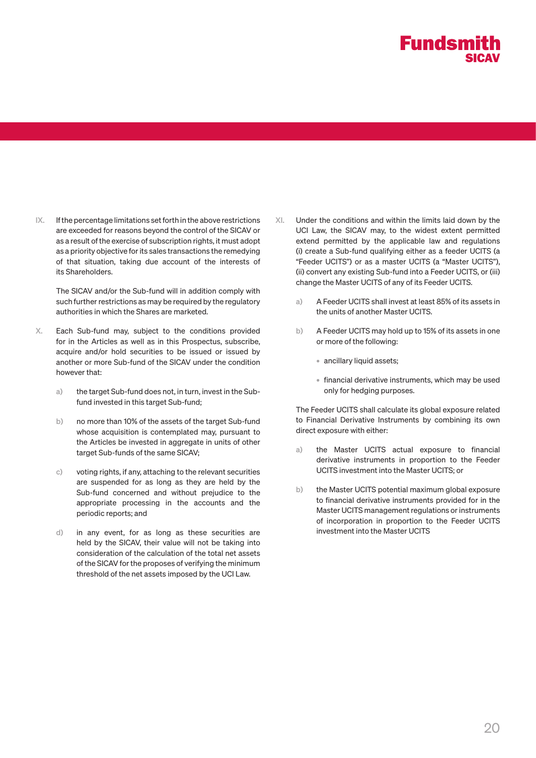IX. If the percentage limitations set forth in the above restrictions are exceeded for reasons beyond the control of the SICAV or as a result of the exercise of subscription rights, it must adopt as a priority objective for its sales transactions the remedying of that situation, taking due account of the interests of its Shareholders.

The SICAV and/or the Sub-fund will in addition comply with such further restrictions as may be required by the regulatory authorities in which the Shares are marketed.

X. Each Sub-fund may, subject to the conditions provided for in the Articles as well as in this Prospectus, subscribe, acquire and/or hold securities to be issued or issued by another or more Sub-fund of the SICAV under the condition however that:

a) the target Sub-fund does not, in turn, invest in the Sub-fund invested in this target Sub-fund;

b) no more than 10% of the assets of the target Sub-fund whose acquisition is contemplated may, pursuant to the Articles be invested in aggregate in units of other target Sub-funds of the same SICAV;

c) voting rights, if any, attaching to the relevant securities are suspended for as long as they are held by the Sub-fund concerned and without prejudice to the appropriate processing in the accounts and the periodic reports; and

d) in any event, for as long as these securities are held by the SICAV, their value will not be taking into consideration of the calculation of the total net assets of the SICAV for the proposes of verifying the minimum threshold of the net assets imposed by the UCI Law.

XI. Under the conditions and within the limits laid down by the UCI Law, the SICAV may, to the widest extent permitted extend permitted by the applicable law and regulations (i) create a Sub-fund qualifying either as a feeder UCITS (a "Feeder UCITS") or as a master UCITS (a "Master UCITS"), (ii) convert any existing Sub-fund into a Feeder UCITS, or (iii) change the Master UCITS of any of its Feeder UCITS.

a) A Feeder UCITS shall invest at least 85% of its assets in the units of another Master UCITS.

b) A Feeder UCITS may hold up to 15% of its assets in one or more of the following:

- ancillary liquid assets;
- financial derivative instruments, which may be used only for hedging purposes.

The Feeder UCITS shall calculate its global exposure related to Financial Derivative Instruments by combining its own direct exposure with either:

a) the Master UCITS actual exposure to financial derivative instruments in proportion to the Feeder UCITS investment into the Master UCITS; or

b) the Master UCITS potential maximum global exposure to financial derivative instruments provided for in the Master UCITS management regulations or instruments of incorporation in proportion to the Feeder UCITS investment into the Master UCITS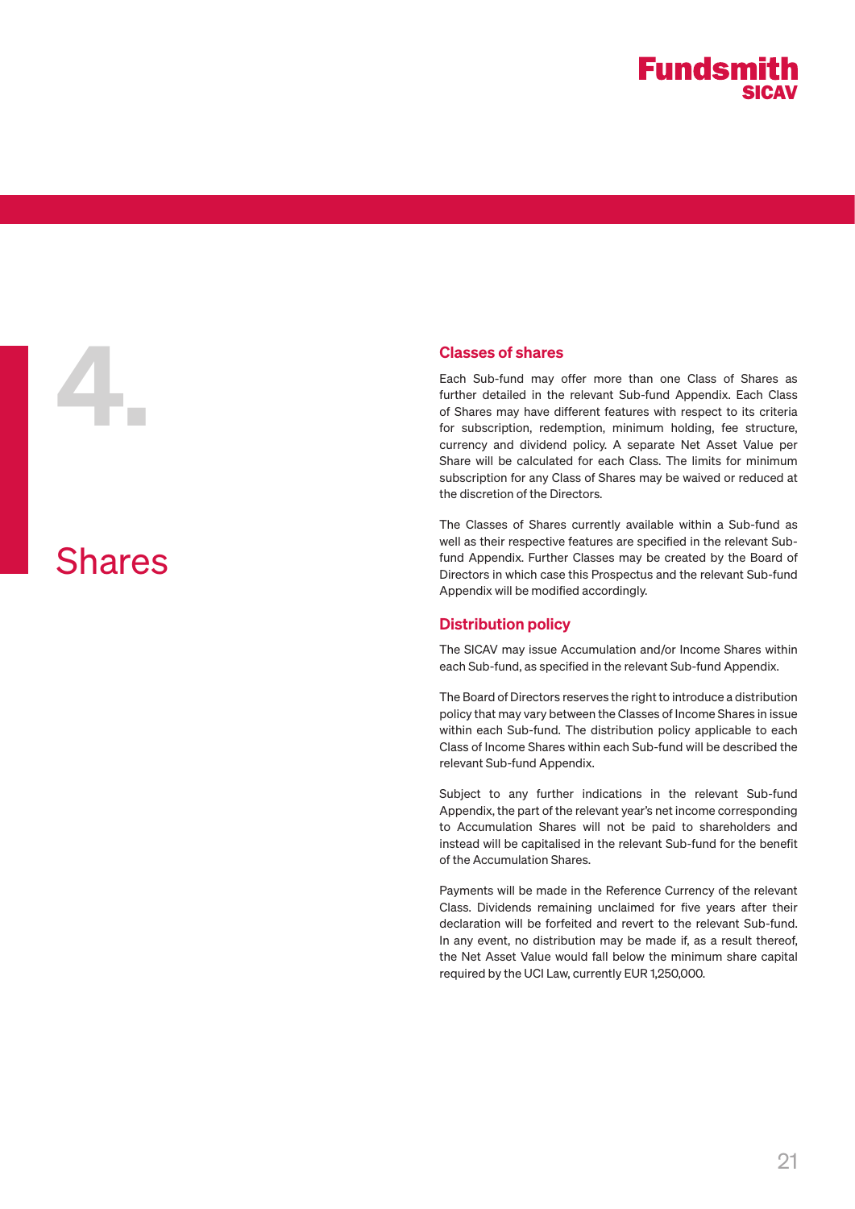# 4. Shares

## Classes of shares

Each Sub-fund may offer more than one Class of Shares as further detailed in the relevant Sub-fund Appendix. Each Class of Shares may have different features with respect to its criteria for subscription, redemption, minimum holding, fee structure, currency and dividend policy. A separate Net Asset Value per Share will be calculated for each Class. The limits for minimum subscription for any Class of Shares may be waived or reduced at the discretion of the Directors.

The Classes of Shares currently available within a Sub-fund as well as their respective features are specified in the relevant Sub-fund Appendix. Further Classes may be created by the Board of Directors in which case this Prospectus and the relevant Sub-fund Appendix will be modified accordingly.

## Distribution policy

The SICAV may issue Accumulation and/or Income Shares within each Sub-fund, as specified in the relevant Sub-fund Appendix.

The Board of Directors reserves the right to introduce a distribution policy that may vary between the Classes of Income Shares in issue within each Sub-fund. The distribution policy applicable to each Class of Income Shares within each Sub-fund will be described the relevant Sub-fund Appendix.

Subject to any further indications in the relevant Sub-fund Appendix, the part of the relevant year's net income corresponding to Accumulation Shares will not be paid to shareholders and instead will be capitalised in the relevant Sub-fund for the benefit of the Accumulation Shares.

Payments will be made in the Reference Currency of the relevant Class. Dividends remaining unclaimed for five years after their declaration will be forfeited and revert to the relevant Sub-fund. In any event, no distribution may be made if, as a result thereof, the Net Asset Value would fall below the minimum share capital required by the UCI Law, currently EUR 1,250,000.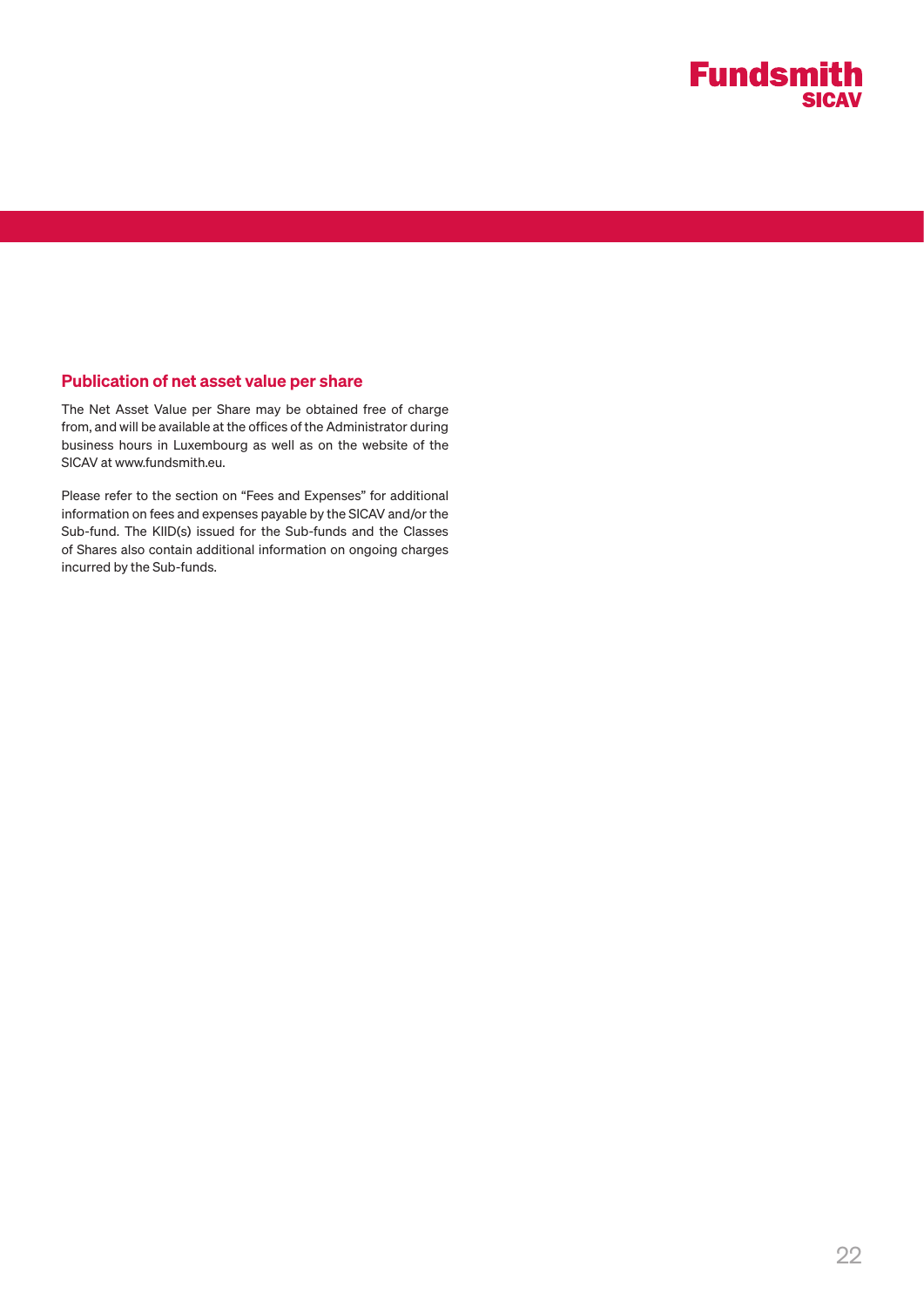## Publication of net asset value per share

The Net Asset Value per Share may be obtained free of charge from, and will be available at the offices of the Administrator during business hours in Luxembourg as well as on the website of the SICAV at www.fundsmith.eu.

Please refer to the section on "Fees and Expenses" for additional information on fees and expenses payable by the SICAV and/or the Sub-fund. The KIID(s) issued for the Sub-funds and the Classes of Shares also contain additional information on ongoing charges incurred by the Sub-funds.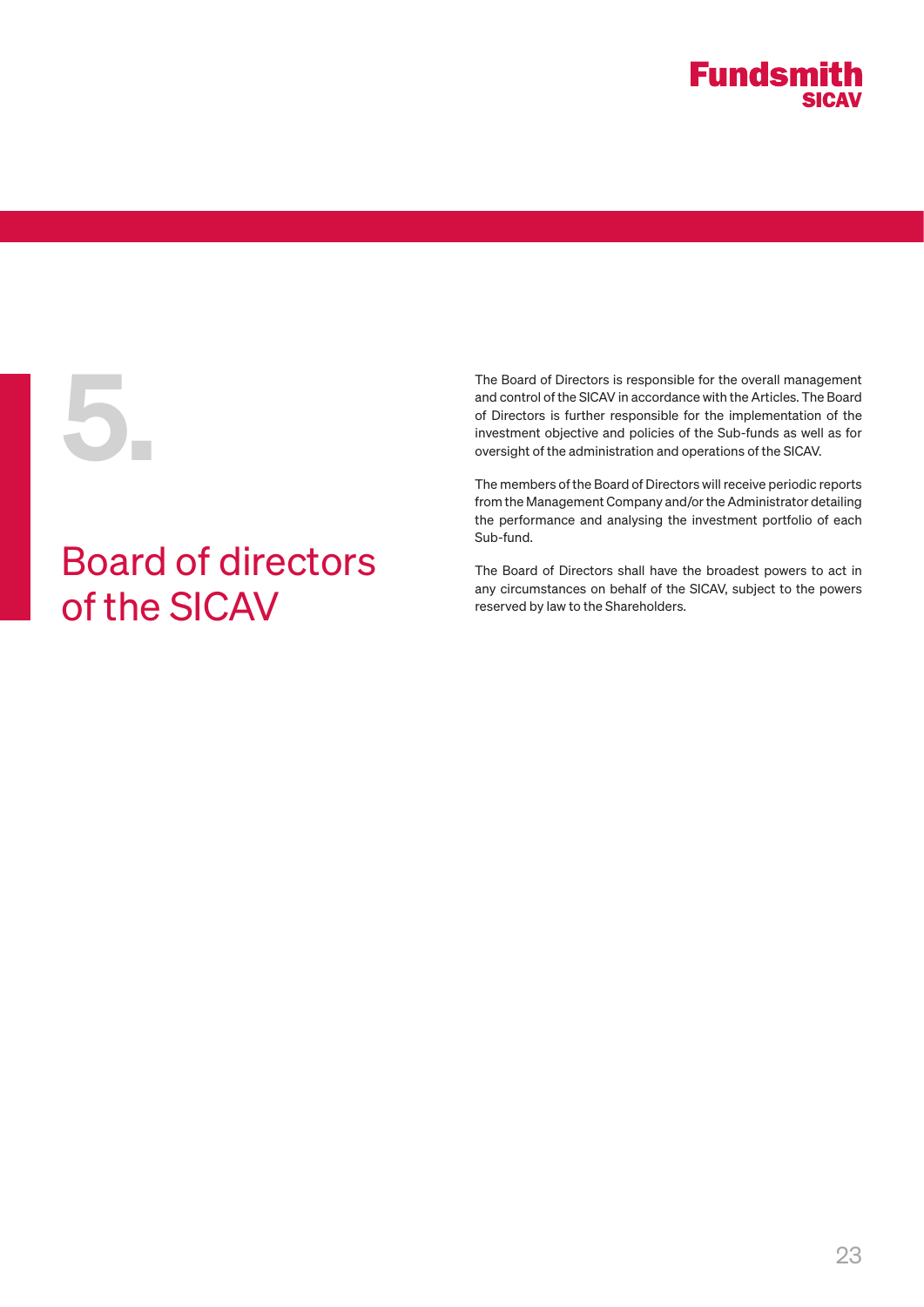# 5. Board of directors of the SICAV

The Board of Directors is responsible for the overall management and control of the SICAV in accordance with the Articles. The Board of Directors is further responsible for the implementation of the investment objective and policies of the Sub-funds as well as for oversight of the administration and operations of the SICAV.

The members of the Board of Directors will receive periodic reports from the Management Company and/or the Administrator detailing the performance and analysing the investment portfolio of each Sub-fund.

The Board of Directors shall have the broadest powers to act in any circumstances on behalf of the SICAV, subject to the powers reserved by law to the Shareholders.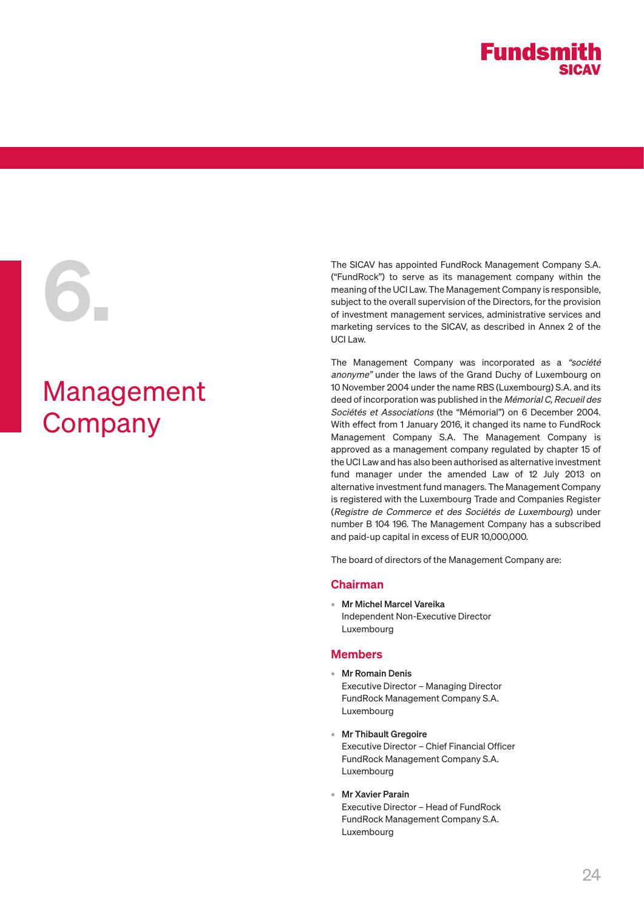# 6. Management Company

The SICAV has appointed FundRock Management Company S.A. ("FundRock") to serve as its management company within the meaning of the UCI Law. The Management Company is responsible, subject to the overall supervision of the Directors, for the provision of investment management services, administrative services and marketing services to the SICAV, as described in Annex 2 of the UCI Law.

The Management Company was incorporated as a *"société anonyme"* under the laws of the Grand Duchy of Luxembourg on 10 November 2004 under the name RBS (Luxembourg) S.A. and its deed of incorporation was published in the *Mémorial C, Recueil des Sociétés et Associations* (the "Mémorial") on 6 December 2004. With effect from 1 January 2016, it changed its name to FundRock Management Company S.A. The Management Company is approved as a management company regulated by chapter 15 of the UCI Law and has also been authorised as alternative investment fund manager under the amended Law of 12 July 2013 on alternative investment fund managers. The Management Company is registered with the Luxembourg Trade and Companies Register (*Registre de Commerce et des Sociétés de Luxembourg*) under number B 104 196. The Management Company has a subscribed and paid-up capital in excess of EUR 10,000,000.

The board of directors of the Management Company are:

## Chairman

- **Mr Michel Marcel Vareika**
  Independent Non-Executive Director
  Luxembourg

## Members

- **Mr Romain Denis**
  Executive Director – Managing Director
  FundRock Management Company S.A.
  Luxembourg

- **Mr Thibault Gregoire**
  Executive Director – Chief Financial Officer
  FundRock Management Company S.A.
  Luxembourg

- **Mr Xavier Parain**
  Executive Director – Head of FundRock
  FundRock Management Company S.A.
  Luxembourg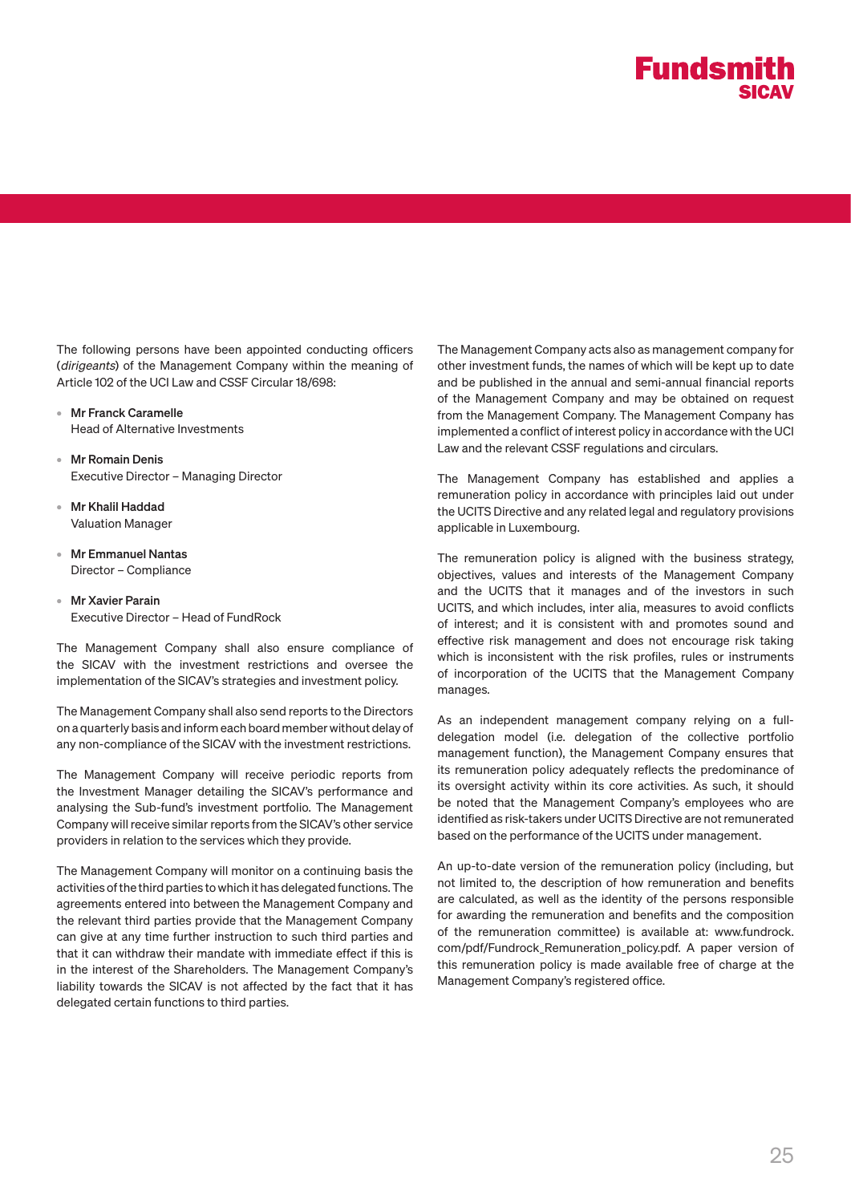The following persons have been appointed conducting officers (*dirigeants*) of the Management Company within the meaning of Article 102 of the UCI Law and CSSF Circular 18/698:

- **Mr Franck Caramelle**
  Head of Alternative Investments
- **Mr Romain Denis**
  Executive Director – Managing Director
- **Mr Khalil Haddad**
  Valuation Manager
- **Mr Emmanuel Nantas**
  Director – Compliance
- **Mr Xavier Parain**
  Executive Director – Head of FundRock

The Management Company shall also ensure compliance of the SICAV with the investment restrictions and oversee the implementation of the SICAV's strategies and investment policy.

The Management Company shall also send reports to the Directors on a quarterly basis and inform each board member without delay of any non-compliance of the SICAV with the investment restrictions.

The Management Company will receive periodic reports from the Investment Manager detailing the SICAV's performance and analysing the Sub-fund's investment portfolio. The Management Company will receive similar reports from the SICAV's other service providers in relation to the services which they provide.

The Management Company will monitor on a continuing basis the activities of the third parties to which it has delegated functions. The agreements entered into between the Management Company and the relevant third parties provide that the Management Company can give at any time further instruction to such third parties and that it can withdraw their mandate with immediate effect if this is in the interest of the Shareholders. The Management Company's liability towards the SICAV is not affected by the fact that it has delegated certain functions to third parties.

The Management Company acts also as management company for other investment funds, the names of which will be kept up to date and be published in the annual and semi-annual financial reports of the Management Company and may be obtained on request from the Management Company. The Management Company has implemented a conflict of interest policy in accordance with the UCI Law and the relevant CSSF regulations and circulars.

The Management Company has established and applies a remuneration policy in accordance with principles laid out under the UCITS Directive and any related legal and regulatory provisions applicable in Luxembourg.

The remuneration policy is aligned with the business strategy, objectives, values and interests of the Management Company and the UCITS that it manages and of the investors in such UCITS, and which includes, inter alia, measures to avoid conflicts of interest; and it is consistent with and promotes sound and effective risk management and does not encourage risk taking which is inconsistent with the risk profiles, rules or instruments of incorporation of the UCITS that the Management Company manages.

As an independent management company relying on a full-delegation model (i.e. delegation of the collective portfolio management function), the Management Company ensures that its remuneration policy adequately reflects the predominance of its oversight activity within its core activities. As such, it should be noted that the Management Company's employees who are identified as risk-takers under UCITS Directive are not remunerated based on the performance of the UCITS under management.

An up-to-date version of the remuneration policy (including, but not limited to, the description of how remuneration and benefits are calculated, as well as the identity of the persons responsible for awarding the remuneration and benefits and the composition of the remuneration committee) is available at: www.fundrock.com/pdf/Fundrock_Remuneration_policy.pdf. A paper version of this remuneration policy is made available free of charge at the Management Company's registered office.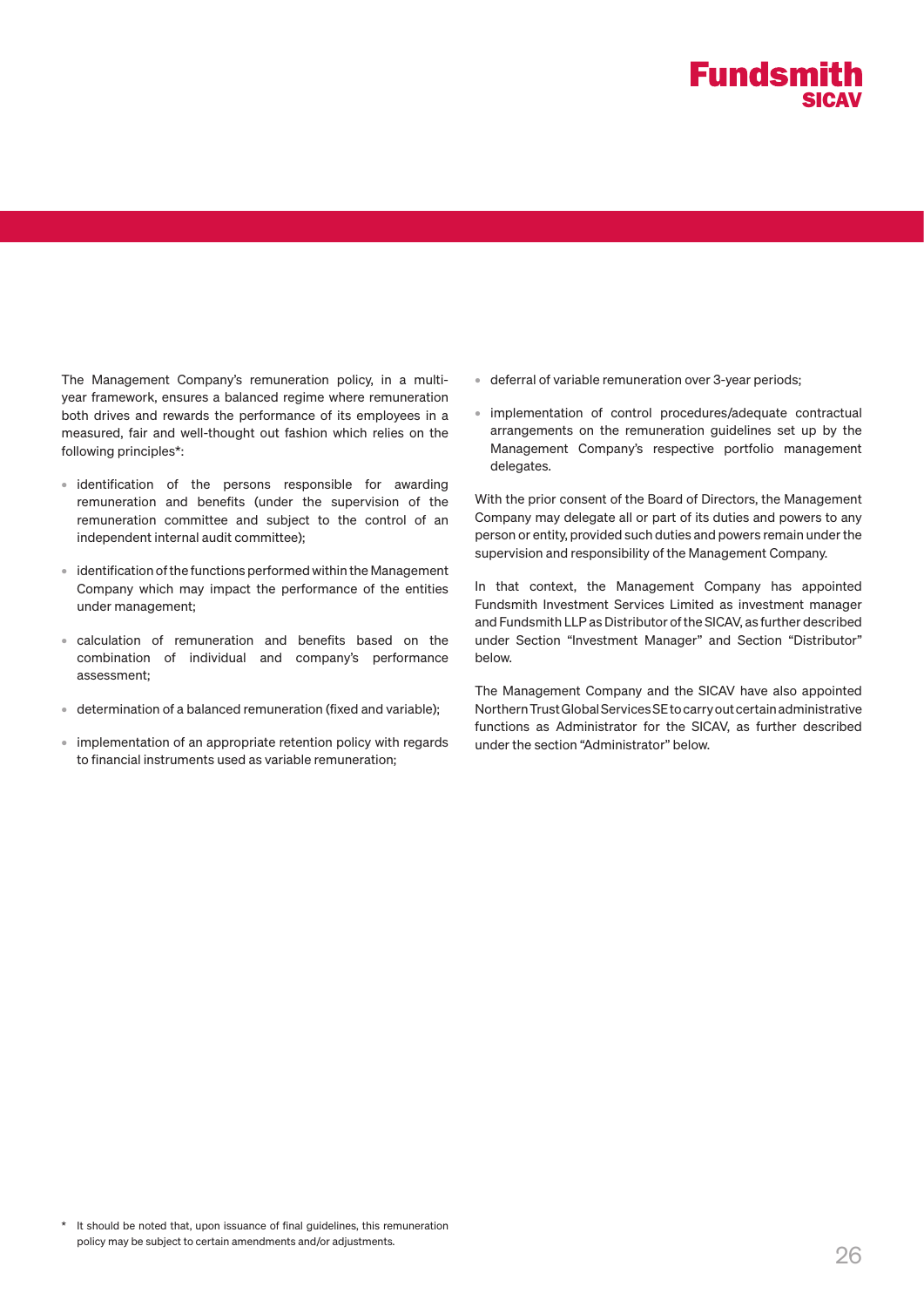The Management Company's remuneration policy, in a multi-year framework, ensures a balanced regime where remuneration both drives and rewards the performance of its employees in a measured, fair and well-thought out fashion which relies on the following principles*:

- identification of the persons responsible for awarding remuneration and benefits (under the supervision of the remuneration committee and subject to the control of an independent internal audit committee);
- identification of the functions performed within the Management Company which may impact the performance of the entities under management;
- calculation of remuneration and benefits based on the combination of individual and company's performance assessment;
- determination of a balanced remuneration (fixed and variable);
- implementation of an appropriate retention policy with regards to financial instruments used as variable remuneration;
- deferral of variable remuneration over 3-year periods;
- implementation of control procedures/adequate contractual arrangements on the remuneration guidelines set up by the Management Company's respective portfolio management delegates.

With the prior consent of the Board of Directors, the Management Company may delegate all or part of its duties and powers to any person or entity, provided such duties and powers remain under the supervision and responsibility of the Management Company.

In that context, the Management Company has appointed Fundsmith Investment Services Limited as investment manager and Fundsmith LLP as Distributor of the SICAV, as further described under Section "Investment Manager" and Section "Distributor" below.

The Management Company and the SICAV have also appointed Northern Trust Global Services SE to carry out certain administrative functions as Administrator for the SICAV, as further described under the section "Administrator" below.

\* It should be noted that, upon issuance of final guidelines, this remuneration policy may be subject to certain amendments and/or adjustments.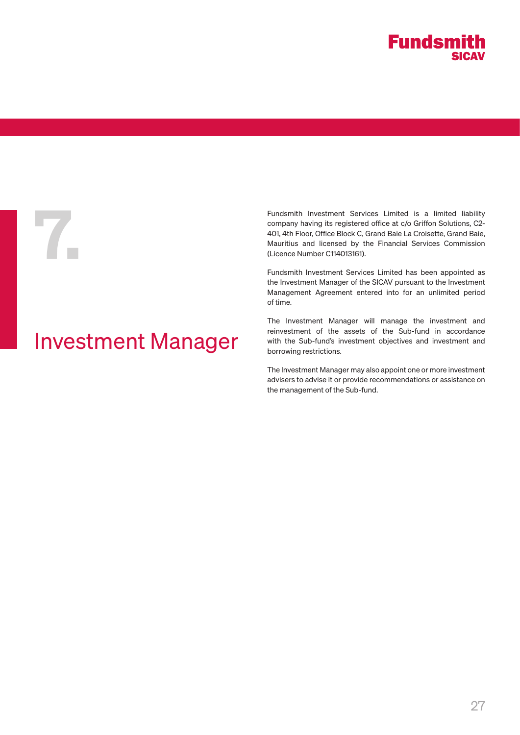# 7. Investment Manager

Fundsmith Investment Services Limited is a limited liability company having its registered office at c/o Griffon Solutions, C2-401, 4th Floor, Office Block C, Grand Baie La Croisette, Grand Baie, Mauritius and licensed by the Financial Services Commission (Licence Number C114013161).

Fundsmith Investment Services Limited has been appointed as the Investment Manager of the SICAV pursuant to the Investment Management Agreement entered into for an unlimited period of time.

The Investment Manager will manage the investment and reinvestment of the assets of the Sub-fund in accordance with the Sub-fund's investment objectives and investment and borrowing restrictions.

The Investment Manager may also appoint one or more investment advisers to advise it or provide recommendations or assistance on the management of the Sub-fund.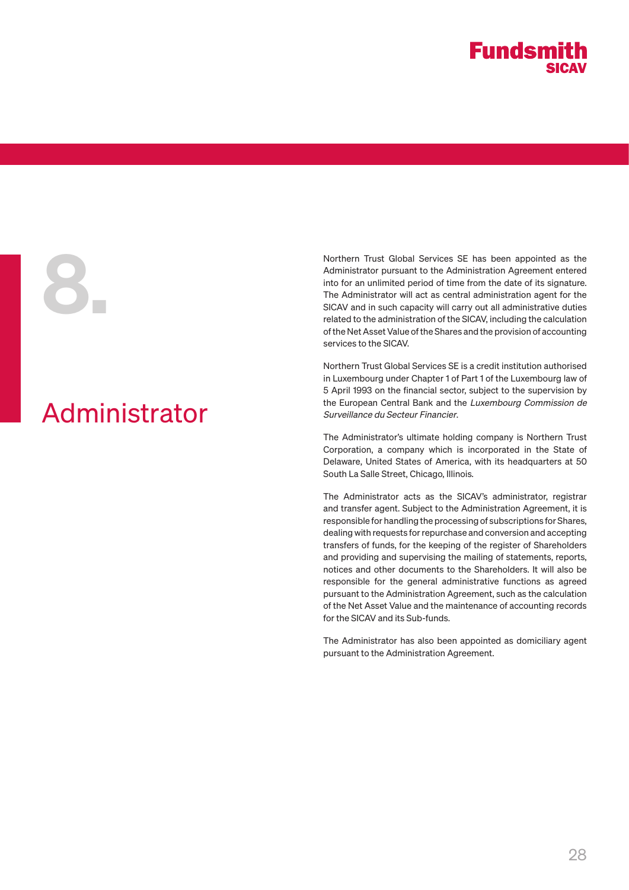# 8. Administrator

Northern Trust Global Services SE has been appointed as the Administrator pursuant to the Administration Agreement entered into for an unlimited period of time from the date of its signature. The Administrator will act as central administration agent for the SICAV and in such capacity will carry out all administrative duties related to the administration of the SICAV, including the calculation of the Net Asset Value of the Shares and the provision of accounting services to the SICAV.

Northern Trust Global Services SE is a credit institution authorised in Luxembourg under Chapter 1 of Part 1 of the Luxembourg law of 5 April 1993 on the financial sector, subject to the supervision by the European Central Bank and the *Luxembourg Commission de Surveillance du Secteur Financier*.

The Administrator's ultimate holding company is Northern Trust Corporation, a company which is incorporated in the State of Delaware, United States of America, with its headquarters at 50 South La Salle Street, Chicago, Illinois.

The Administrator acts as the SICAV's administrator, registrar and transfer agent. Subject to the Administration Agreement, it is responsible for handling the processing of subscriptions for Shares, dealing with requests for repurchase and conversion and accepting transfers of funds, for the keeping of the register of Shareholders and providing and supervising the mailing of statements, reports, notices and other documents to the Shareholders. It will also be responsible for the general administrative functions as agreed pursuant to the Administration Agreement, such as the calculation of the Net Asset Value and the maintenance of accounting records for the SICAV and its Sub-funds.

The Administrator has also been appointed as domiciliary agent pursuant to the Administration Agreement.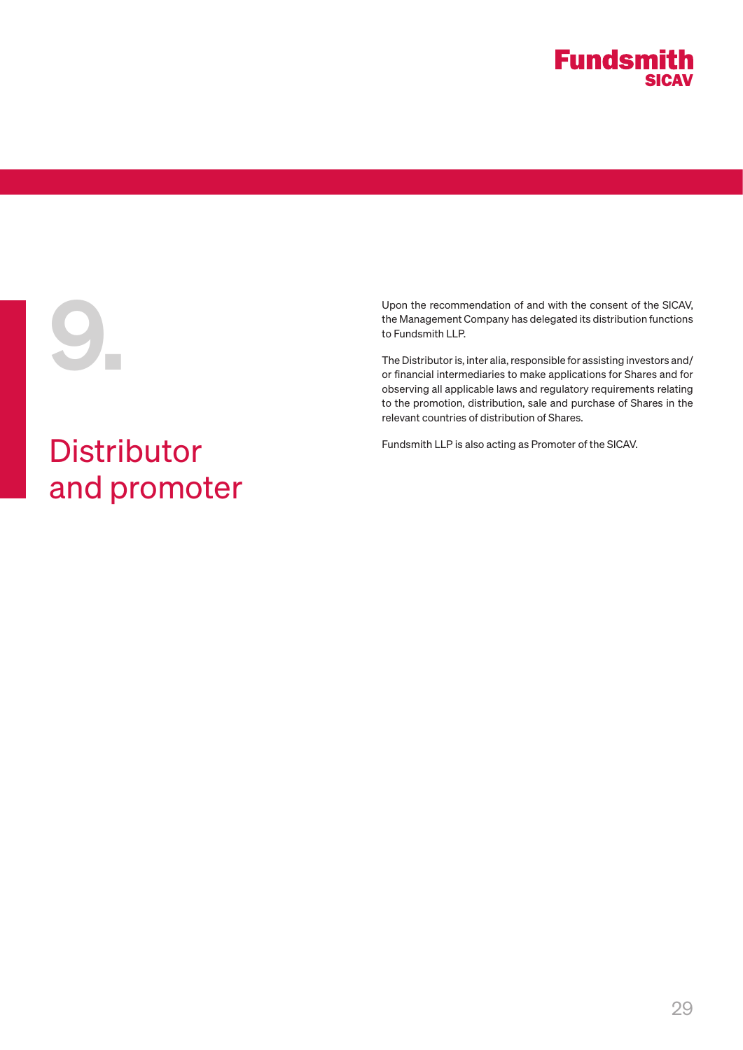# 9. Distributor and promoter

Upon the recommendation of and with the consent of the SICAV, the Management Company has delegated its distribution functions to Fundsmith LLP.

The Distributor is, inter alia, responsible for assisting investors and/or financial intermediaries to make applications for Shares and for observing all applicable laws and regulatory requirements relating to the promotion, distribution, sale and purchase of Shares in the relevant countries of distribution of Shares.

Fundsmith LLP is also acting as Promoter of the SICAV.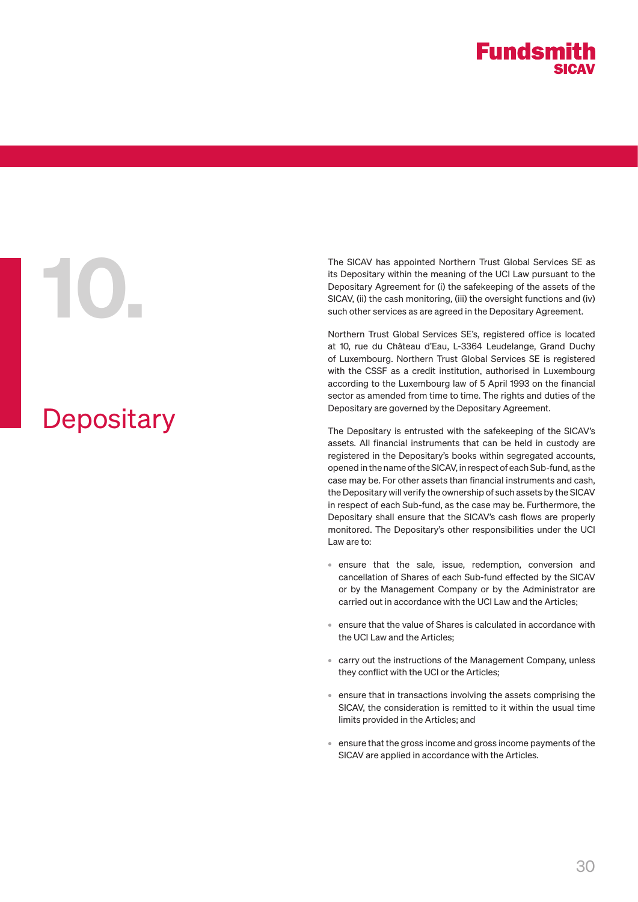# 10. Depositary

The SICAV has appointed Northern Trust Global Services SE as its Depositary within the meaning of the UCI Law pursuant to the Depositary Agreement for (i) the safekeeping of the assets of the SICAV, (ii) the cash monitoring, (iii) the oversight functions and (iv) such other services as are agreed in the Depositary Agreement.

Northern Trust Global Services SE's, registered office is located at 10, rue du Château d'Eau, L-3364 Leudelange, Grand Duchy of Luxembourg. Northern Trust Global Services SE is registered with the CSSF as a credit institution, authorised in Luxembourg according to the Luxembourg law of 5 April 1993 on the financial sector as amended from time to time. The rights and duties of the Depositary are governed by the Depositary Agreement.

The Depositary is entrusted with the safekeeping of the SICAV's assets. All financial instruments that can be held in custody are registered in the Depositary's books within segregated accounts, opened in the name of the SICAV, in respect of each Sub-fund, as the case may be. For other assets than financial instruments and cash, the Depositary will verify the ownership of such assets by the SICAV in respect of each Sub-fund, as the case may be. Furthermore, the Depositary shall ensure that the SICAV's cash flows are properly monitored. The Depositary's other responsibilities under the UCI Law are to:

- ensure that the sale, issue, redemption, conversion and cancellation of Shares of each Sub-fund effected by the SICAV or by the Management Company or by the Administrator are carried out in accordance with the UCI Law and the Articles;
- ensure that the value of Shares is calculated in accordance with the UCI Law and the Articles;
- carry out the instructions of the Management Company, unless they conflict with the UCI or the Articles;
- ensure that in transactions involving the assets comprising the SICAV, the consideration is remitted to it within the usual time limits provided in the Articles; and
- ensure that the gross income and gross income payments of the SICAV are applied in accordance with the Articles.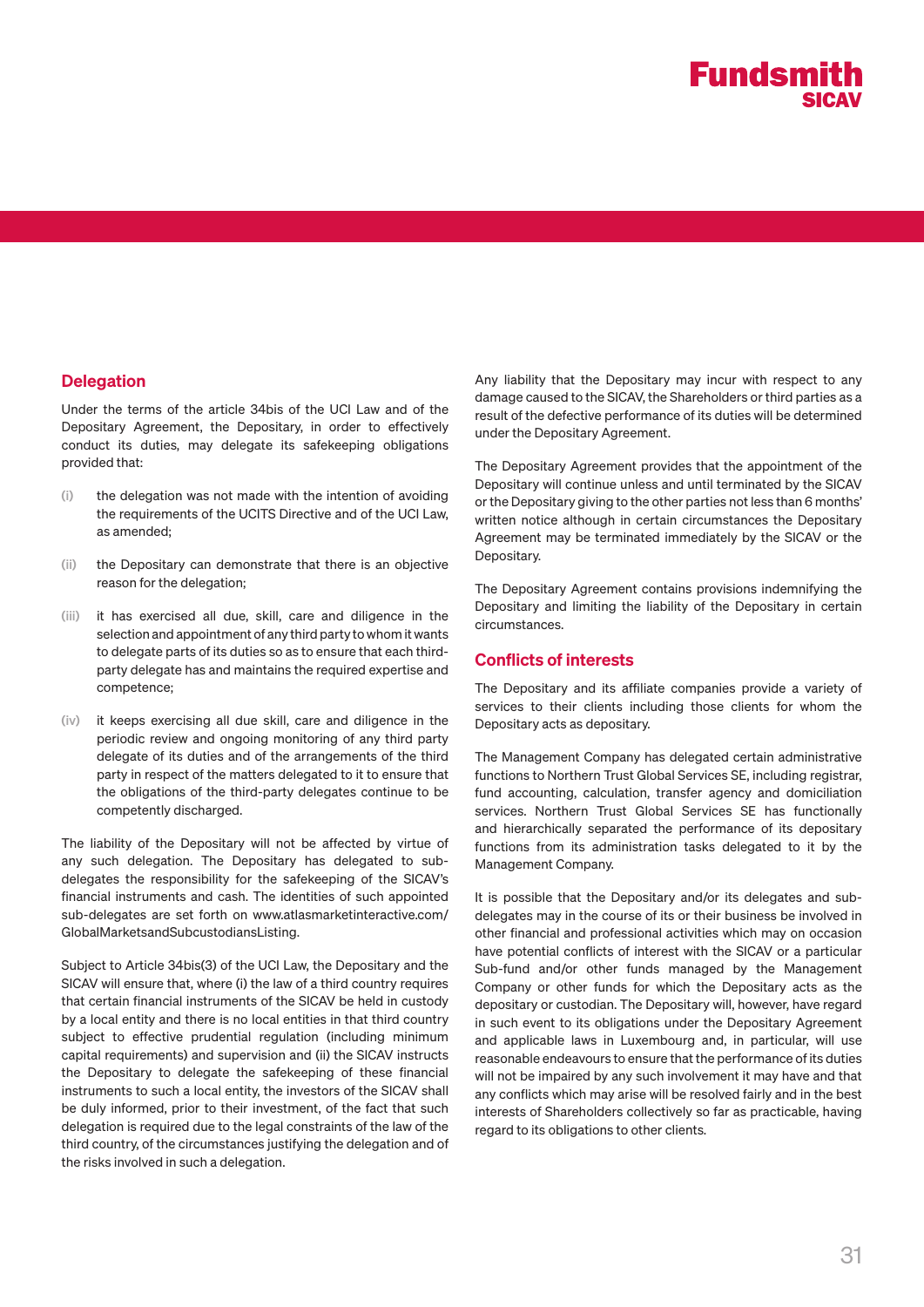## Delegation

Under the terms of the article 34bis of the UCI Law and of the Depositary Agreement, the Depositary, in order to effectively conduct its duties, may delegate its safekeeping obligations provided that:

(i) the delegation was not made with the intention of avoiding the requirements of the UCITS Directive and of the UCI Law, as amended;

(ii) the Depositary can demonstrate that there is an objective reason for the delegation;

(iii) it has exercised all due, skill, care and diligence in the selection and appointment of any third party to whom it wants to delegate parts of its duties so as to ensure that each third-party delegate has and maintains the required expertise and competence;

(iv) it keeps exercising all due skill, care and diligence in the periodic review and ongoing monitoring of any third party delegate of its duties and of the arrangements of the third party in respect of the matters delegated to it to ensure that the obligations of the third-party delegates continue to be competently discharged.

The liability of the Depositary will not be affected by virtue of any such delegation. The Depositary has delegated to sub-delegates the responsibility for the safekeeping of the SICAV's financial instruments and cash. The identities of such appointed sub-delegates are set forth on www.atlasmarketinteractive.com/GlobalMarketsandSubcustodiansListing.

Subject to Article 34bis(3) of the UCI Law, the Depositary and the SICAV will ensure that, where (i) the law of a third country requires that certain financial instruments of the SICAV be held in custody by a local entity and there is no local entities in that third country subject to effective prudential regulation (including minimum capital requirements) and supervision and (ii) the SICAV instructs the Depositary to delegate the safekeeping of these financial instruments to such a local entity, the investors of the SICAV shall be duly informed, prior to their investment, of the fact that such delegation is required due to the legal constraints of the law of the third country, of the circumstances justifying the delegation and of the risks involved in such a delegation.

Any liability that the Depositary may incur with respect to any damage caused to the SICAV, the Shareholders or third parties as a result of the defective performance of its duties will be determined under the Depositary Agreement.

The Depositary Agreement provides that the appointment of the Depositary will continue unless and until terminated by the SICAV or the Depositary giving to the other parties not less than 6 months' written notice although in certain circumstances the Depositary Agreement may be terminated immediately by the SICAV or the Depositary.

The Depositary Agreement contains provisions indemnifying the Depositary and limiting the liability of the Depositary in certain circumstances.

## Conflicts of interests

The Depositary and its affiliate companies provide a variety of services to their clients including those clients for whom the Depositary acts as depositary.

The Management Company has delegated certain administrative functions to Northern Trust Global Services SE, including registrar, fund accounting, calculation, transfer agency and domiciliation services. Northern Trust Global Services SE has functionally and hierarchically separated the performance of its depositary functions from its administration tasks delegated to it by the Management Company.

It is possible that the Depositary and/or its delegates and sub-delegates may in the course of its or their business be involved in other financial and professional activities which may on occasion have potential conflicts of interest with the SICAV or a particular Sub-fund and/or other funds managed by the Management Company or other funds for which the Depositary acts as the depositary or custodian. The Depositary will, however, have regard in such event to its obligations under the Depositary Agreement and applicable laws in Luxembourg and, in particular, will use reasonable endeavours to ensure that the performance of its duties will not be impaired by any such involvement it may have and that any conflicts which may arise will be resolved fairly and in the best interests of Shareholders collectively so far as practicable, having regard to its obligations to other clients.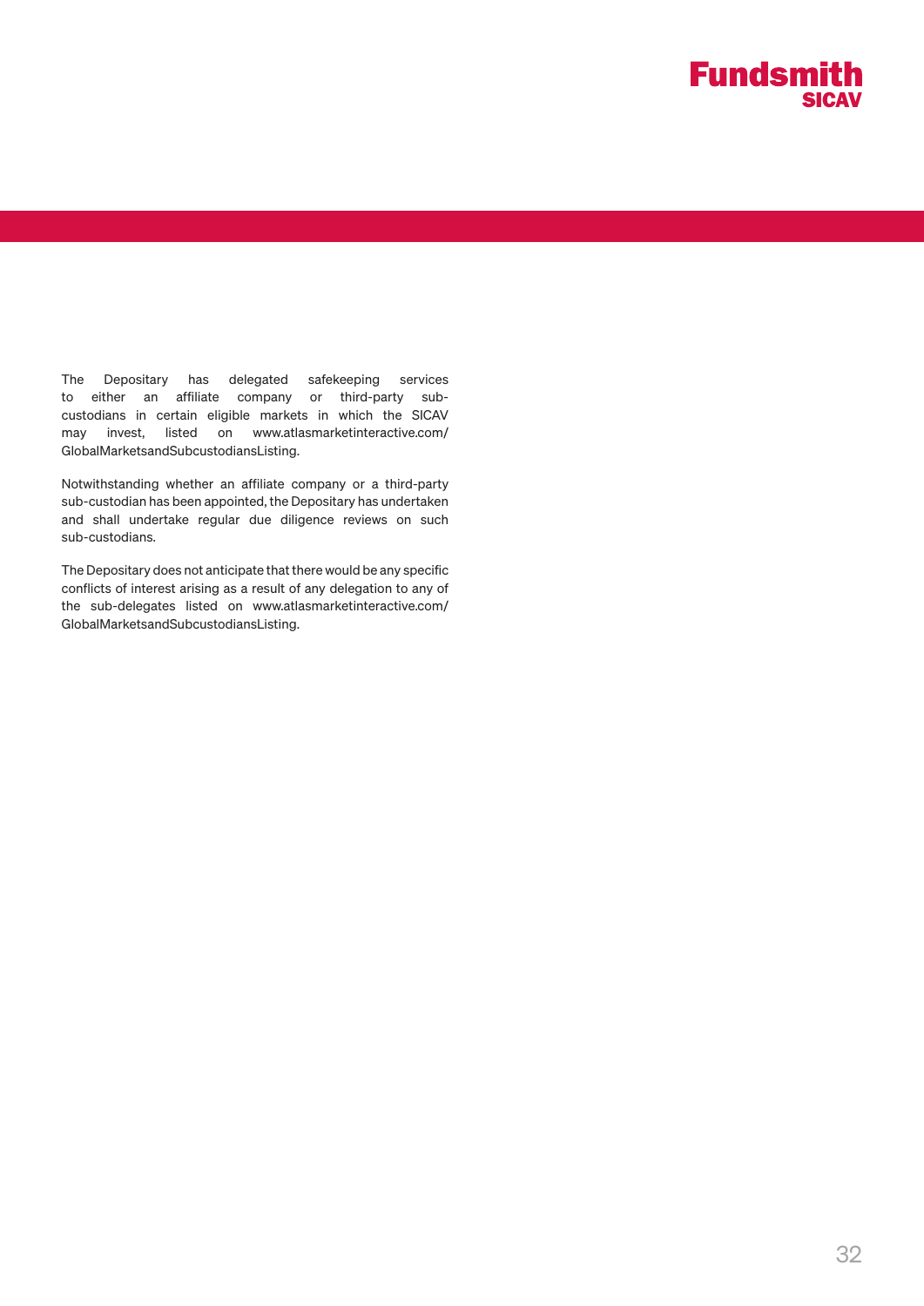The Depositary has delegated safekeeping services to either an affiliate company or third-party sub-custodians in certain eligible markets in which the SICAV may invest, listed on www.atlasmarketinteractive.com/GlobalMarketsandSubcustodiansListing.

Notwithstanding whether an affiliate company or a third-party sub-custodian has been appointed, the Depositary has undertaken and shall undertake regular due diligence reviews on such sub-custodians.

The Depositary does not anticipate that there would be any specific conflicts of interest arising as a result of any delegation to any of the sub-delegates listed on www.atlasmarketinteractive.com/GlobalMarketsandSubcustodiansListing.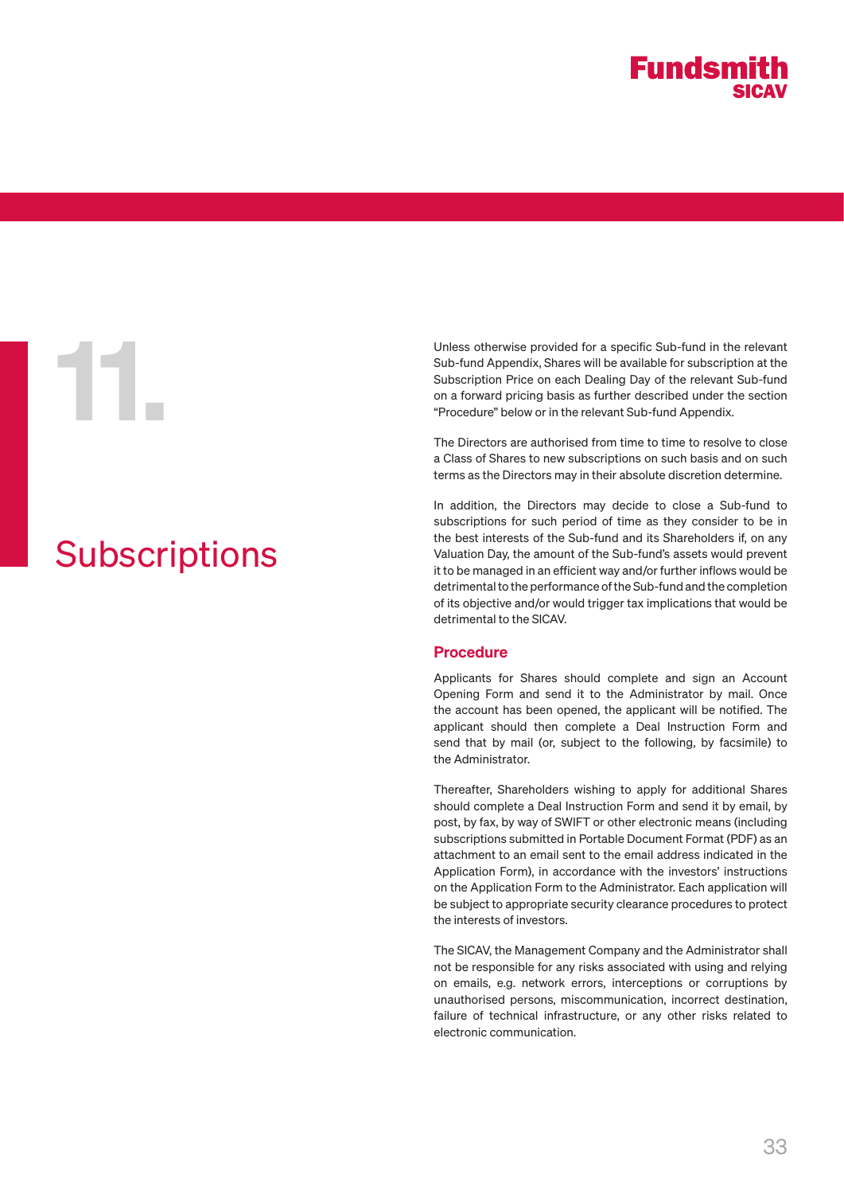# 11. Subscriptions

Unless otherwise provided for a specific Sub-fund in the relevant Sub-fund Appendix, Shares will be available for subscription at the Subscription Price on each Dealing Day of the relevant Sub-fund on a forward pricing basis as further described under the section "Procedure" below or in the relevant Sub-fund Appendix.

The Directors are authorised from time to time to resolve to close a Class of Shares to new subscriptions on such basis and on such terms as the Directors may in their absolute discretion determine.

In addition, the Directors may decide to close a Sub-fund to subscriptions for such period of time as they consider to be in the best interests of the Sub-fund and its Shareholders if, on any Valuation Day, the amount of the Sub-fund's assets would prevent it to be managed in an efficient way and/or further inflows would be detrimental to the performance of the Sub-fund and the completion of its objective and/or would trigger tax implications that would be detrimental to the SICAV.

## Procedure

Applicants for Shares should complete and sign an Account Opening Form and send it to the Administrator by mail. Once the account has been opened, the applicant will be notified. The applicant should then complete a Deal Instruction Form and send that by mail (or, subject to the following, by facsimile) to the Administrator.

Thereafter, Shareholders wishing to apply for additional Shares should complete a Deal Instruction Form and send it by email, by post, by fax, by way of SWIFT or other electronic means (including subscriptions submitted in Portable Document Format (PDF) as an attachment to an email sent to the email address indicated in the Application Form), in accordance with the investors' instructions on the Application Form to the Administrator. Each application will be subject to appropriate security clearance procedures to protect the interests of investors.

The SICAV, the Management Company and the Administrator shall not be responsible for any risks associated with using and relying on emails, e.g. network errors, interceptions or corruptions by unauthorised persons, miscommunication, incorrect destination, failure of technical infrastructure, or any other risks related to electronic communication.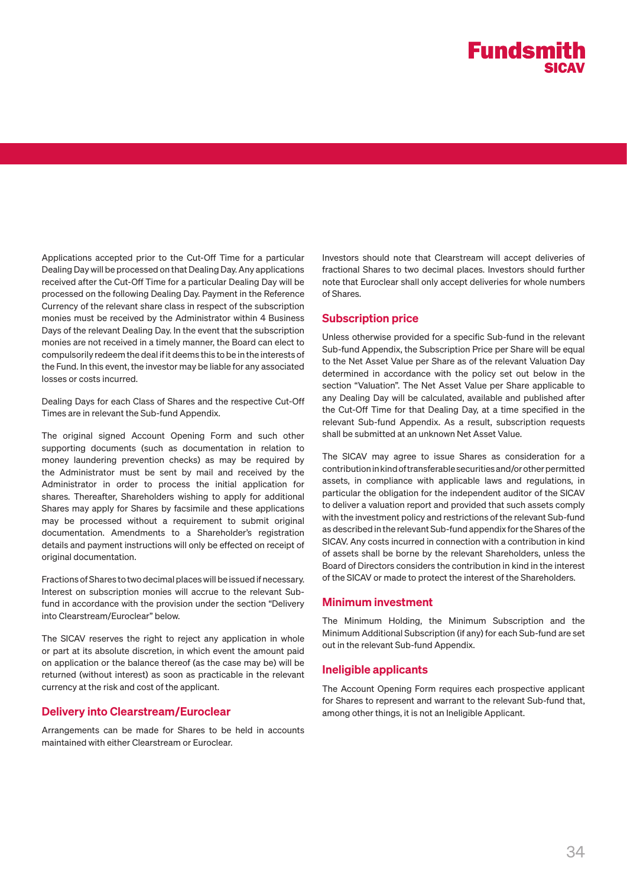Applications accepted prior to the Cut-Off Time for a particular Dealing Day will be processed on that Dealing Day. Any applications received after the Cut-Off Time for a particular Dealing Day will be processed on the following Dealing Day. Payment in the Reference Currency of the relevant share class in respect of the subscription monies must be received by the Administrator within 4 Business Days of the relevant Dealing Day. In the event that the subscription monies are not received in a timely manner, the Board can elect to compulsorily redeem the deal if it deems this to be in the interests of the Fund. In this event, the investor may be liable for any associated losses or costs incurred.

Dealing Days for each Class of Shares and the respective Cut-Off Times are in relevant the Sub-fund Appendix.

The original signed Account Opening Form and such other supporting documents (such as documentation in relation to money laundering prevention checks) as may be required by the Administrator must be sent by mail and received by the Administrator in order to process the initial application for shares. Thereafter, Shareholders wishing to apply for additional Shares may apply for Shares by facsimile and these applications may be processed without a requirement to submit original documentation. Amendments to a Shareholder's registration details and payment instructions will only be effected on receipt of original documentation.

Fractions of Shares to two decimal places will be issued if necessary. Interest on subscription monies will accrue to the relevant Sub-fund in accordance with the provision under the section "Delivery into Clearstream/Euroclear" below.

The SICAV reserves the right to reject any application in whole or part at its absolute discretion, in which event the amount paid on application or the balance thereof (as the case may be) will be returned (without interest) as soon as practicable in the relevant currency at the risk and cost of the applicant.

## Delivery into Clearstream/Euroclear

Arrangements can be made for Shares to be held in accounts maintained with either Clearstream or Euroclear.

Investors should note that Clearstream will accept deliveries of fractional Shares to two decimal places. Investors should further note that Euroclear shall only accept deliveries for whole numbers of Shares.

## Subscription price

Unless otherwise provided for a specific Sub-fund in the relevant Sub-fund Appendix, the Subscription Price per Share will be equal to the Net Asset Value per Share as of the relevant Valuation Day determined in accordance with the policy set out below in the section "Valuation". The Net Asset Value per Share applicable to any Dealing Day will be calculated, available and published after the Cut-Off Time for that Dealing Day, at a time specified in the relevant Sub-fund Appendix. As a result, subscription requests shall be submitted at an unknown Net Asset Value.

The SICAV may agree to issue Shares as consideration for a contribution in kind of transferable securities and/or other permitted assets, in compliance with applicable laws and regulations, in particular the obligation for the independent auditor of the SICAV to deliver a valuation report and provided that such assets comply with the investment policy and restrictions of the relevant Sub-fund as described in the relevant Sub-fund appendix for the Shares of the SICAV. Any costs incurred in connection with a contribution in kind of assets shall be borne by the relevant Shareholders, unless the Board of Directors considers the contribution in kind in the interest of the SICAV or made to protect the interest of the Shareholders.

## Minimum investment

The Minimum Holding, the Minimum Subscription and the Minimum Additional Subscription (if any) for each Sub-fund are set out in the relevant Sub-fund Appendix.

## Ineligible applicants

The Account Opening Form requires each prospective applicant for Shares to represent and warrant to the relevant Sub-fund that, among other things, it is not an Ineligible Applicant.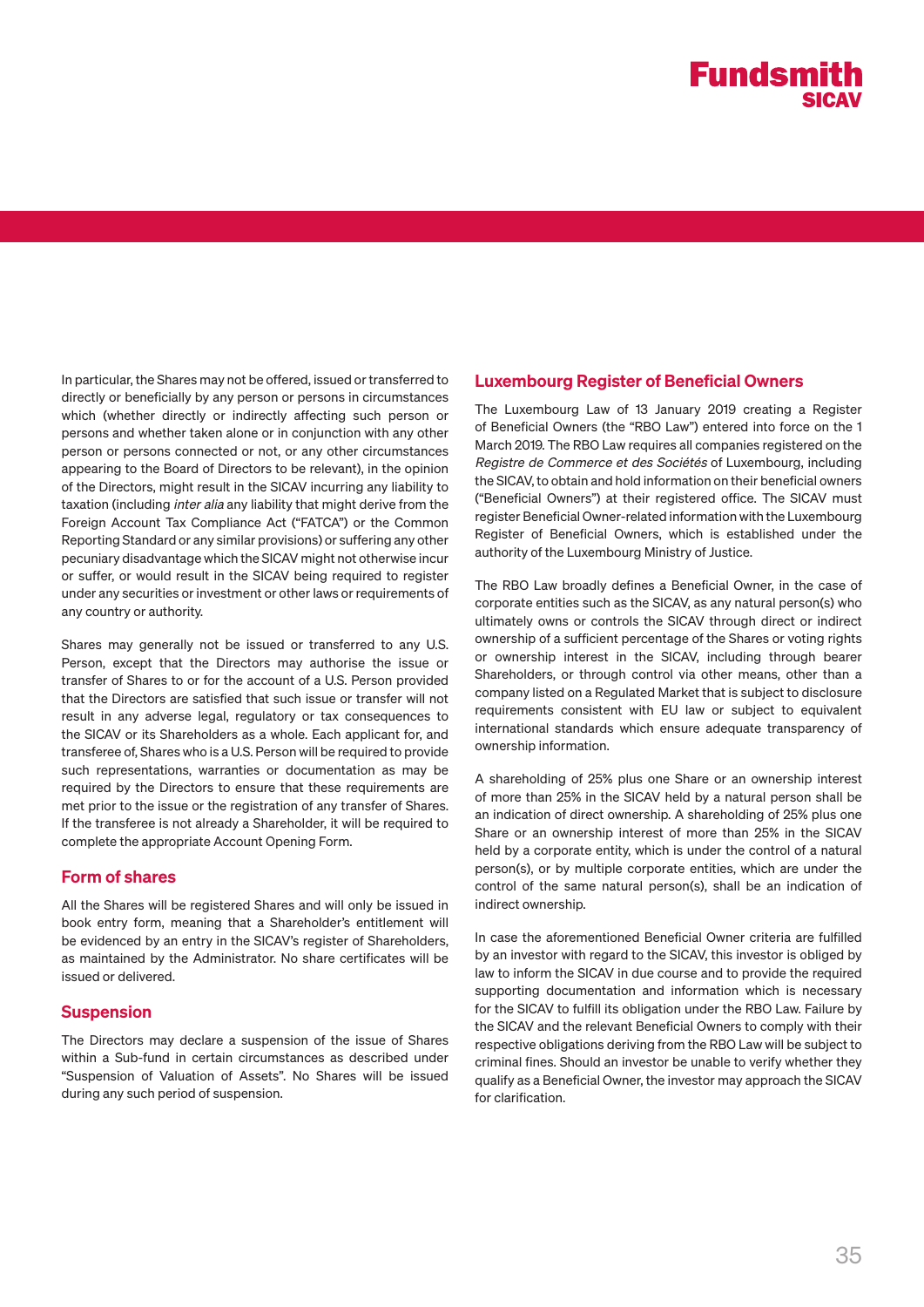In particular, the Shares may not be offered, issued or transferred to directly or beneficially by any person or persons in circumstances which (whether directly or indirectly affecting such person or persons and whether taken alone or in conjunction with any other person or persons connected or not, or any other circumstances appearing to the Board of Directors to be relevant), in the opinion of the Directors, might result in the SICAV incurring any liability to taxation (including *inter alia* any liability that might derive from the Foreign Account Tax Compliance Act ("FATCA") or the Common Reporting Standard or any similar provisions) or suffering any other pecuniary disadvantage which the SICAV might not otherwise incur or suffer, or would result in the SICAV being required to register under any securities or investment or other laws or requirements of any country or authority.

Shares may generally not be issued or transferred to any U.S. Person, except that the Directors may authorise the issue or transfer of Shares to or for the account of a U.S. Person provided that the Directors are satisfied that such issue or transfer will not result in any adverse legal, regulatory or tax consequences to the SICAV or its Shareholders as a whole. Each applicant for, and transferee of, Shares who is a U.S. Person will be required to provide such representations, warranties or documentation as may be required by the Directors to ensure that these requirements are met prior to the issue or the registration of any transfer of Shares. If the transferee is not already a Shareholder, it will be required to complete the appropriate Account Opening Form.

## Form of shares

All the Shares will be registered Shares and will only be issued in book entry form, meaning that a Shareholder's entitlement will be evidenced by an entry in the SICAV's register of Shareholders, as maintained by the Administrator. No share certificates will be issued or delivered.

## Suspension

The Directors may declare a suspension of the issue of Shares within a Sub-fund in certain circumstances as described under "Suspension of Valuation of Assets". No Shares will be issued during any such period of suspension.

## Luxembourg Register of Beneficial Owners

The Luxembourg Law of 13 January 2019 creating a Register of Beneficial Owners (the "RBO Law") entered into force on the 1 March 2019. The RBO Law requires all companies registered on the *Registre de Commerce et des Sociétés* of Luxembourg, including the SICAV, to obtain and hold information on their beneficial owners ("Beneficial Owners") at their registered office. The SICAV must register Beneficial Owner-related information with the Luxembourg Register of Beneficial Owners, which is established under the authority of the Luxembourg Ministry of Justice.

The RBO Law broadly defines a Beneficial Owner, in the case of corporate entities such as the SICAV, as any natural person(s) who ultimately owns or controls the SICAV through direct or indirect ownership of a sufficient percentage of the Shares or voting rights or ownership interest in the SICAV, including through bearer Shareholders, or through control via other means, other than a company listed on a Regulated Market that is subject to disclosure requirements consistent with EU law or subject to equivalent international standards which ensure adequate transparency of ownership information.

A shareholding of 25% plus one Share or an ownership interest of more than 25% in the SICAV held by a natural person shall be an indication of direct ownership. A shareholding of 25% plus one Share or an ownership interest of more than 25% in the SICAV held by a corporate entity, which is under the control of a natural person(s), or by multiple corporate entities, which are under the control of the same natural person(s), shall be an indication of indirect ownership.

In case the aforementioned Beneficial Owner criteria are fulfilled by an investor with regard to the SICAV, this investor is obliged by law to inform the SICAV in due course and to provide the required supporting documentation and information which is necessary for the SICAV to fulfill its obligation under the RBO Law. Failure by the SICAV and the relevant Beneficial Owners to comply with their respective obligations deriving from the RBO Law will be subject to criminal fines. Should an investor be unable to verify whether they qualify as a Beneficial Owner, the investor may approach the SICAV for clarification.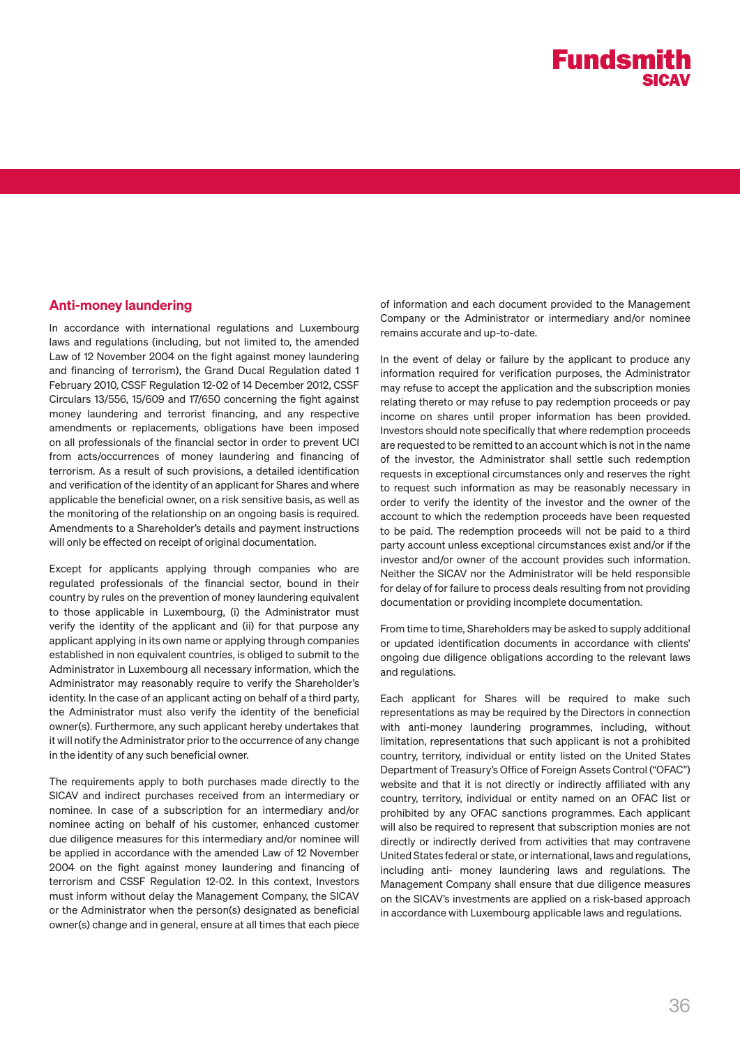## Anti-money laundering

In accordance with international regulations and Luxembourg laws and regulations (including, but not limited to, the amended Law of 12 November 2004 on the fight against money laundering and financing of terrorism), the Grand Ducal Regulation dated 1 February 2010, CSSF Regulation 12-02 of 14 December 2012, CSSF Circulars 13/556, 15/609 and 17/650 concerning the fight against money laundering and terrorist financing, and any respective amendments or replacements, obligations have been imposed on all professionals of the financial sector in order to prevent UCI from acts/occurrences of money laundering and financing of terrorism. As a result of such provisions, a detailed identification and verification of the identity of an applicant for Shares and where applicable the beneficial owner, on a risk sensitive basis, as well as the monitoring of the relationship on an ongoing basis is required. Amendments to a Shareholder's details and payment instructions will only be effected on receipt of original documentation.

Except for applicants applying through companies who are regulated professionals of the financial sector, bound in their country by rules on the prevention of money laundering equivalent to those applicable in Luxembourg, (i) the Administrator must verify the identity of the applicant and (ii) for that purpose any applicant applying in its own name or applying through companies established in non equivalent countries, is obliged to submit to the Administrator in Luxembourg all necessary information, which the Administrator may reasonably require to verify the Shareholder's identity. In the case of an applicant acting on behalf of a third party, the Administrator must also verify the identity of the beneficial owner(s). Furthermore, any such applicant hereby undertakes that it will notify the Administrator prior to the occurrence of any change in the identity of any such beneficial owner.

The requirements apply to both purchases made directly to the SICAV and indirect purchases received from an intermediary or nominee. In case of a subscription for an intermediary and/or nominee acting on behalf of his customer, enhanced customer due diligence measures for this intermediary and/or nominee will be applied in accordance with the amended Law of 12 November 2004 on the fight against money laundering and financing of terrorism and CSSF Regulation 12-02. In this context, Investors must inform without delay the Management Company, the SICAV or the Administrator when the person(s) designated as beneficial owner(s) change and in general, ensure at all times that each piece of information and each document provided to the Management Company or the Administrator or intermediary and/or nominee remains accurate and up-to-date.

In the event of delay or failure by the applicant to produce any information required for verification purposes, the Administrator may refuse to accept the application and the subscription monies relating thereto or may refuse to pay redemption proceeds or pay income on shares until proper information has been provided. Investors should note specifically that where redemption proceeds are requested to be remitted to an account which is not in the name of the investor, the Administrator shall settle such redemption requests in exceptional circumstances only and reserves the right to request such information as may be reasonably necessary in order to verify the identity of the investor and the owner of the account to which the redemption proceeds have been requested to be paid. The redemption proceeds will not be paid to a third party account unless exceptional circumstances exist and/or if the investor and/or owner of the account provides such information. Neither the SICAV nor the Administrator will be held responsible for delay of for failure to process deals resulting from not providing documentation or providing incomplete documentation.

From time to time, Shareholders may be asked to supply additional or updated identification documents in accordance with clients' ongoing due diligence obligations according to the relevant laws and regulations.

Each applicant for Shares will be required to make such representations as may be required by the Directors in connection with anti-money laundering programmes, including, without limitation, representations that such applicant is not a prohibited country, territory, individual or entity listed on the United States Department of Treasury's Office of Foreign Assets Control ("OFAC") website and that it is not directly or indirectly affiliated with any country, territory, individual or entity named on an OFAC list or prohibited by any OFAC sanctions programmes. Each applicant will also be required to represent that subscription monies are not directly or indirectly derived from activities that may contravene United States federal or state, or international, laws and regulations, including anti- money laundering laws and regulations. The Management Company shall ensure that due diligence measures on the SICAV's investments are applied on a risk-based approach in accordance with Luxembourg applicable laws and regulations.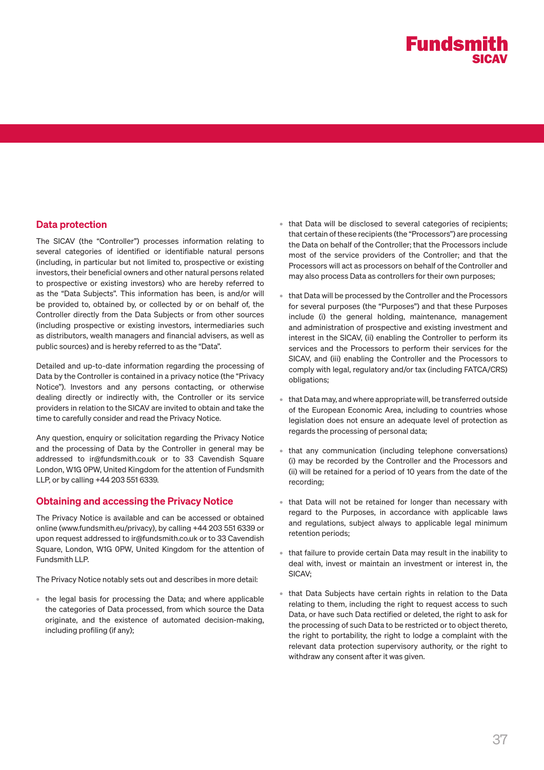## Data protection

The SICAV (the "Controller") processes information relating to several categories of identified or identifiable natural persons (including, in particular but not limited to, prospective or existing investors, their beneficial owners and other natural persons related to prospective or existing investors) who are hereby referred to as the "Data Subjects". This information has been, is and/or will be provided to, obtained by, or collected by or on behalf of, the Controller directly from the Data Subjects or from other sources (including prospective or existing investors, intermediaries such as distributors, wealth managers and financial advisers, as well as public sources) and is hereby referred to as the "Data".

Detailed and up-to-date information regarding the processing of Data by the Controller is contained in a privacy notice (the "Privacy Notice"). Investors and any persons contacting, or otherwise dealing directly or indirectly with, the Controller or its service providers in relation to the SICAV are invited to obtain and take the time to carefully consider and read the Privacy Notice.

Any question, enquiry or solicitation regarding the Privacy Notice and the processing of Data by the Controller in general may be addressed to ir@fundsmith.co.uk or to 33 Cavendish Square London, W1G 0PW, United Kingdom for the attention of Fundsmith LLP, or by calling +44 203 551 6339.

## Obtaining and accessing the Privacy Notice

The Privacy Notice is available and can be accessed or obtained online (www.fundsmith.eu/privacy), by calling +44 203 551 6339 or upon request addressed to ir@fundsmith.co.uk or to 33 Cavendish Square, London, W1G 0PW, United Kingdom for the attention of Fundsmith LLP.

The Privacy Notice notably sets out and describes in more detail:

- the legal basis for processing the Data; and where applicable the categories of Data processed, from which source the Data originate, and the existence of automated decision-making, including profiling (if any);
- that Data will be disclosed to several categories of recipients; that certain of these recipients (the "Processors") are processing the Data on behalf of the Controller; that the Processors include most of the service providers of the Controller; and that the Processors will act as processors on behalf of the Controller and may also process Data as controllers for their own purposes;
- that Data will be processed by the Controller and the Processors for several purposes (the "Purposes") and that these Purposes include (i) the general holding, maintenance, management and administration of prospective and existing investment and interest in the SICAV, (ii) enabling the Controller to perform its services and the Processors to perform their services for the SICAV, and (iii) enabling the Controller and the Processors to comply with legal, regulatory and/or tax (including FATCA/CRS) obligations;
- that Data may, and where appropriate will, be transferred outside of the European Economic Area, including to countries whose legislation does not ensure an adequate level of protection as regards the processing of personal data;
- that any communication (including telephone conversations) (i) may be recorded by the Controller and the Processors and (ii) will be retained for a period of 10 years from the date of the recording;
- that Data will not be retained for longer than necessary with regard to the Purposes, in accordance with applicable laws and regulations, subject always to applicable legal minimum retention periods;
- that failure to provide certain Data may result in the inability to deal with, invest or maintain an investment or interest in, the SICAV;
- that Data Subjects have certain rights in relation to the Data relating to them, including the right to request access to such Data, or have such Data rectified or deleted, the right to ask for the processing of such Data to be restricted or to object thereto, the right to portability, the right to lodge a complaint with the relevant data protection supervisory authority, or the right to withdraw any consent after it was given.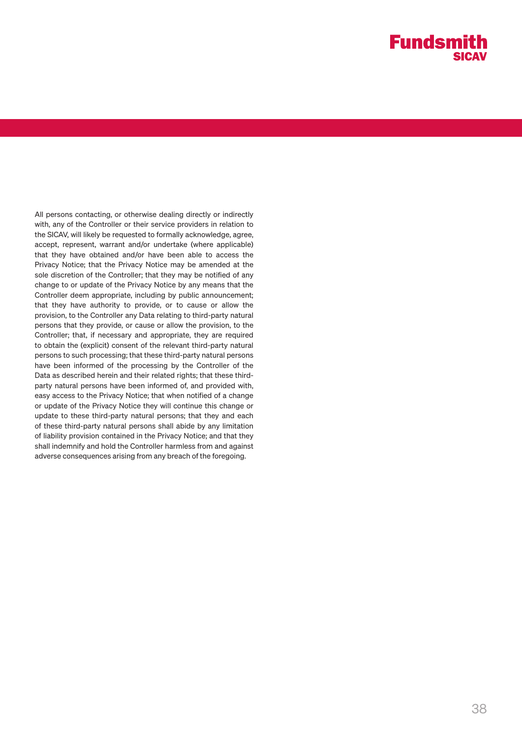All persons contacting, or otherwise dealing directly or indirectly with, any of the Controller or their service providers in relation to the SICAV, will likely be requested to formally acknowledge, agree, accept, represent, warrant and/or undertake (where applicable) that they have obtained and/or have been able to access the Privacy Notice; that the Privacy Notice may be amended at the sole discretion of the Controller; that they may be notified of any change to or update of the Privacy Notice by any means that the Controller deem appropriate, including by public announcement; that they have authority to provide, or to cause or allow the provision, to the Controller any Data relating to third-party natural persons that they provide, or cause or allow the provision, to the Controller; that, if necessary and appropriate, they are required to obtain the (explicit) consent of the relevant third-party natural persons to such processing; that these third-party natural persons have been informed of the processing by the Controller of the Data as described herein and their related rights; that these third-party natural persons have been informed of, and provided with, easy access to the Privacy Notice; that when notified of a change or update of the Privacy Notice they will continue this change or update to these third-party natural persons; that they and each of these third-party natural persons shall abide by any limitation of liability provision contained in the Privacy Notice; and that they shall indemnify and hold the Controller harmless from and against adverse consequences arising from any breach of the foregoing.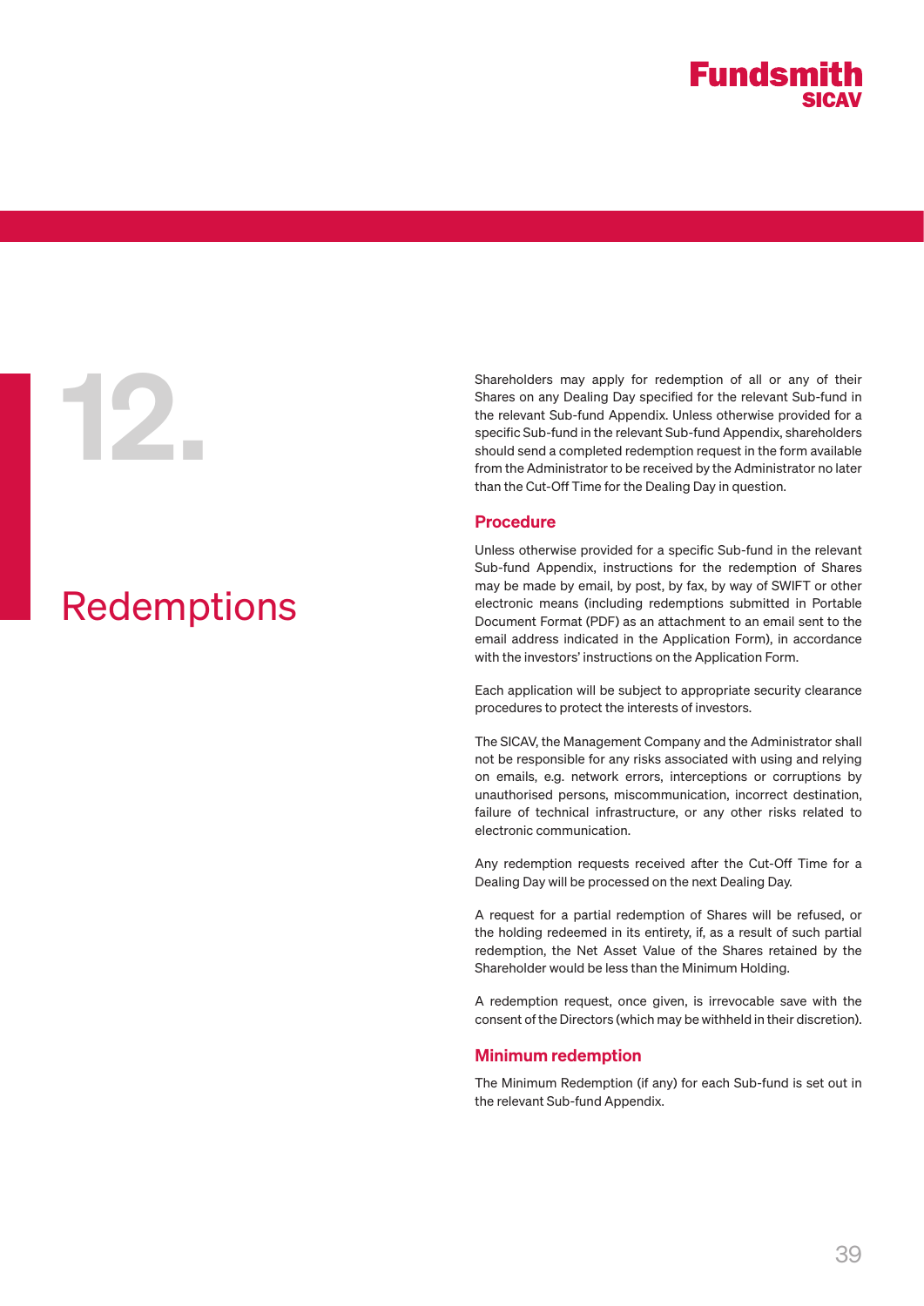# 12. Redemptions

Shareholders may apply for redemption of all or any of their Shares on any Dealing Day specified for the relevant Sub-fund in the relevant Sub-fund Appendix. Unless otherwise provided for a specific Sub-fund in the relevant Sub-fund Appendix, shareholders should send a completed redemption request in the form available from the Administrator to be received by the Administrator no later than the Cut-Off Time for the Dealing Day in question.

## Procedure

Unless otherwise provided for a specific Sub-fund in the relevant Sub-fund Appendix, instructions for the redemption of Shares may be made by email, by post, by fax, by way of SWIFT or other electronic means (including redemptions submitted in Portable Document Format (PDF) as an attachment to an email sent to the email address indicated in the Application Form), in accordance with the investors' instructions on the Application Form.

Each application will be subject to appropriate security clearance procedures to protect the interests of investors.

The SICAV, the Management Company and the Administrator shall not be responsible for any risks associated with using and relying on emails, e.g. network errors, interceptions or corruptions by unauthorised persons, miscommunication, incorrect destination, failure of technical infrastructure, or any other risks related to electronic communication.

Any redemption requests received after the Cut-Off Time for a Dealing Day will be processed on the next Dealing Day.

A request for a partial redemption of Shares will be refused, or the holding redeemed in its entirety, if, as a result of such partial redemption, the Net Asset Value of the Shares retained by the Shareholder would be less than the Minimum Holding.

A redemption request, once given, is irrevocable save with the consent of the Directors (which may be withheld in their discretion).

## Minimum redemption

The Minimum Redemption (if any) for each Sub-fund is set out in the relevant Sub-fund Appendix.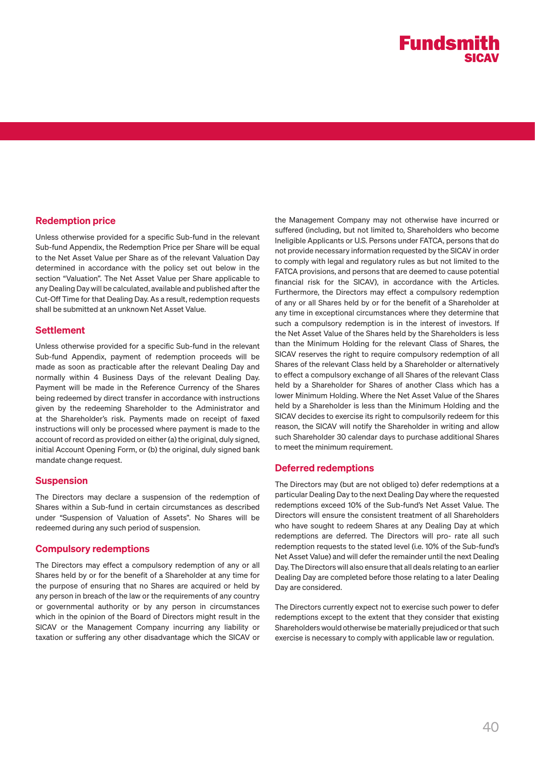## Redemption price

Unless otherwise provided for a specific Sub-fund in the relevant Sub-fund Appendix, the Redemption Price per Share will be equal to the Net Asset Value per Share as of the relevant Valuation Day determined in accordance with the policy set out below in the section "Valuation". The Net Asset Value per Share applicable to any Dealing Day will be calculated, available and published after the Cut-Off Time for that Dealing Day. As a result, redemption requests shall be submitted at an unknown Net Asset Value.

## Settlement

Unless otherwise provided for a specific Sub-fund in the relevant Sub-fund Appendix, payment of redemption proceeds will be made as soon as practicable after the relevant Dealing Day and normally within 4 Business Days of the relevant Dealing Day. Payment will be made in the Reference Currency of the Shares being redeemed by direct transfer in accordance with instructions given by the redeeming Shareholder to the Administrator and at the Shareholder's risk. Payments made on receipt of faxed instructions will only be processed where payment is made to the account of record as provided on either (a) the original, duly signed, initial Account Opening Form, or (b) the original, duly signed bank mandate change request.

## Suspension

The Directors may declare a suspension of the redemption of Shares within a Sub-fund in certain circumstances as described under "Suspension of Valuation of Assets". No Shares will be redeemed during any such period of suspension.

## Compulsory redemptions

The Directors may effect a compulsory redemption of any or all Shares held by or for the benefit of a Shareholder at any time for the purpose of ensuring that no Shares are acquired or held by any person in breach of the law or the requirements of any country or governmental authority or by any person in circumstances which in the opinion of the Board of Directors might result in the SICAV or the Management Company incurring any liability or taxation or suffering any other disadvantage which the SICAV or the Management Company may not otherwise have incurred or suffered (including, but not limited to, Shareholders who become Ineligible Applicants or U.S. Persons under FATCA, persons that do not provide necessary information requested by the SICAV in order to comply with legal and regulatory rules as but not limited to the FATCA provisions, and persons that are deemed to cause potential financial risk for the SICAV), in accordance with the Articles. Furthermore, the Directors may effect a compulsory redemption of any or all Shares held by or for the benefit of a Shareholder at any time in exceptional circumstances where they determine that such a compulsory redemption is in the interest of investors. If the Net Asset Value of the Shares held by the Shareholders is less than the Minimum Holding for the relevant Class of Shares, the SICAV reserves the right to require compulsory redemption of all Shares of the relevant Class held by a Shareholder or alternatively to effect a compulsory exchange of all Shares of the relevant Class held by a Shareholder for Shares of another Class which has a lower Minimum Holding. Where the Net Asset Value of the Shares held by a Shareholder is less than the Minimum Holding and the SICAV decides to exercise its right to compulsorily redeem for this reason, the SICAV will notify the Shareholder in writing and allow such Shareholder 30 calendar days to purchase additional Shares to meet the minimum requirement.

## Deferred redemptions

The Directors may (but are not obliged to) defer redemptions at a particular Dealing Day to the next Dealing Day where the requested redemptions exceed 10% of the Sub-fund's Net Asset Value. The Directors will ensure the consistent treatment of all Shareholders who have sought to redeem Shares at any Dealing Day at which redemptions are deferred. The Directors will pro- rate all such redemption requests to the stated level (i.e. 10% of the Sub-fund's Net Asset Value) and will defer the remainder until the next Dealing Day. The Directors will also ensure that all deals relating to an earlier Dealing Day are completed before those relating to a later Dealing Day are considered.

The Directors currently expect not to exercise such power to defer redemptions except to the extent that they consider that existing Shareholders would otherwise be materially prejudiced or that such exercise is necessary to comply with applicable law or regulation.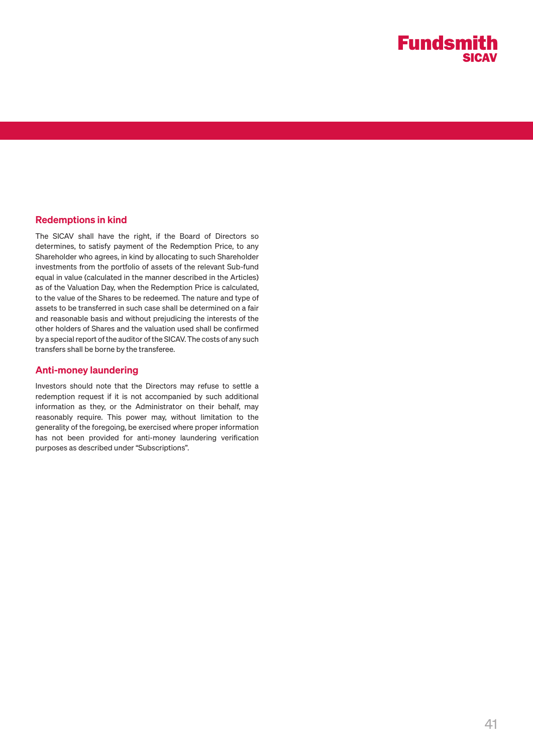## Redemptions in kind

The SICAV shall have the right, if the Board of Directors so determines, to satisfy payment of the Redemption Price, to any Shareholder who agrees, in kind by allocating to such Shareholder investments from the portfolio of assets of the relevant Sub-fund equal in value (calculated in the manner described in the Articles) as of the Valuation Day, when the Redemption Price is calculated, to the value of the Shares to be redeemed. The nature and type of assets to be transferred in such case shall be determined on a fair and reasonable basis and without prejudicing the interests of the other holders of Shares and the valuation used shall be confirmed by a special report of the auditor of the SICAV. The costs of any such transfers shall be borne by the transferee.

## Anti-money laundering

Investors should note that the Directors may refuse to settle a redemption request if it is not accompanied by such additional information as they, or the Administrator on their behalf, may reasonably require. This power may, without limitation to the generality of the foregoing, be exercised where proper information has not been provided for anti-money laundering verification purposes as described under "Subscriptions".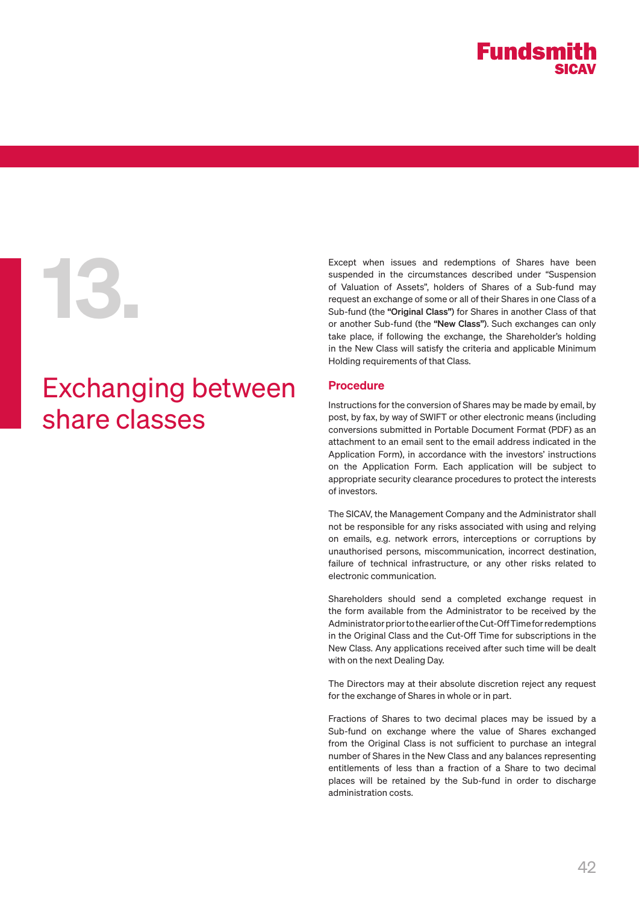# 13. Exchanging between share classes

Except when issues and redemptions of Shares have been suspended in the circumstances described under "Suspension of Valuation of Assets", holders of Shares of a Sub-fund may request an exchange of some or all of their Shares in one Class of a Sub-fund (the **"Original Class"**) for Shares in another Class of that or another Sub-fund (the **"New Class"**). Such exchanges can only take place, if following the exchange, the Shareholder's holding in the New Class will satisfy the criteria and applicable Minimum Holding requirements of that Class.

## Procedure

Instructions for the conversion of Shares may be made by email, by post, by fax, by way of SWIFT or other electronic means (including conversions submitted in Portable Document Format (PDF) as an attachment to an email sent to the email address indicated in the Application Form), in accordance with the investors' instructions on the Application Form. Each application will be subject to appropriate security clearance procedures to protect the interests of investors.

The SICAV, the Management Company and the Administrator shall not be responsible for any risks associated with using and relying on emails, e.g. network errors, interceptions or corruptions by unauthorised persons, miscommunication, incorrect destination, failure of technical infrastructure, or any other risks related to electronic communication.

Shareholders should send a completed exchange request in the form available from the Administrator to be received by the Administrator prior to the earlier of the Cut-Off Time for redemptions in the Original Class and the Cut-Off Time for subscriptions in the New Class. Any applications received after such time will be dealt with on the next Dealing Day.

The Directors may at their absolute discretion reject any request for the exchange of Shares in whole or in part.

Fractions of Shares to two decimal places may be issued by a Sub-fund on exchange where the value of Shares exchanged from the Original Class is not sufficient to purchase an integral number of Shares in the New Class and any balances representing entitlements of less than a fraction of a Share to two decimal places will be retained by the Sub-fund in order to discharge administration costs.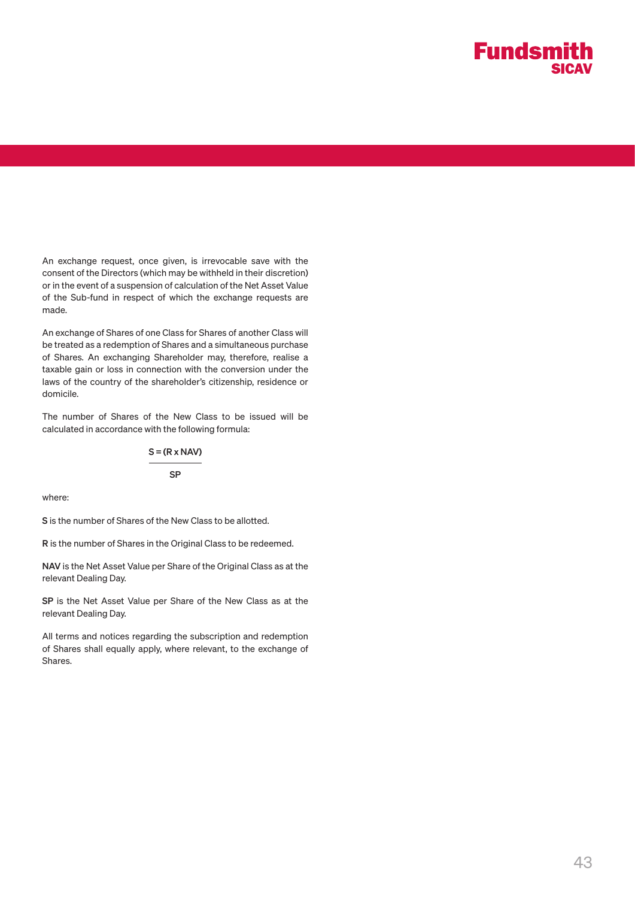An exchange request, once given, is irrevocable save with the consent of the Directors (which may be withheld in their discretion) or in the event of a suspension of calculation of the Net Asset Value of the Sub-fund in respect of which the exchange requests are made.

An exchange of Shares of one Class for Shares of another Class will be treated as a redemption of Shares and a simultaneous purchase of Shares. An exchanging Shareholder may, therefore, realise a taxable gain or loss in connection with the conversion under the laws of the country of the shareholder's citizenship, residence or domicile.

The number of Shares of the New Class to be issued will be calculated in accordance with the following formula:

$$S = \frac{(R \times NAV)}{SP}$$

where:

**S** is the number of Shares of the New Class to be allotted.

**R** is the number of Shares in the Original Class to be redeemed.

**NAV** is the Net Asset Value per Share of the Original Class as at the relevant Dealing Day.

**SP** is the Net Asset Value per Share of the New Class as at the relevant Dealing Day.

All terms and notices regarding the subscription and redemption of Shares shall equally apply, where relevant, to the exchange of Shares.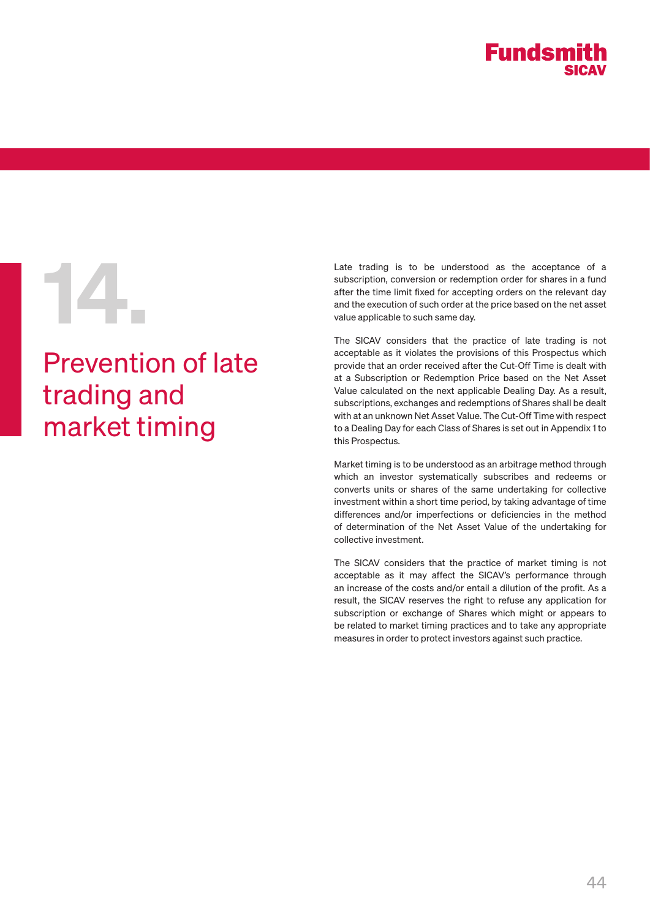# 14. Prevention of late trading and market timing

Late trading is to be understood as the acceptance of a subscription, conversion or redemption order for shares in a fund after the time limit fixed for accepting orders on the relevant day and the execution of such order at the price based on the net asset value applicable to such same day.

The SICAV considers that the practice of late trading is not acceptable as it violates the provisions of this Prospectus which provide that an order received after the Cut-Off Time is dealt with at a Subscription or Redemption Price based on the Net Asset Value calculated on the next applicable Dealing Day. As a result, subscriptions, exchanges and redemptions of Shares shall be dealt with at an unknown Net Asset Value. The Cut-Off Time with respect to a Dealing Day for each Class of Shares is set out in Appendix 1 to this Prospectus.

Market timing is to be understood as an arbitrage method through which an investor systematically subscribes and redeems or converts units or shares of the same undertaking for collective investment within a short time period, by taking advantage of time differences and/or imperfections or deficiencies in the method of determination of the Net Asset Value of the undertaking for collective investment.

The SICAV considers that the practice of market timing is not acceptable as it may affect the SICAV's performance through an increase of the costs and/or entail a dilution of the profit. As a result, the SICAV reserves the right to refuse any application for subscription or exchange of Shares which might or appears to be related to market timing practices and to take any appropriate measures in order to protect investors against such practice.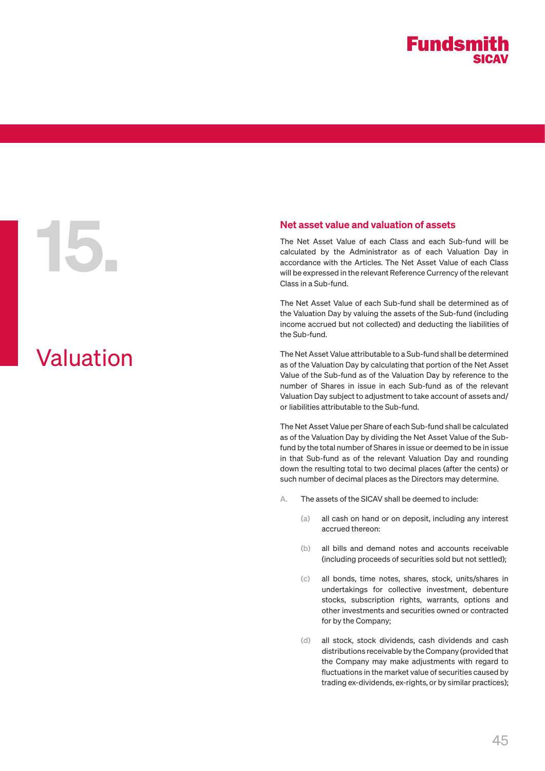# 15. Valuation

## Net asset value and valuation of assets

The Net Asset Value of each Class and each Sub-fund will be calculated by the Administrator as of each Valuation Day in accordance with the Articles. The Net Asset Value of each Class will be expressed in the relevant Reference Currency of the relevant Class in a Sub-fund.

The Net Asset Value of each Sub-fund shall be determined as of the Valuation Day by valuing the assets of the Sub-fund (including income accrued but not collected) and deducting the liabilities of the Sub-fund.

The Net Asset Value attributable to a Sub-fund shall be determined as of the Valuation Day by calculating that portion of the Net Asset Value of the Sub-fund as of the Valuation Day by reference to the number of Shares in issue in each Sub-fund as of the relevant Valuation Day subject to adjustment to take account of assets and/or liabilities attributable to the Sub-fund.

The Net Asset Value per Share of each Sub-fund shall be calculated as of the Valuation Day by dividing the Net Asset Value of the Sub-fund by the total number of Shares in issue or deemed to be in issue in that Sub-fund as of the relevant Valuation Day and rounding down the resulting total to two decimal places (after the cents) or such number of decimal places as the Directors may determine.

A. The assets of the SICAV shall be deemed to include:

   (a) all cash on hand or on deposit, including any interest accrued thereon:

   (b) all bills and demand notes and accounts receivable (including proceeds of securities sold but not settled);

   (c) all bonds, time notes, shares, stock, units/shares in undertakings for collective investment, debenture stocks, subscription rights, warrants, options and other investments and securities owned or contracted for by the Company;

   (d) all stock, stock dividends, cash dividends and cash distributions receivable by the Company (provided that the Company may make adjustments with regard to fluctuations in the market value of securities caused by trading ex-dividends, ex-rights, or by similar practices);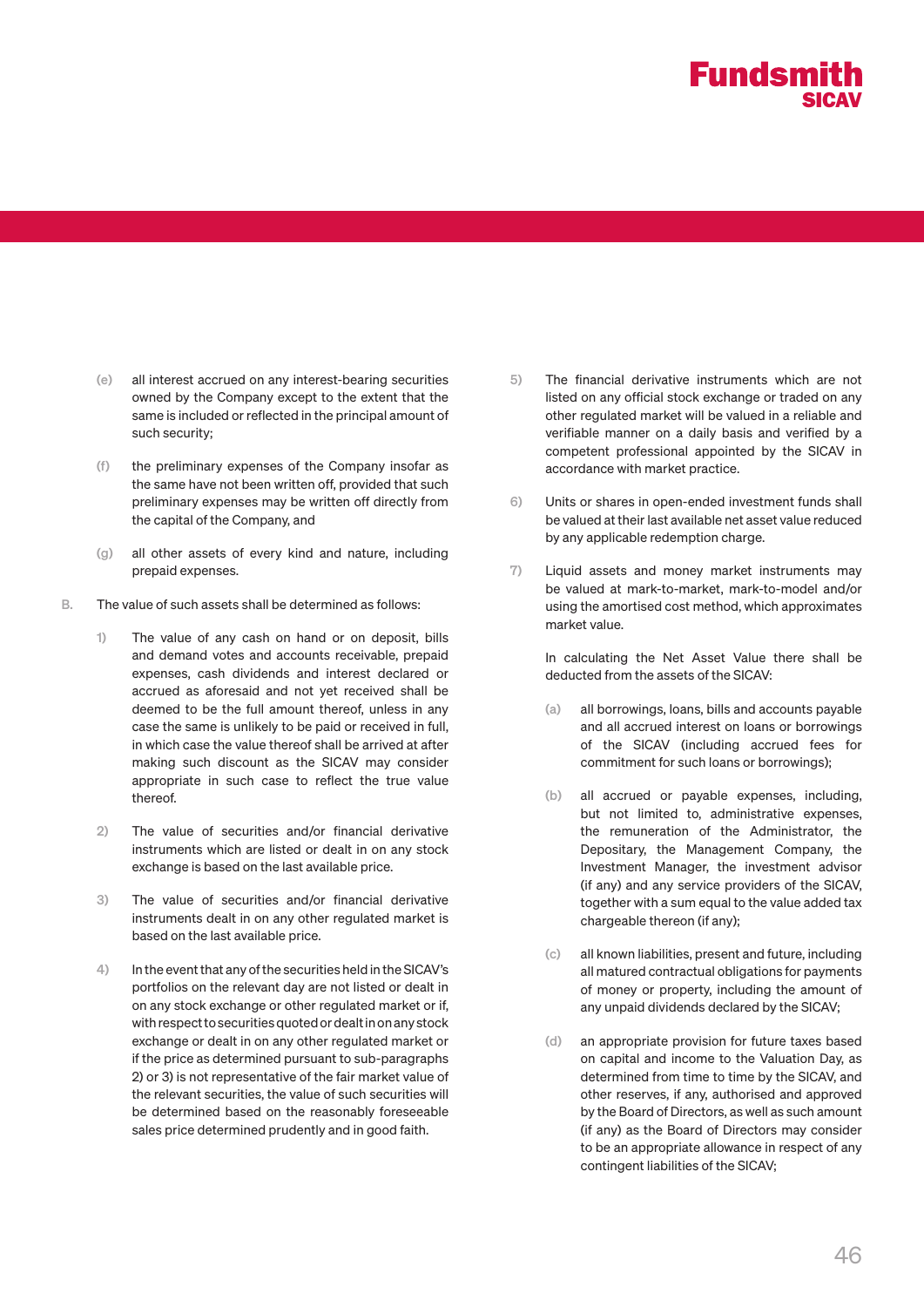(e) all interest accrued on any interest-bearing securities owned by the Company except to the extent that the same is included or reflected in the principal amount of such security;

(f) the preliminary expenses of the Company insofar as the same have not been written off, provided that such preliminary expenses may be written off directly from the capital of the Company, and

(g) all other assets of every kind and nature, including prepaid expenses.

B. The value of such assets shall be determined as follows:

1) The value of any cash on hand or on deposit, bills and demand votes and accounts receivable, prepaid expenses, cash dividends and interest declared or accrued as aforesaid and not yet received shall be deemed to be the full amount thereof, unless in any case the same is unlikely to be paid or received in full, in which case the value thereof shall be arrived at after making such discount as the SICAV may consider appropriate in such case to reflect the true value thereof.

2) The value of securities and/or financial derivative instruments which are listed or dealt in on any stock exchange is based on the last available price.

3) The value of securities and/or financial derivative instruments dealt in on any other regulated market is based on the last available price.

4) In the event that any of the securities held in the SICAV's portfolios on the relevant day are not listed or dealt in on any stock exchange or other regulated market or if, with respect to securities quoted or dealt in on any stock exchange or dealt in on any other regulated market or if the price as determined pursuant to sub-paragraphs 2) or 3) is not representative of the fair market value of the relevant securities, the value of such securities will be determined based on the reasonably foreseeable sales price determined prudently and in good faith.

5) The financial derivative instruments which are not listed on any official stock exchange or traded on any other regulated market will be valued in a reliable and verifiable manner on a daily basis and verified by a competent professional appointed by the SICAV in accordance with market practice.

6) Units or shares in open-ended investment funds shall be valued at their last available net asset value reduced by any applicable redemption charge.

7) Liquid assets and money market instruments may be valued at mark-to-market, mark-to-model and/or using the amortised cost method, which approximates market value.

In calculating the Net Asset Value there shall be deducted from the assets of the SICAV:

(a) all borrowings, loans, bills and accounts payable and all accrued interest on loans or borrowings of the SICAV (including accrued fees for commitment for such loans or borrowings);

(b) all accrued or payable expenses, including, but not limited to, administrative expenses, the remuneration of the Administrator, the Depositary, the Management Company, the Investment Manager, the investment advisor (if any) and any service providers of the SICAV, together with a sum equal to the value added tax chargeable thereon (if any);

(c) all known liabilities, present and future, including all matured contractual obligations for payments of money or property, including the amount of any unpaid dividends declared by the SICAV;

(d) an appropriate provision for future taxes based on capital and income to the Valuation Day, as determined from time to time by the SICAV, and other reserves, if any, authorised and approved by the Board of Directors, as well as such amount (if any) as the Board of Directors may consider to be an appropriate allowance in respect of any contingent liabilities of the SICAV;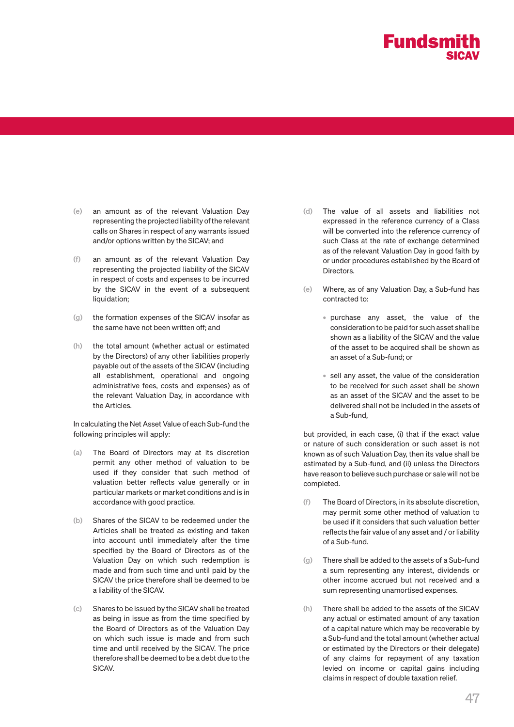(e) an amount as of the relevant Valuation Day representing the projected liability of the relevant calls on Shares in respect of any warrants issued and/or options written by the SICAV; and

(f) an amount as of the relevant Valuation Day representing the projected liability of the SICAV in respect of costs and expenses to be incurred by the SICAV in the event of a subsequent liquidation;

(g) the formation expenses of the SICAV insofar as the same have not been written off; and

(h) the total amount (whether actual or estimated by the Directors) of any other liabilities properly payable out of the assets of the SICAV (including all establishment, operational and ongoing administrative fees, costs and expenses) as of the relevant Valuation Day, in accordance with the Articles.

In calculating the Net Asset Value of each Sub-fund the following principles will apply:

(a) The Board of Directors may at its discretion permit any other method of valuation to be used if they consider that such method of valuation better reflects value generally or in particular markets or market conditions and is in accordance with good practice.

(b) Shares of the SICAV to be redeemed under the Articles shall be treated as existing and taken into account until immediately after the time specified by the Board of Directors as of the Valuation Day on which such redemption is made and from such time and until paid by the SICAV the price therefore shall be deemed to be a liability of the SICAV.

(c) Shares to be issued by the SICAV shall be treated as being in issue as from the time specified by the Board of Directors as of the Valuation Day on which such issue is made and from such time and until received by the SICAV. The price therefore shall be deemed to be a debt due to the SICAV.

(d) The value of all assets and liabilities not expressed in the reference currency of a Class will be converted into the reference currency of such Class at the rate of exchange determined as of the relevant Valuation Day in good faith by or under procedures established by the Board of Directors.

(e) Where, as of any Valuation Day, a Sub-fund has contracted to:

- purchase any asset, the value of the consideration to be paid for such asset shall be shown as a liability of the SICAV and the value of the asset to be acquired shall be shown as an asset of a Sub-fund; or

- sell any asset, the value of the consideration to be received for such asset shall be shown as an asset of the SICAV and the asset to be delivered shall not be included in the assets of a Sub-fund,

but provided, in each case, (i) that if the exact value or nature of such consideration or such asset is not known as of such Valuation Day, then its value shall be estimated by a Sub-fund, and (ii) unless the Directors have reason to believe such purchase or sale will not be completed.

(f) The Board of Directors, in its absolute discretion, may permit some other method of valuation to be used if it considers that such valuation better reflects the fair value of any asset and / or liability of a Sub-fund.

(g) There shall be added to the assets of a Sub-fund a sum representing any interest, dividends or other income accrued but not received and a sum representing unamortised expenses.

(h) There shall be added to the assets of the SICAV any actual or estimated amount of any taxation of a capital nature which may be recoverable by a Sub-fund and the total amount (whether actual or estimated by the Directors or their delegate) of any claims for repayment of any taxation levied on income or capital gains including claims in respect of double taxation relief.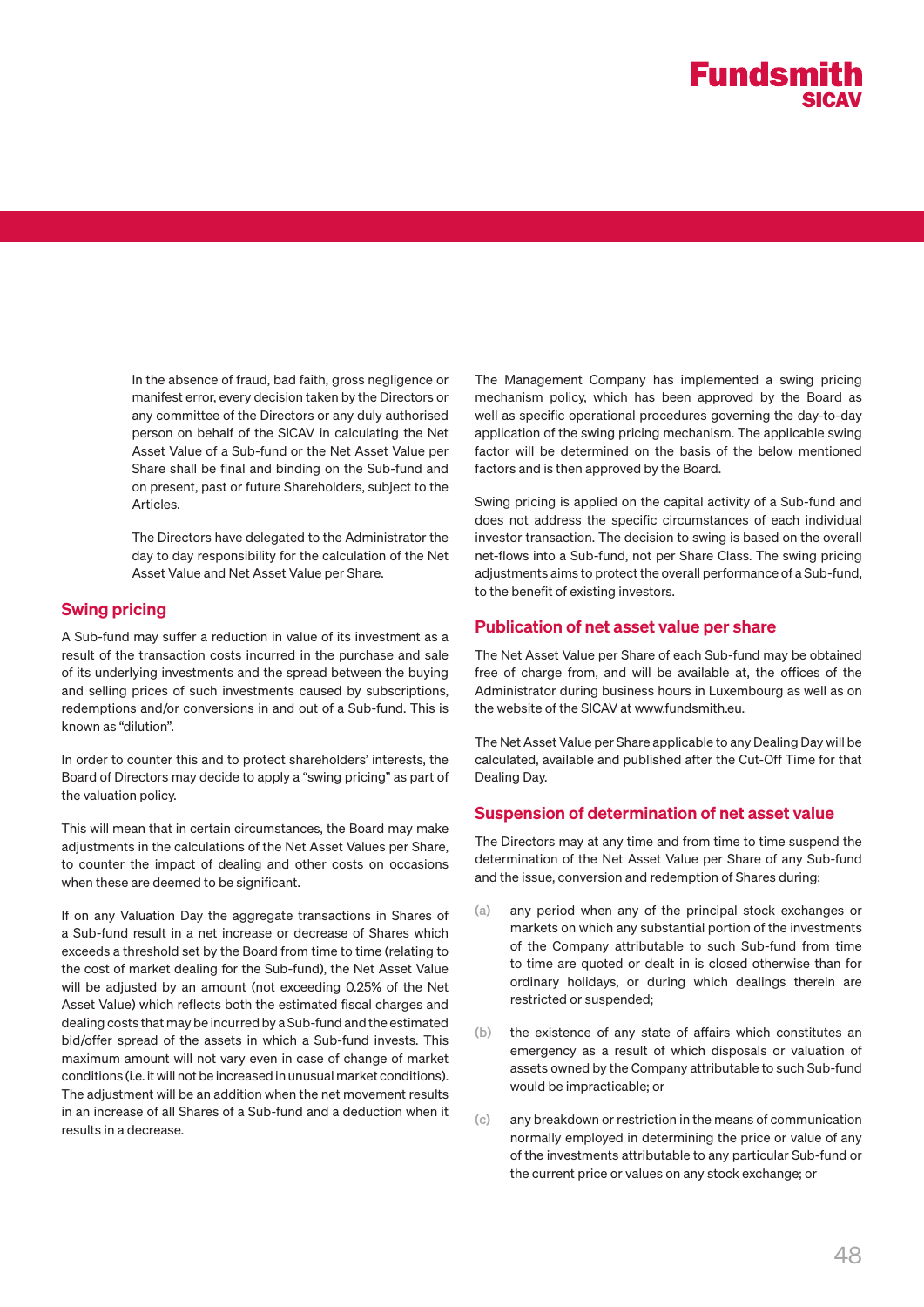In the absence of fraud, bad faith, gross negligence or manifest error, every decision taken by the Directors or any committee of the Directors or any duly authorised person on behalf of the SICAV in calculating the Net Asset Value of a Sub-fund or the Net Asset Value per Share shall be final and binding on the Sub-fund and on present, past or future Shareholders, subject to the Articles.

The Directors have delegated to the Administrator the day to day responsibility for the calculation of the Net Asset Value and Net Asset Value per Share.

## Swing pricing

A Sub-fund may suffer a reduction in value of its investment as a result of the transaction costs incurred in the purchase and sale of its underlying investments and the spread between the buying and selling prices of such investments caused by subscriptions, redemptions and/or conversions in and out of a Sub-fund. This is known as "dilution".

In order to counter this and to protect shareholders' interests, the Board of Directors may decide to apply a "swing pricing" as part of the valuation policy.

This will mean that in certain circumstances, the Board may make adjustments in the calculations of the Net Asset Values per Share, to counter the impact of dealing and other costs on occasions when these are deemed to be significant.

If on any Valuation Day the aggregate transactions in Shares of a Sub-fund result in a net increase or decrease of Shares which exceeds a threshold set by the Board from time to time (relating to the cost of market dealing for the Sub-fund), the Net Asset Value will be adjusted by an amount (not exceeding 0.25% of the Net Asset Value) which reflects both the estimated fiscal charges and dealing costs that may be incurred by a Sub-fund and the estimated bid/offer spread of the assets in which a Sub-fund invests. This maximum amount will not vary even in case of change of market conditions (i.e. it will not be increased in unusual market conditions). The adjustment will be an addition when the net movement results in an increase of all Shares of a Sub-fund and a deduction when it results in a decrease.

The Management Company has implemented a swing pricing mechanism policy, which has been approved by the Board as well as specific operational procedures governing the day-to-day application of the swing pricing mechanism. The applicable swing factor will be determined on the basis of the below mentioned factors and is then approved by the Board.

Swing pricing is applied on the capital activity of a Sub-fund and does not address the specific circumstances of each individual investor transaction. The decision to swing is based on the overall net-flows into a Sub-fund, not per Share Class. The swing pricing adjustments aims to protect the overall performance of a Sub-fund, to the benefit of existing investors.

## Publication of net asset value per share

The Net Asset Value per Share of each Sub-fund may be obtained free of charge from, and will be available at, the offices of the Administrator during business hours in Luxembourg as well as on the website of the SICAV at www.fundsmith.eu.

The Net Asset Value per Share applicable to any Dealing Day will be calculated, available and published after the Cut-Off Time for that Dealing Day.

## Suspension of determination of net asset value

The Directors may at any time and from time to time suspend the determination of the Net Asset Value per Share of any Sub-fund and the issue, conversion and redemption of Shares during:

(a) any period when any of the principal stock exchanges or markets on which any substantial portion of the investments of the Company attributable to such Sub-fund from time to time are quoted or dealt in is closed otherwise than for ordinary holidays, or during which dealings therein are restricted or suspended;

(b) the existence of any state of affairs which constitutes an emergency as a result of which disposals or valuation of assets owned by the Company attributable to such Sub-fund would be impracticable; or

(c) any breakdown or restriction in the means of communication normally employed in determining the price or value of any of the investments attributable to any particular Sub-fund or the current price or values on any stock exchange; or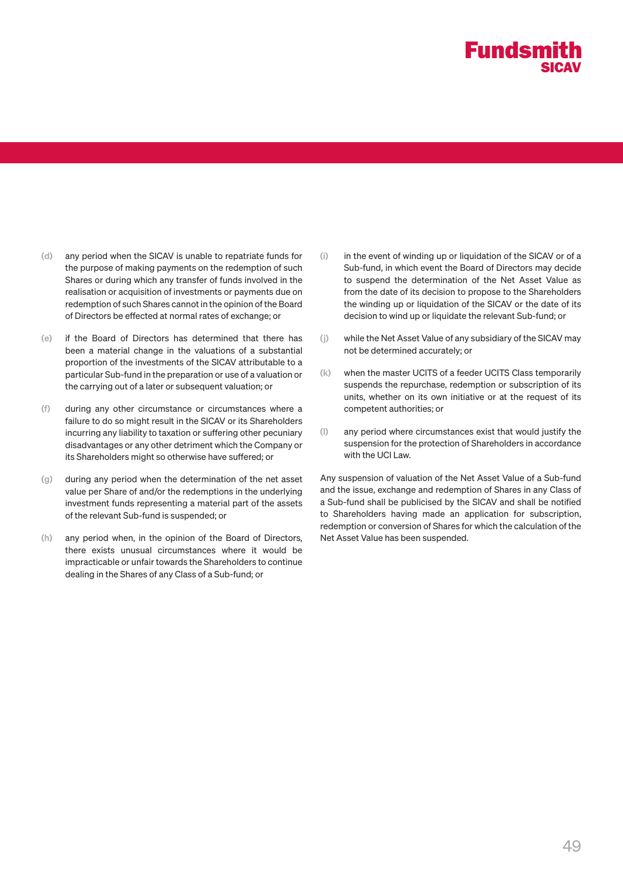(d) any period when the SICAV is unable to repatriate funds for the purpose of making payments on the redemption of such Shares or during which any transfer of funds involved in the realisation or acquisition of investments or payments due on redemption of such Shares cannot in the opinion of the Board of Directors be effected at normal rates of exchange; or

(e) if the Board of Directors has determined that there has been a material change in the valuations of a substantial proportion of the investments of the SICAV attributable to a particular Sub-fund in the preparation or use of a valuation or the carrying out of a later or subsequent valuation; or

(f) during any other circumstance or circumstances where a failure to do so might result in the SICAV or its Shareholders incurring any liability to taxation or suffering other pecuniary disadvantages or any other detriment which the Company or its Shareholders might so otherwise have suffered; or

(g) during any period when the determination of the net asset value per Share of and/or the redemptions in the underlying investment funds representing a material part of the assets of the relevant Sub-fund is suspended; or

(h) any period when, in the opinion of the Board of Directors, there exists unusual circumstances where it would be impracticable or unfair towards the Shareholders to continue dealing in the Shares of any Class of a Sub-fund; or

(i) in the event of winding up or liquidation of the SICAV or of a Sub-fund, in which event the Board of Directors may decide to suspend the determination of the Net Asset Value as from the date of its decision to propose to the Shareholders the winding up or liquidation of the SICAV or the date of its decision to wind up or liquidate the relevant Sub-fund; or

(j) while the Net Asset Value of any subsidiary of the SICAV may not be determined accurately; or

(k) when the master UCITS of a feeder UCITS Class temporarily suspends the repurchase, redemption or subscription of its units, whether on its own initiative or at the request of its competent authorities; or

(l) any period where circumstances exist that would justify the suspension for the protection of Shareholders in accordance with the UCI Law.

Any suspension of valuation of the Net Asset Value of a Sub-fund and the issue, exchange and redemption of Shares in any Class of a Sub-fund shall be publicised by the SICAV and shall be notified to Shareholders having made an application for subscription, redemption or conversion of Shares for which the calculation of the Net Asset Value has been suspended.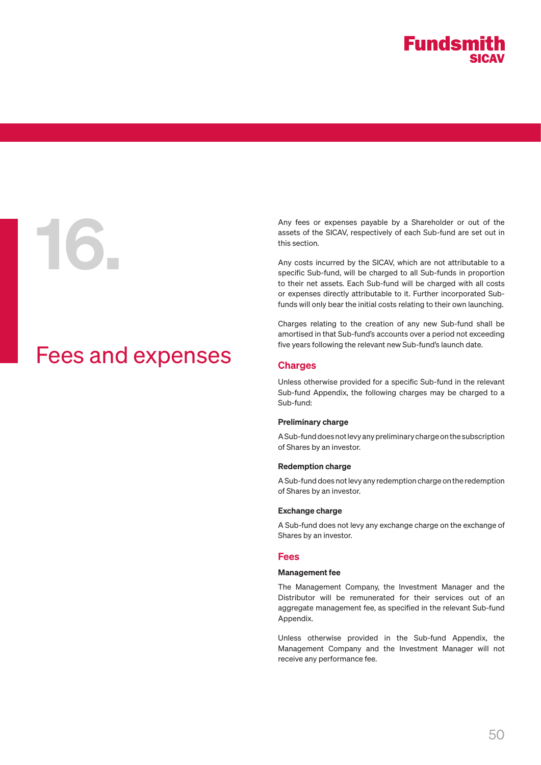# 16. Fees and expenses

Any fees or expenses payable by a Shareholder or out of the assets of the SICAV, respectively of each Sub-fund are set out in this section.

Any costs incurred by the SICAV, which are not attributable to a specific Sub-fund, will be charged to all Sub-funds in proportion to their net assets. Each Sub-fund will be charged with all costs or expenses directly attributable to it. Further incorporated Sub-funds will only bear the initial costs relating to their own launching.

Charges relating to the creation of any new Sub-fund shall be amortised in that Sub-fund's accounts over a period not exceeding five years following the relevant new Sub-fund's launch date.

## Charges

Unless otherwise provided for a specific Sub-fund in the relevant Sub-fund Appendix, the following charges may be charged to a Sub-fund:

### Preliminary charge

A Sub-fund does not levy any preliminary charge on the subscription of Shares by an investor.

### Redemption charge

A Sub-fund does not levy any redemption charge on the redemption of Shares by an investor.

### Exchange charge

A Sub-fund does not levy any exchange charge on the exchange of Shares by an investor.

## Fees

### Management fee

The Management Company, the Investment Manager and the Distributor will be remunerated for their services out of an aggregate management fee, as specified in the relevant Sub-fund Appendix.

Unless otherwise provided in the Sub-fund Appendix, the Management Company and the Investment Manager will not receive any performance fee.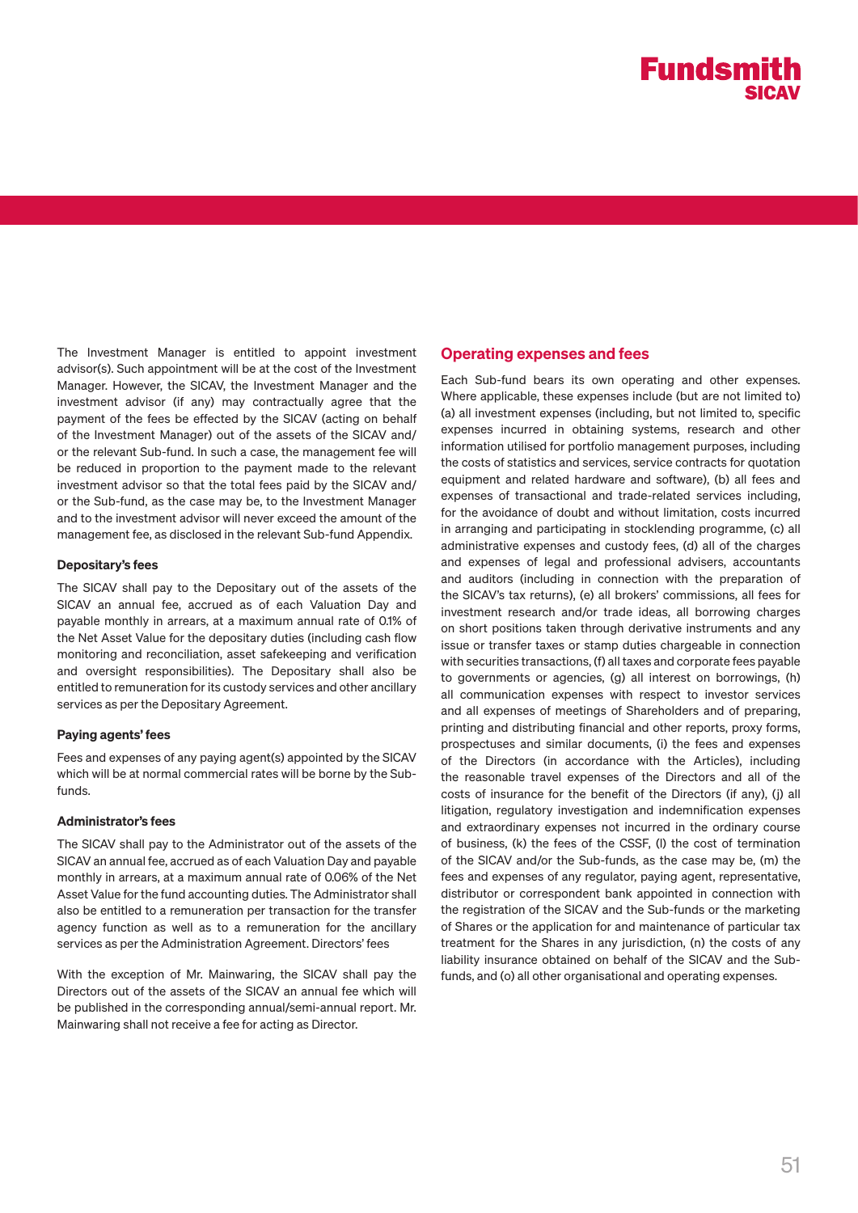The Investment Manager is entitled to appoint investment advisor(s). Such appointment will be at the cost of the Investment Manager. However, the SICAV, the Investment Manager and the investment advisor (if any) may contractually agree that the payment of the fees be effected by the SICAV (acting on behalf of the Investment Manager) out of the assets of the SICAV and/or the relevant Sub-fund. In such a case, the management fee will be reduced in proportion to the payment made to the relevant investment advisor so that the total fees paid by the SICAV and/or the Sub-fund, as the case may be, to the Investment Manager and to the investment advisor will never exceed the amount of the management fee, as disclosed in the relevant Sub-fund Appendix.

#### Depositary's fees

The SICAV shall pay to the Depositary out of the assets of the SICAV an annual fee, accrued as of each Valuation Day and payable monthly in arrears, at a maximum annual rate of 0.1% of the Net Asset Value for the depositary duties (including cash flow monitoring and reconciliation, asset safekeeping and verification and oversight responsibilities). The Depositary shall also be entitled to remuneration for its custody services and other ancillary services as per the Depositary Agreement.

#### Paying agents' fees

Fees and expenses of any paying agent(s) appointed by the SICAV which will be at normal commercial rates will be borne by the Sub-funds.

#### Administrator's fees

The SICAV shall pay to the Administrator out of the assets of the SICAV an annual fee, accrued as of each Valuation Day and payable monthly in arrears, at a maximum annual rate of 0.06% of the Net Asset Value for the fund accounting duties. The Administrator shall also be entitled to a remuneration per transaction for the transfer agency function as well as to a remuneration for the ancillary services as per the Administration Agreement. Directors' fees

With the exception of Mr. Mainwaring, the SICAV shall pay the Directors out of the assets of the SICAV an annual fee which will be published in the corresponding annual/semi-annual report. Mr. Mainwaring shall not receive a fee for acting as Director.

### Operating expenses and fees

Each Sub-fund bears its own operating and other expenses. Where applicable, these expenses include (but are not limited to) (a) all investment expenses (including, but not limited to, specific expenses incurred in obtaining systems, research and other information utilised for portfolio management purposes, including the costs of statistics and services, service contracts for quotation equipment and related hardware and software), (b) all fees and expenses of transactional and trade-related services including, for the avoidance of doubt and without limitation, costs incurred in arranging and participating in stocklending programme, (c) all administrative expenses and custody fees, (d) all of the charges and expenses of legal and professional advisers, accountants and auditors (including in connection with the preparation of the SICAV's tax returns), (e) all brokers' commissions, all fees for investment research and/or trade ideas, all borrowing charges on short positions taken through derivative instruments and any issue or transfer taxes or stamp duties chargeable in connection with securities transactions, (f) all taxes and corporate fees payable to governments or agencies, (g) all interest on borrowings, (h) all communication expenses with respect to investor services and all expenses of meetings of Shareholders and of preparing, printing and distributing financial and other reports, proxy forms, prospectuses and similar documents, (i) the fees and expenses of the Directors (in accordance with the Articles), including the reasonable travel expenses of the Directors and all of the costs of insurance for the benefit of the Directors (if any), (j) all litigation, regulatory investigation and indemnification expenses and extraordinary expenses not incurred in the ordinary course of business, (k) the fees of the CSSF, (l) the cost of termination of the SICAV and/or the Sub-funds, as the case may be, (m) the fees and expenses of any regulator, paying agent, representative, distributor or correspondent bank appointed in connection with the registration of the SICAV and the Sub-funds or the marketing of Shares or the application for and maintenance of particular tax treatment for the Shares in any jurisdiction, (n) the costs of any liability insurance obtained on behalf of the SICAV and the Sub-funds, and (o) all other organisational and operating expenses.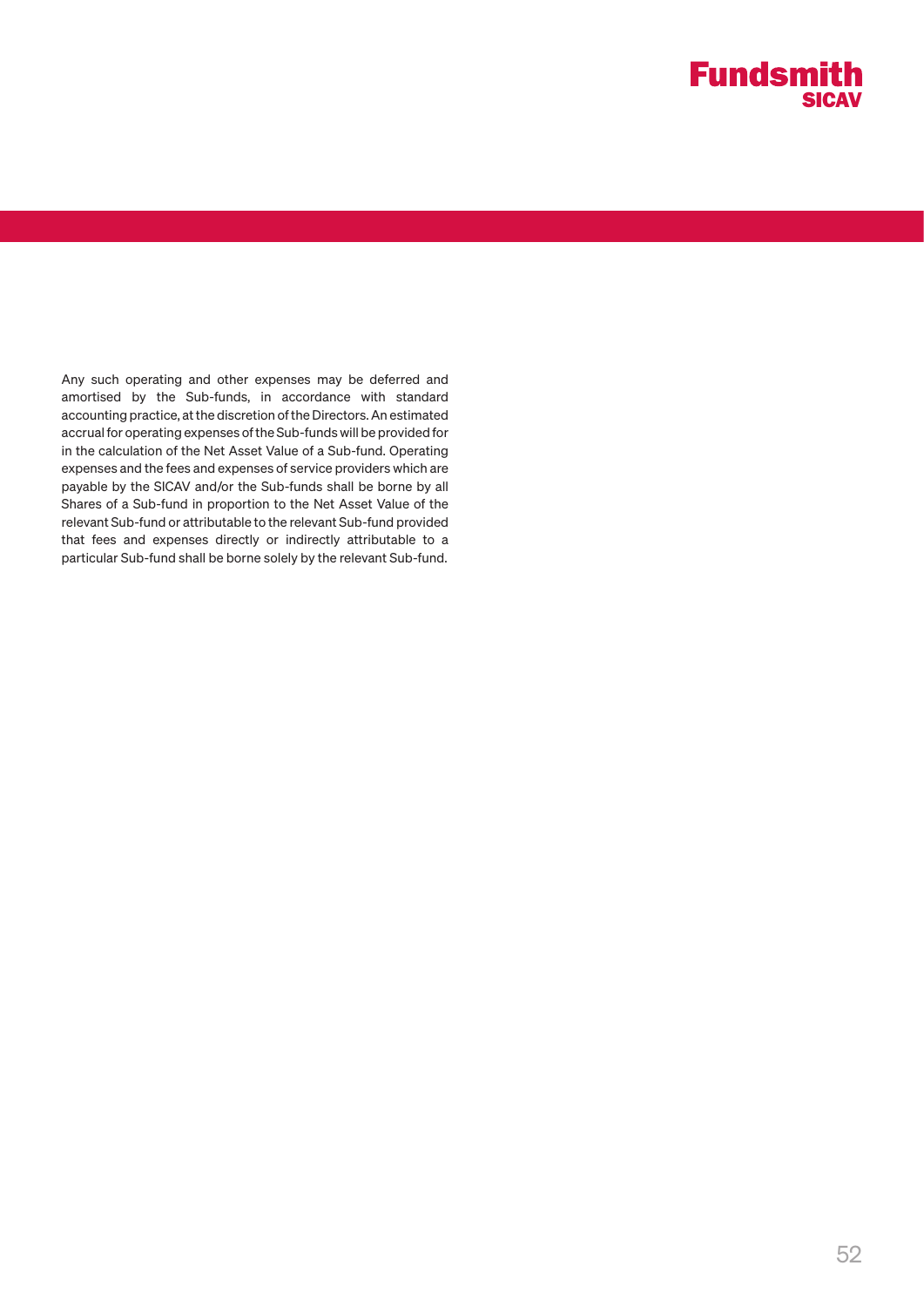Any such operating and other expenses may be deferred and amortised by the Sub-funds, in accordance with standard accounting practice, at the discretion of the Directors. An estimated accrual for operating expenses of the Sub-funds will be provided for in the calculation of the Net Asset Value of a Sub-fund. Operating expenses and the fees and expenses of service providers which are payable by the SICAV and/or the Sub-funds shall be borne by all Shares of a Sub-fund in proportion to the Net Asset Value of the relevant Sub-fund or attributable to the relevant Sub-fund provided that fees and expenses directly or indirectly attributable to a particular Sub-fund shall be borne solely by the relevant Sub-fund.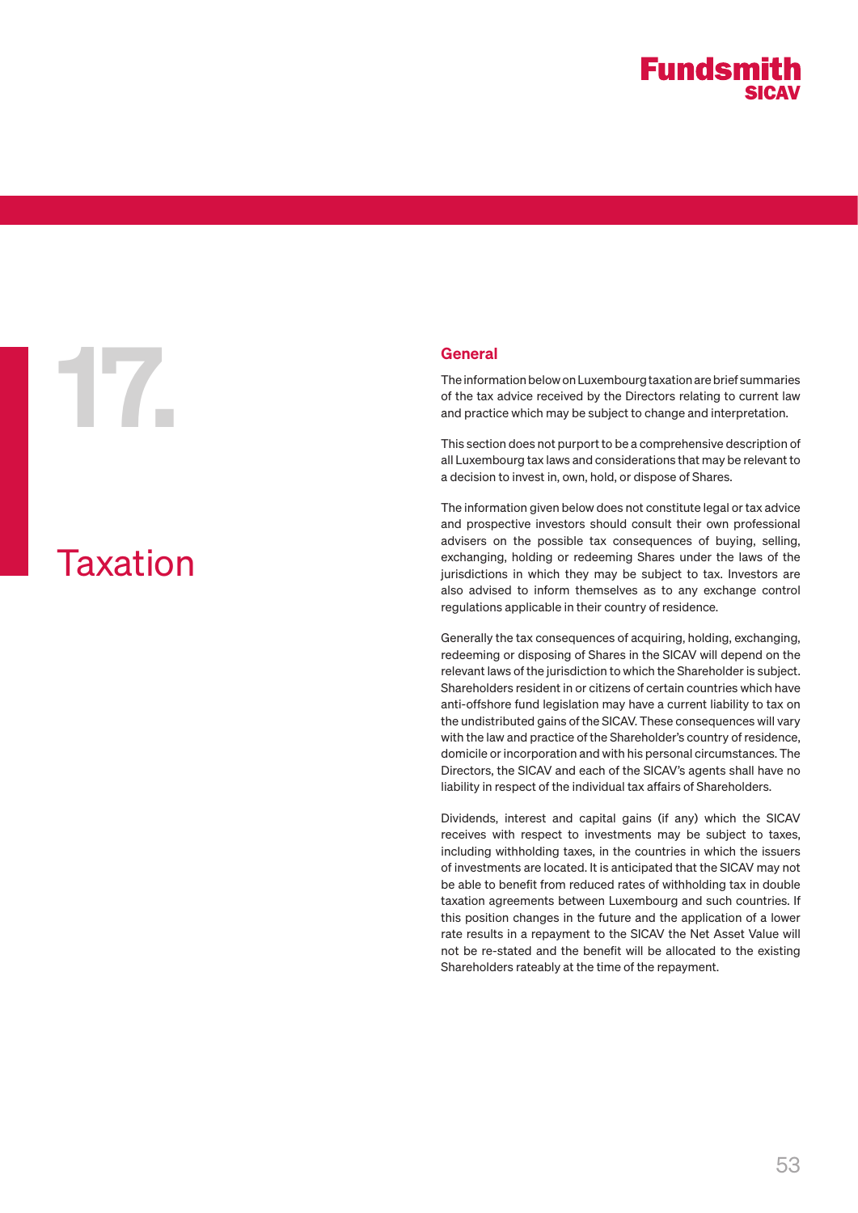# 17. Taxation

## General

The information below on Luxembourg taxation are brief summaries of the tax advice received by the Directors relating to current law and practice which may be subject to change and interpretation.

This section does not purport to be a comprehensive description of all Luxembourg tax laws and considerations that may be relevant to a decision to invest in, own, hold, or dispose of Shares.

The information given below does not constitute legal or tax advice and prospective investors should consult their own professional advisers on the possible tax consequences of buying, selling, exchanging, holding or redeeming Shares under the laws of the jurisdictions in which they may be subject to tax. Investors are also advised to inform themselves as to any exchange control regulations applicable in their country of residence.

Generally the tax consequences of acquiring, holding, exchanging, redeeming or disposing of Shares in the SICAV will depend on the relevant laws of the jurisdiction to which the Shareholder is subject. Shareholders resident in or citizens of certain countries which have anti-offshore fund legislation may have a current liability to tax on the undistributed gains of the SICAV. These consequences will vary with the law and practice of the Shareholder's country of residence, domicile or incorporation and with his personal circumstances. The Directors, the SICAV and each of the SICAV's agents shall have no liability in respect of the individual tax affairs of Shareholders.

Dividends, interest and capital gains (if any) which the SICAV receives with respect to investments may be subject to taxes, including withholding taxes, in the countries in which the issuers of investments are located. It is anticipated that the SICAV may not be able to benefit from reduced rates of withholding tax in double taxation agreements between Luxembourg and such countries. If this position changes in the future and the application of a lower rate results in a repayment to the SICAV the Net Asset Value will not be re-stated and the benefit will be allocated to the existing Shareholders rateably at the time of the repayment.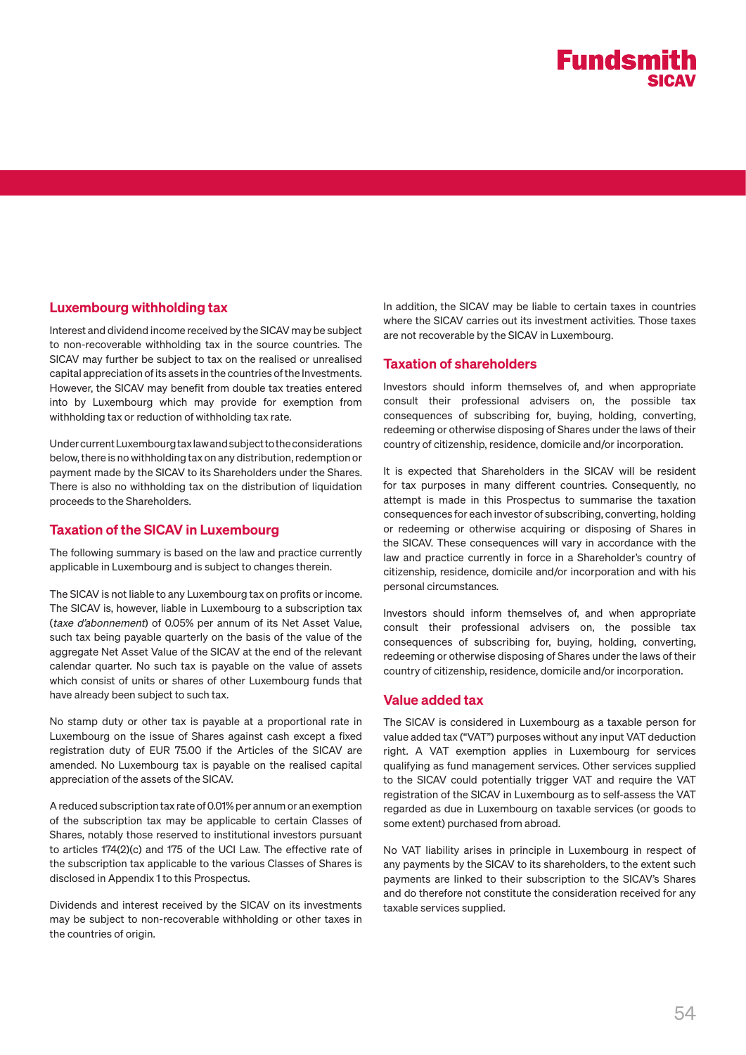## Luxembourg withholding tax

Interest and dividend income received by the SICAV may be subject to non-recoverable withholding tax in the source countries. The SICAV may further be subject to tax on the realised or unrealised capital appreciation of its assets in the countries of the Investments. However, the SICAV may benefit from double tax treaties entered into by Luxembourg which may provide for exemption from withholding tax or reduction of withholding tax rate.

Under current Luxembourg tax law and subject to the considerations below, there is no withholding tax on any distribution, redemption or payment made by the SICAV to its Shareholders under the Shares. There is also no withholding tax on the distribution of liquidation proceeds to the Shareholders.

## Taxation of the SICAV in Luxembourg

The following summary is based on the law and practice currently applicable in Luxembourg and is subject to changes therein.

The SICAV is not liable to any Luxembourg tax on profits or income. The SICAV is, however, liable in Luxembourg to a subscription tax (*taxe d'abonnement*) of 0.05% per annum of its Net Asset Value, such tax being payable quarterly on the basis of the value of the aggregate Net Asset Value of the SICAV at the end of the relevant calendar quarter. No such tax is payable on the value of assets which consist of units or shares of other Luxembourg funds that have already been subject to such tax.

No stamp duty or other tax is payable at a proportional rate in Luxembourg on the issue of Shares against cash except a fixed registration duty of EUR 75.00 if the Articles of the SICAV are amended. No Luxembourg tax is payable on the realised capital appreciation of the assets of the SICAV.

A reduced subscription tax rate of 0.01% per annum or an exemption of the subscription tax may be applicable to certain Classes of Shares, notably those reserved to institutional investors pursuant to articles 174(2)(c) and 175 of the UCI Law. The effective rate of the subscription tax applicable to the various Classes of Shares is disclosed in Appendix 1 to this Prospectus.

Dividends and interest received by the SICAV on its investments may be subject to non-recoverable withholding or other taxes in the countries of origin.

In addition, the SICAV may be liable to certain taxes in countries where the SICAV carries out its investment activities. Those taxes are not recoverable by the SICAV in Luxembourg.

## Taxation of shareholders

Investors should inform themselves of, and when appropriate consult their professional advisers on, the possible tax consequences of subscribing for, buying, holding, converting, redeeming or otherwise disposing of Shares under the laws of their country of citizenship, residence, domicile and/or incorporation.

It is expected that Shareholders in the SICAV will be resident for tax purposes in many different countries. Consequently, no attempt is made in this Prospectus to summarise the taxation consequences for each investor of subscribing, converting, holding or redeeming or otherwise acquiring or disposing of Shares in the SICAV. These consequences will vary in accordance with the law and practice currently in force in a Shareholder's country of citizenship, residence, domicile and/or incorporation and with his personal circumstances.

Investors should inform themselves of, and when appropriate consult their professional advisers on, the possible tax consequences of subscribing for, buying, holding, converting, redeeming or otherwise disposing of Shares under the laws of their country of citizenship, residence, domicile and/or incorporation.

## Value added tax

The SICAV is considered in Luxembourg as a taxable person for value added tax ("VAT") purposes without any input VAT deduction right. A VAT exemption applies in Luxembourg for services qualifying as fund management services. Other services supplied to the SICAV could potentially trigger VAT and require the VAT registration of the SICAV in Luxembourg as to self-assess the VAT regarded as due in Luxembourg on taxable services (or goods to some extent) purchased from abroad.

No VAT liability arises in principle in Luxembourg in respect of any payments by the SICAV to its shareholders, to the extent such payments are linked to their subscription to the SICAV's Shares and do therefore not constitute the consideration received for any taxable services supplied.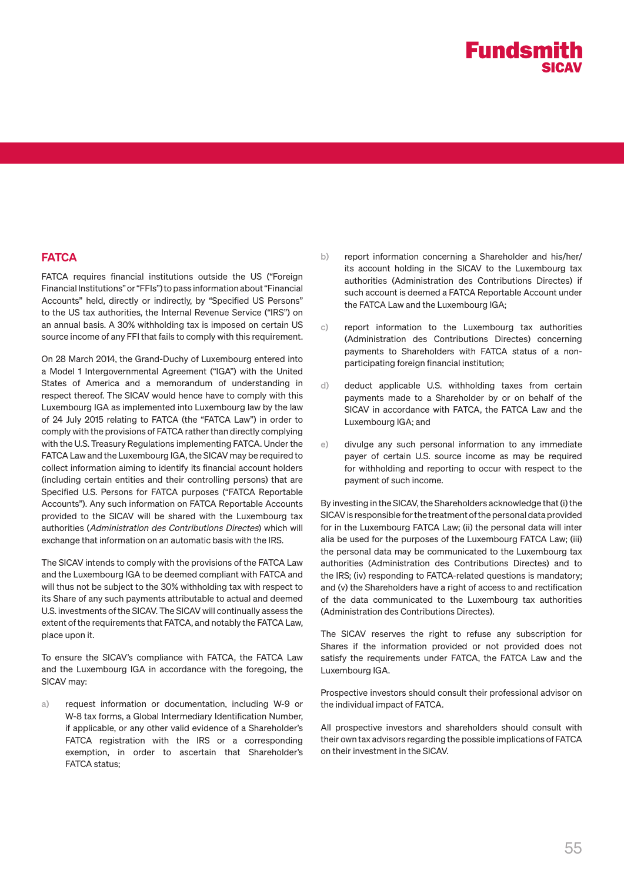## FATCA

FATCA requires financial institutions outside the US ("Foreign Financial Institutions" or "FFIs") to pass information about "Financial Accounts" held, directly or indirectly, by "Specified US Persons" to the US tax authorities, the Internal Revenue Service ("IRS") on an annual basis. A 30% withholding tax is imposed on certain US source income of any FFI that fails to comply with this requirement.

On 28 March 2014, the Grand-Duchy of Luxembourg entered into a Model 1 Intergovernmental Agreement ("IGA") with the United States of America and a memorandum of understanding in respect thereof. The SICAV would hence have to comply with this Luxembourg IGA as implemented into Luxembourg law by the law of 24 July 2015 relating to FATCA (the "FATCA Law") in order to comply with the provisions of FATCA rather than directly complying with the U.S. Treasury Regulations implementing FATCA. Under the FATCA Law and the Luxembourg IGA, the SICAV may be required to collect information aiming to identify its financial account holders (including certain entities and their controlling persons) that are Specified U.S. Persons for FATCA purposes ("FATCA Reportable Accounts"). Any such information on FATCA Reportable Accounts provided to the SICAV will be shared with the Luxembourg tax authorities (*Administration des Contributions Directes*) which will exchange that information on an automatic basis with the IRS.

The SICAV intends to comply with the provisions of the FATCA Law and the Luxembourg IGA to be deemed compliant with FATCA and will thus not be subject to the 30% withholding tax with respect to its Share of any such payments attributable to actual and deemed U.S. investments of the SICAV. The SICAV will continually assess the extent of the requirements that FATCA, and notably the FATCA Law, place upon it.

To ensure the SICAV's compliance with FATCA, the FATCA Law and the Luxembourg IGA in accordance with the foregoing, the SICAV may:

a) request information or documentation, including W-9 or W-8 tax forms, a Global Intermediary Identification Number, if applicable, or any other valid evidence of a Shareholder's FATCA registration with the IRS or a corresponding exemption, in order to ascertain that Shareholder's FATCA status;

b) report information concerning a Shareholder and his/her/ its account holding in the SICAV to the Luxembourg tax authorities (Administration des Contributions Directes) if such account is deemed a FATCA Reportable Account under the FATCA Law and the Luxembourg IGA;

c) report information to the Luxembourg tax authorities (Administration des Contributions Directes) concerning payments to Shareholders with FATCA status of a non-participating foreign financial institution;

d) deduct applicable U.S. withholding taxes from certain payments made to a Shareholder by or on behalf of the SICAV in accordance with FATCA, the FATCA Law and the Luxembourg IGA; and

e) divulge any such personal information to any immediate payer of certain U.S. source income as may be required for withholding and reporting to occur with respect to the payment of such income.

By investing in the SICAV, the Shareholders acknowledge that (i) the SICAV is responsible for the treatment of the personal data provided for in the Luxembourg FATCA Law; (ii) the personal data will inter alia be used for the purposes of the Luxembourg FATCA Law; (iii) the personal data may be communicated to the Luxembourg tax authorities (Administration des Contributions Directes) and to the IRS; (iv) responding to FATCA-related questions is mandatory; and (v) the Shareholders have a right of access to and rectification of the data communicated to the Luxembourg tax authorities (Administration des Contributions Directes).

The SICAV reserves the right to refuse any subscription for Shares if the information provided or not provided does not satisfy the requirements under FATCA, the FATCA Law and the Luxembourg IGA.

Prospective investors should consult their professional advisor on the individual impact of FATCA.

All prospective investors and shareholders should consult with their own tax advisors regarding the possible implications of FATCA on their investment in the SICAV.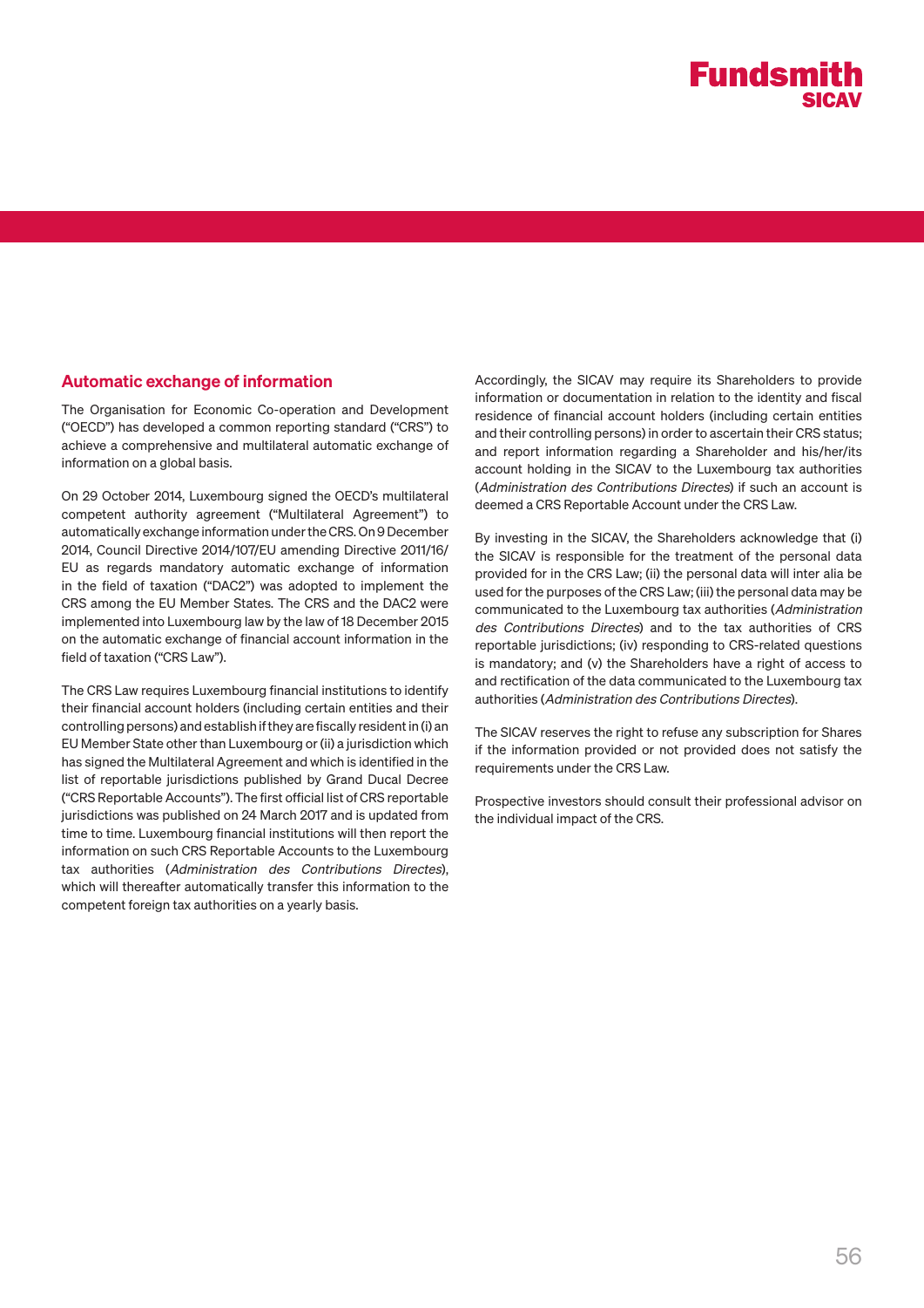## Automatic exchange of information

The Organisation for Economic Co-operation and Development ("OECD") has developed a common reporting standard ("CRS") to achieve a comprehensive and multilateral automatic exchange of information on a global basis.

On 29 October 2014, Luxembourg signed the OECD's multilateral competent authority agreement ("Multilateral Agreement") to automatically exchange information under the CRS. On 9 December 2014, Council Directive 2014/107/EU amending Directive 2011/16/EU as regards mandatory automatic exchange of information in the field of taxation ("DAC2") was adopted to implement the CRS among the EU Member States. The CRS and the DAC2 were implemented into Luxembourg law by the law of 18 December 2015 on the automatic exchange of financial account information in the field of taxation ("CRS Law").

The CRS Law requires Luxembourg financial institutions to identify their financial account holders (including certain entities and their controlling persons) and establish if they are fiscally resident in (i) an EU Member State other than Luxembourg or (ii) a jurisdiction which has signed the Multilateral Agreement and which is identified in the list of reportable jurisdictions published by Grand Ducal Decree ("CRS Reportable Accounts"). The first official list of CRS reportable jurisdictions was published on 24 March 2017 and is updated from time to time. Luxembourg financial institutions will then report the information on such CRS Reportable Accounts to the Luxembourg tax authorities (*Administration des Contributions Directes*), which will thereafter automatically transfer this information to the competent foreign tax authorities on a yearly basis.

Accordingly, the SICAV may require its Shareholders to provide information or documentation in relation to the identity and fiscal residence of financial account holders (including certain entities and their controlling persons) in order to ascertain their CRS status; and report information regarding a Shareholder and his/her/its account holding in the SICAV to the Luxembourg tax authorities (*Administration des Contributions Directes*) if such an account is deemed a CRS Reportable Account under the CRS Law.

By investing in the SICAV, the Shareholders acknowledge that (i) the SICAV is responsible for the treatment of the personal data provided for in the CRS Law; (ii) the personal data will inter alia be used for the purposes of the CRS Law; (iii) the personal data may be communicated to the Luxembourg tax authorities (*Administration des Contributions Directes*) and to the tax authorities of CRS reportable jurisdictions; (iv) responding to CRS-related questions is mandatory; and (v) the Shareholders have a right of access to and rectification of the data communicated to the Luxembourg tax authorities (*Administration des Contributions Directes*).

The SICAV reserves the right to refuse any subscription for Shares if the information provided or not provided does not satisfy the requirements under the CRS Law.

Prospective investors should consult their professional advisor on the individual impact of the CRS.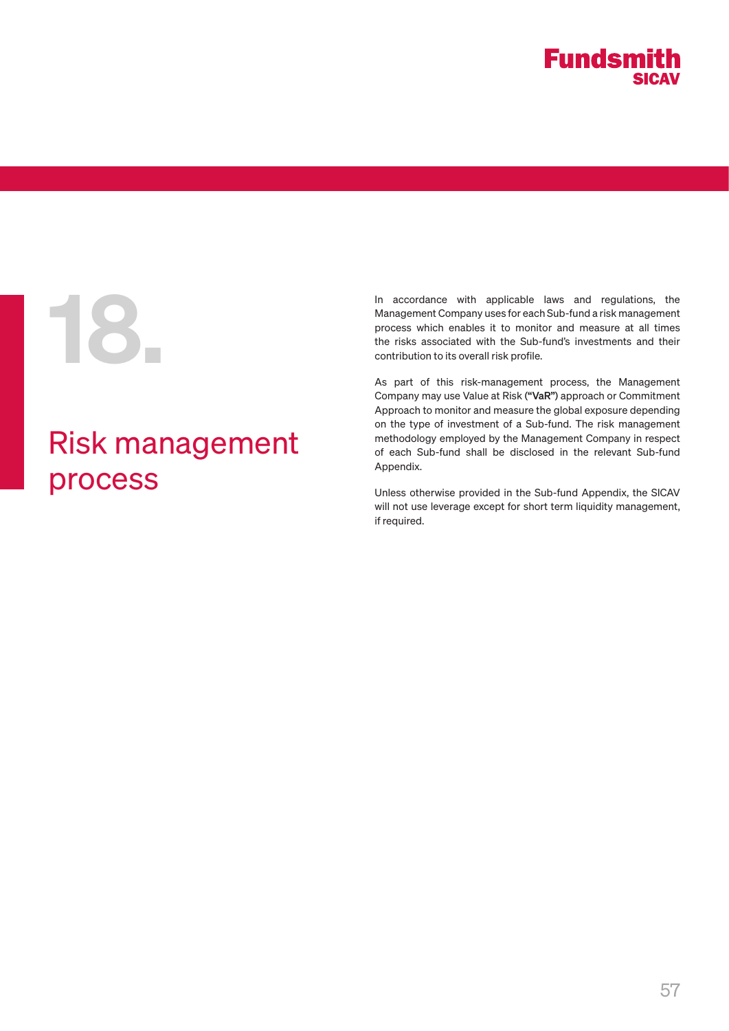# 18. Risk management process

In accordance with applicable laws and regulations, the Management Company uses for each Sub-fund a risk management process which enables it to monitor and measure at all times the risks associated with the Sub-fund's investments and their contribution to its overall risk profile.

As part of this risk-management process, the Management Company may use Value at Risk (**"VaR"**) approach or Commitment Approach to monitor and measure the global exposure depending on the type of investment of a Sub-fund. The risk management methodology employed by the Management Company in respect of each Sub-fund shall be disclosed in the relevant Sub-fund Appendix.

Unless otherwise provided in the Sub-fund Appendix, the SICAV will not use leverage except for short term liquidity management, if required.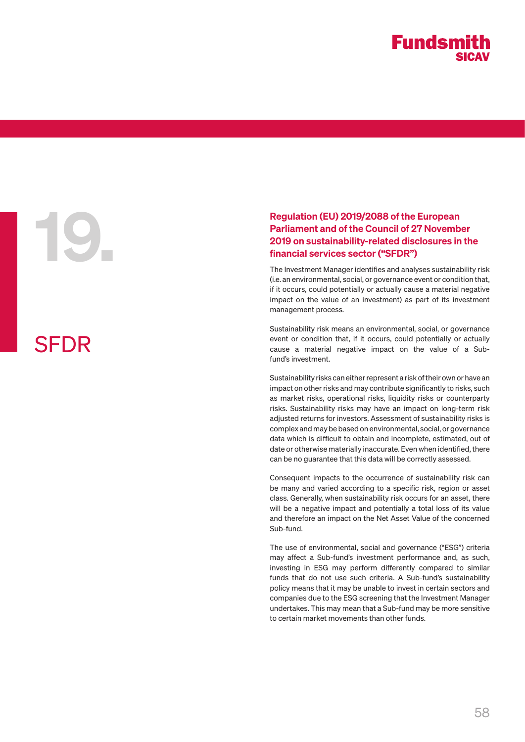# 19. SFDR

## Regulation (EU) 2019/2088 of the European Parliament and of the Council of 27 November 2019 on sustainability-related disclosures in the financial services sector ("SFDR")

The Investment Manager identifies and analyses sustainability risk (i.e. an environmental, social, or governance event or condition that, if it occurs, could potentially or actually cause a material negative impact on the value of an investment) as part of its investment management process.

Sustainability risk means an environmental, social, or governance event or condition that, if it occurs, could potentially or actually cause a material negative impact on the value of a Sub-fund's investment.

Sustainability risks can either represent a risk of their own or have an impact on other risks and may contribute significantly to risks, such as market risks, operational risks, liquidity risks or counterparty risks. Sustainability risks may have an impact on long-term risk adjusted returns for investors. Assessment of sustainability risks is complex and may be based on environmental, social, or governance data which is difficult to obtain and incomplete, estimated, out of date or otherwise materially inaccurate. Even when identified, there can be no guarantee that this data will be correctly assessed.

Consequent impacts to the occurrence of sustainability risk can be many and varied according to a specific risk, region or asset class. Generally, when sustainability risk occurs for an asset, there will be a negative impact and potentially a total loss of its value and therefore an impact on the Net Asset Value of the concerned Sub-fund.

The use of environmental, social and governance ("ESG") criteria may affect a Sub-fund's investment performance and, as such, investing in ESG may perform differently compared to similar funds that do not use such criteria. A Sub-fund's sustainability policy means that it may be unable to invest in certain sectors and companies due to the ESG screening that the Investment Manager undertakes. This may mean that a Sub-fund may be more sensitive to certain market movements than other funds.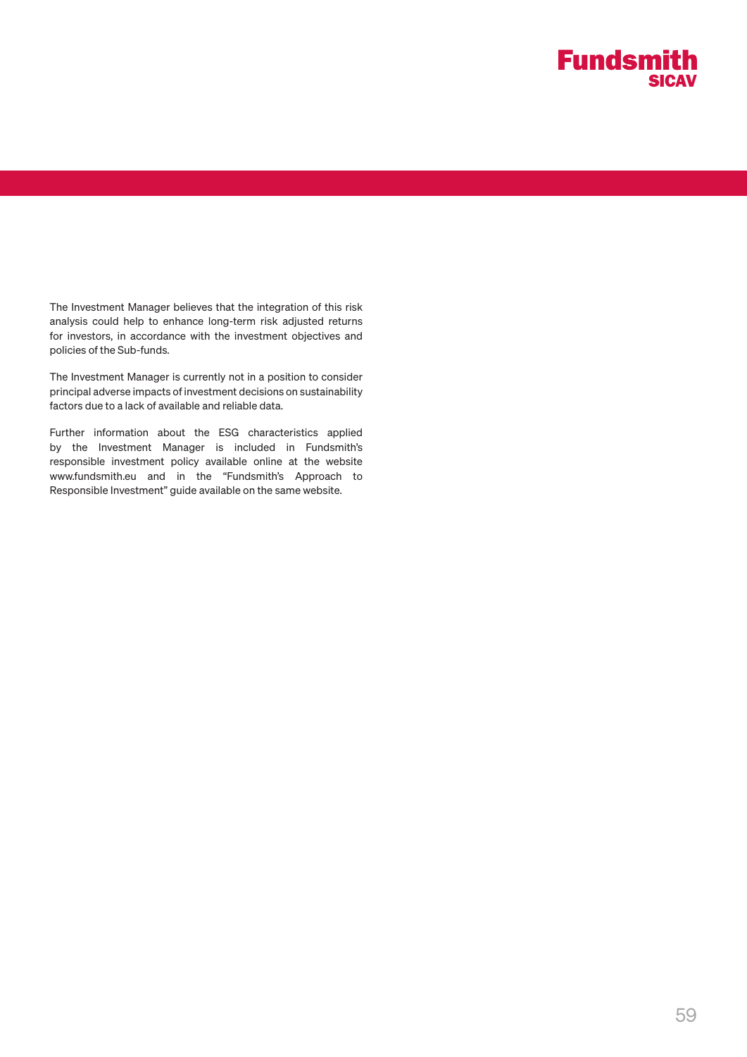The Investment Manager believes that the integration of this risk analysis could help to enhance long-term risk adjusted returns for investors, in accordance with the investment objectives and policies of the Sub-funds.

The Investment Manager is currently not in a position to consider principal adverse impacts of investment decisions on sustainability factors due to a lack of available and reliable data.

Further information about the ESG characteristics applied by the Investment Manager is included in Fundsmith's responsible investment policy available online at the website www.fundsmith.eu and in the "Fundsmith's Approach to Responsible Investment" guide available on the same website.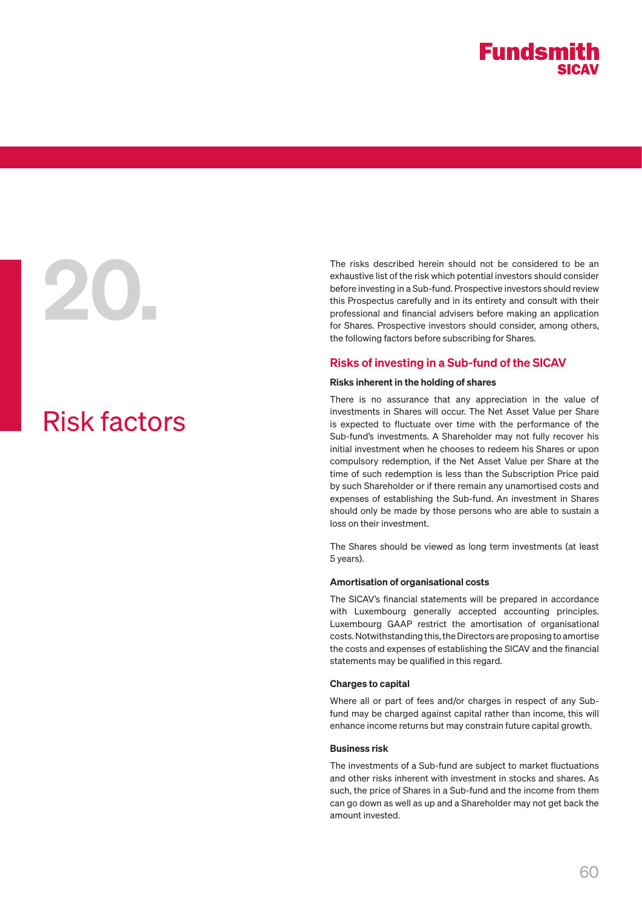# 20. Risk factors

The risks described herein should not be considered to be an exhaustive list of the risk which potential investors should consider before investing in a Sub-fund. Prospective investors should review this Prospectus carefully and in its entirety and consult with their professional and financial advisers before making an application for Shares. Prospective investors should consider, among others, the following factors before subscribing for Shares.

## Risks of investing in a Sub-fund of the SICAV

### Risks inherent in the holding of shares

There is no assurance that any appreciation in the value of investments in Shares will occur. The Net Asset Value per Share is expected to fluctuate over time with the performance of the Sub-fund's investments. A Shareholder may not fully recover his initial investment when he chooses to redeem his Shares or upon compulsory redemption, if the Net Asset Value per Share at the time of such redemption is less than the Subscription Price paid by such Shareholder or if there remain any unamortised costs and expenses of establishing the Sub-fund. An investment in Shares should only be made by those persons who are able to sustain a loss on their investment.

The Shares should be viewed as long term investments (at least 5 years).

### Amortisation of organisational costs

The SICAV's financial statements will be prepared in accordance with Luxembourg generally accepted accounting principles. Luxembourg GAAP restrict the amortisation of organisational costs. Notwithstanding this, the Directors are proposing to amortise the costs and expenses of establishing the SICAV and the financial statements may be qualified in this regard.

### Charges to capital

Where all or part of fees and/or charges in respect of any Sub-fund may be charged against capital rather than income, this will enhance income returns but may constrain future capital growth.

### Business risk

The investments of a Sub-fund are subject to market fluctuations and other risks inherent with investment in stocks and shares. As such, the price of Shares in a Sub-fund and the income from them can go down as well as up and a Shareholder may not get back the amount invested.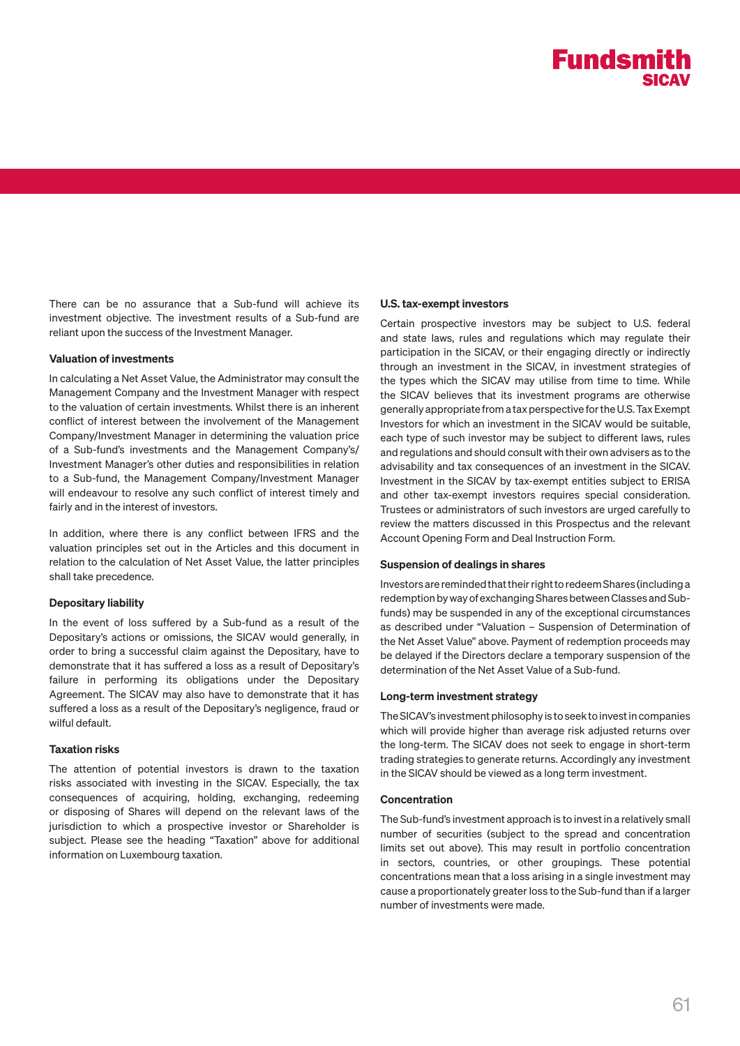There can be no assurance that a Sub-fund will achieve its investment objective. The investment results of a Sub-fund are reliant upon the success of the Investment Manager.

#### Valuation of investments

In calculating a Net Asset Value, the Administrator may consult the Management Company and the Investment Manager with respect to the valuation of certain investments. Whilst there is an inherent conflict of interest between the involvement of the Management Company/Investment Manager in determining the valuation price of a Sub-fund's investments and the Management Company's/Investment Manager's other duties and responsibilities in relation to a Sub-fund, the Management Company/Investment Manager will endeavour to resolve any such conflict of interest timely and fairly and in the interest of investors.

In addition, where there is any conflict between IFRS and the valuation principles set out in the Articles and this document in relation to the calculation of Net Asset Value, the latter principles shall take precedence.

#### Depositary liability

In the event of loss suffered by a Sub-fund as a result of the Depositary's actions or omissions, the SICAV would generally, in order to bring a successful claim against the Depositary, have to demonstrate that it has suffered a loss as a result of Depositary's failure in performing its obligations under the Depositary Agreement. The SICAV may also have to demonstrate that it has suffered a loss as a result of the Depositary's negligence, fraud or wilful default.

#### Taxation risks

The attention of potential investors is drawn to the taxation risks associated with investing in the SICAV. Especially, the tax consequences of acquiring, holding, exchanging, redeeming or disposing of Shares will depend on the relevant laws of the jurisdiction to which a prospective investor or Shareholder is subject. Please see the heading "Taxation" above for additional information on Luxembourg taxation.

#### U.S. tax-exempt investors

Certain prospective investors may be subject to U.S. federal and state laws, rules and regulations which may regulate their participation in the SICAV, or their engaging directly or indirectly through an investment in the SICAV, in investment strategies of the types which the SICAV may utilise from time to time. While the SICAV believes that its investment programs are otherwise generally appropriate from a tax perspective for the U.S. Tax Exempt Investors for which an investment in the SICAV would be suitable, each type of such investor may be subject to different laws, rules and regulations and should consult with their own advisers as to the advisability and tax consequences of an investment in the SICAV. Investment in the SICAV by tax-exempt entities subject to ERISA and other tax-exempt investors requires special consideration. Trustees or administrators of such investors are urged carefully to review the matters discussed in this Prospectus and the relevant Account Opening Form and Deal Instruction Form.

#### Suspension of dealings in shares

Investors are reminded that their right to redeem Shares (including a redemption by way of exchanging Shares between Classes and Sub-funds) may be suspended in any of the exceptional circumstances as described under "Valuation – Suspension of Determination of the Net Asset Value" above. Payment of redemption proceeds may be delayed if the Directors declare a temporary suspension of the determination of the Net Asset Value of a Sub-fund.

#### Long-term investment strategy

The SICAV's investment philosophy is to seek to invest in companies which will provide higher than average risk adjusted returns over the long-term. The SICAV does not seek to engage in short-term trading strategies to generate returns. Accordingly any investment in the SICAV should be viewed as a long term investment.

#### Concentration

The Sub-fund's investment approach is to invest in a relatively small number of securities (subject to the spread and concentration limits set out above). This may result in portfolio concentration in sectors, countries, or other groupings. These potential concentrations mean that a loss arising in a single investment may cause a proportionately greater loss to the Sub-fund than if a larger number of investments were made.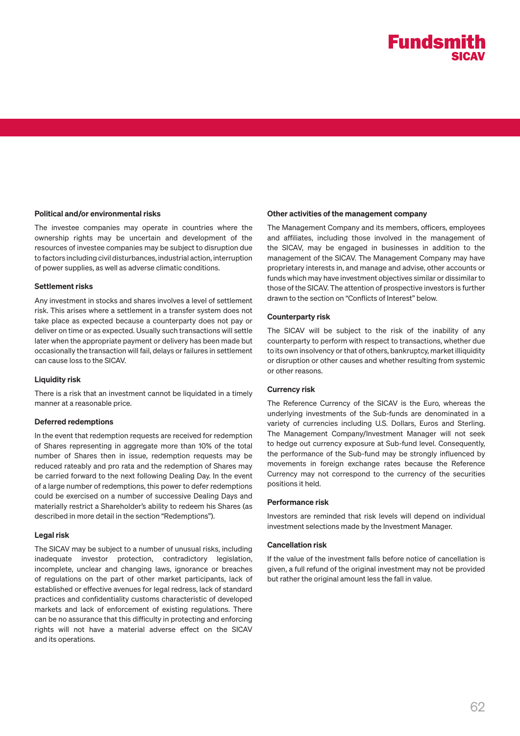### Political and/or environmental risks

The investee companies may operate in countries where the ownership rights may be uncertain and development of the resources of investee companies may be subject to disruption due to factors including civil disturbances, industrial action, interruption of power supplies, as well as adverse climatic conditions.

### Settlement risks

Any investment in stocks and shares involves a level of settlement risk. This arises where a settlement in a transfer system does not take place as expected because a counterparty does not pay or deliver on time or as expected. Usually such transactions will settle later when the appropriate payment or delivery has been made but occasionally the transaction will fail, delays or failures in settlement can cause loss to the SICAV.

### Liquidity risk

There is a risk that an investment cannot be liquidated in a timely manner at a reasonable price.

### Deferred redemptions

In the event that redemption requests are received for redemption of Shares representing in aggregate more than 10% of the total number of Shares then in issue, redemption requests may be reduced rateably and pro rata and the redemption of Shares may be carried forward to the next following Dealing Day. In the event of a large number of redemptions, this power to defer redemptions could be exercised on a number of successive Dealing Days and materially restrict a Shareholder's ability to redeem his Shares (as described in more detail in the section "Redemptions").

### Legal risk

The SICAV may be subject to a number of unusual risks, including inadequate investor protection, contradictory legislation, incomplete, unclear and changing laws, ignorance or breaches of regulations on the part of other market participants, lack of established or effective avenues for legal redress, lack of standard practices and confidentiality customs characteristic of developed markets and lack of enforcement of existing regulations. There can be no assurance that this difficulty in protecting and enforcing rights will not have a material adverse effect on the SICAV and its operations.

### Other activities of the management company

The Management Company and its members, officers, employees and affiliates, including those involved in the management of the SICAV, may be engaged in businesses in addition to the management of the SICAV. The Management Company may have proprietary interests in, and manage and advise, other accounts or funds which may have investment objectives similar or dissimilar to those of the SICAV. The attention of prospective investors is further drawn to the section on "Conflicts of Interest" below.

### Counterparty risk

The SICAV will be subject to the risk of the inability of any counterparty to perform with respect to transactions, whether due to its own insolvency or that of others, bankruptcy, market illiquidity or disruption or other causes and whether resulting from systemic or other reasons.

### Currency risk

The Reference Currency of the SICAV is the Euro, whereas the underlying investments of the Sub-funds are denominated in a variety of currencies including U.S. Dollars, Euros and Sterling. The Management Company/Investment Manager will not seek to hedge out currency exposure at Sub-fund level. Consequently, the performance of the Sub-fund may be strongly influenced by movements in foreign exchange rates because the Reference Currency may not correspond to the currency of the securities positions it held.

### Performance risk

Investors are reminded that risk levels will depend on individual investment selections made by the Investment Manager.

### Cancellation risk

If the value of the investment falls before notice of cancellation is given, a full refund of the original investment may not be provided but rather the original amount less the fall in value.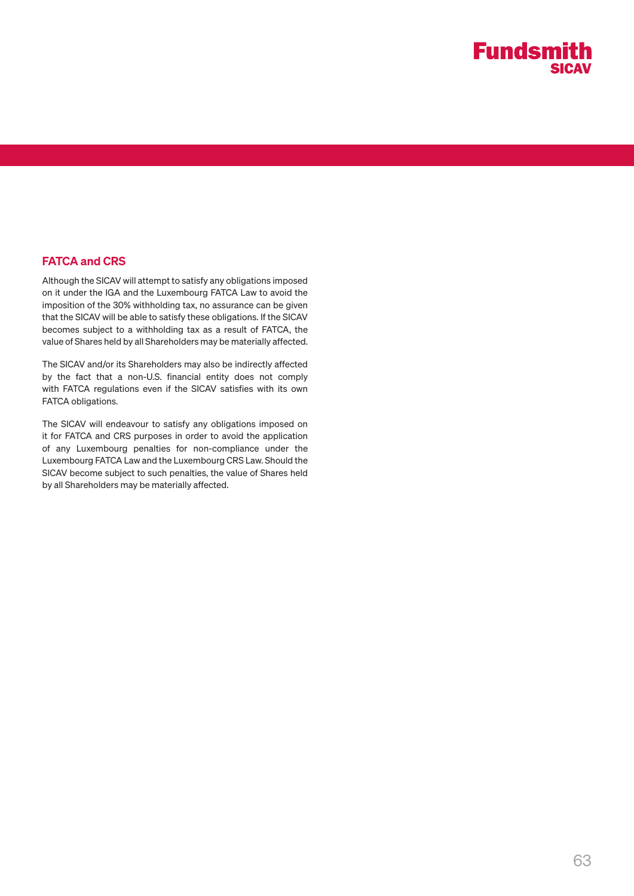## FATCA and CRS

Although the SICAV will attempt to satisfy any obligations imposed on it under the IGA and the Luxembourg FATCA Law to avoid the imposition of the 30% withholding tax, no assurance can be given that the SICAV will be able to satisfy these obligations. If the SICAV becomes subject to a withholding tax as a result of FATCA, the value of Shares held by all Shareholders may be materially affected.

The SICAV and/or its Shareholders may also be indirectly affected by the fact that a non-U.S. financial entity does not comply with FATCA regulations even if the SICAV satisfies with its own FATCA obligations.

The SICAV will endeavour to satisfy any obligations imposed on it for FATCA and CRS purposes in order to avoid the application of any Luxembourg penalties for non-compliance under the Luxembourg FATCA Law and the Luxembourg CRS Law. Should the SICAV become subject to such penalties, the value of Shares held by all Shareholders may be materially affected.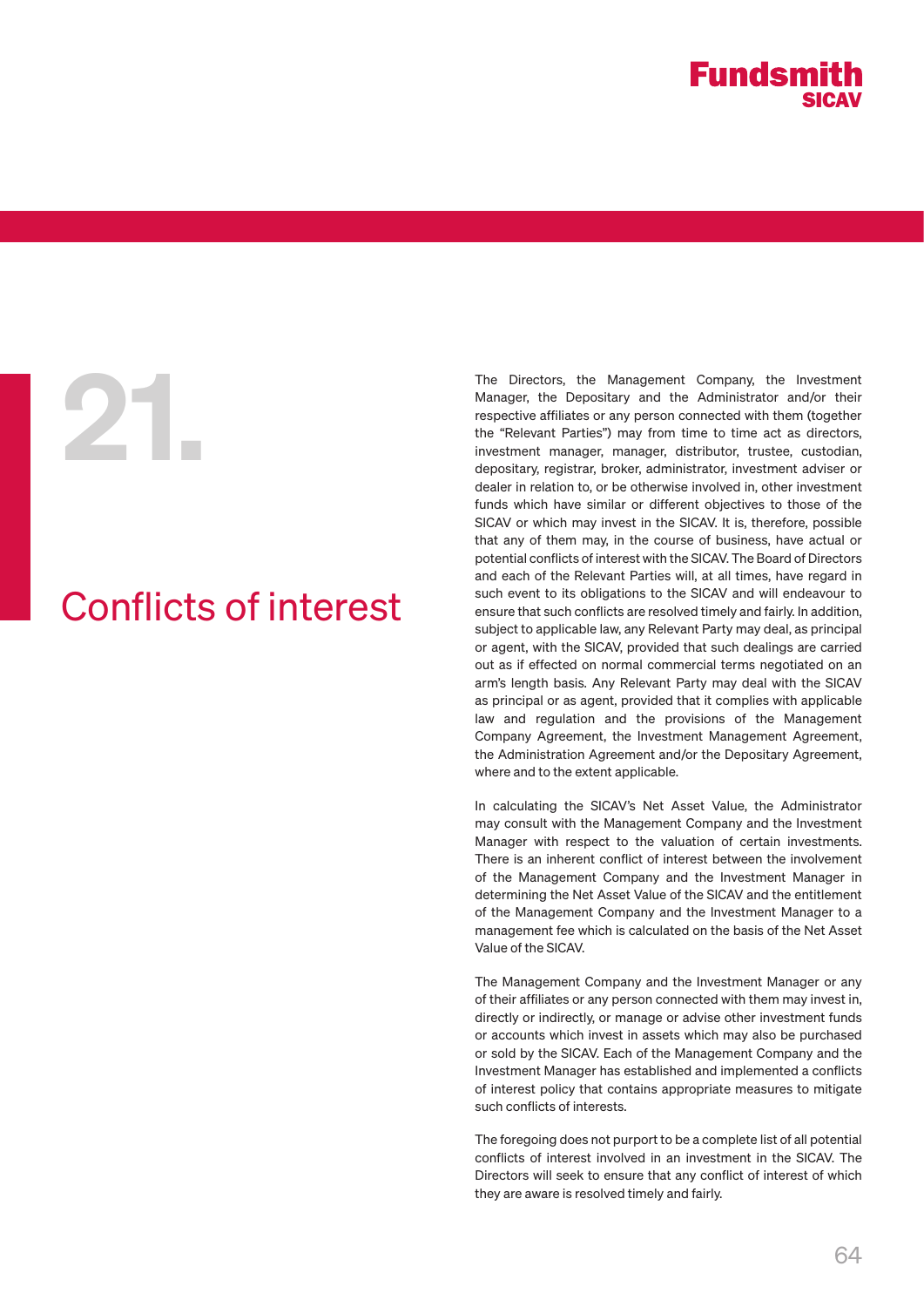# 21. Conflicts of interest

The Directors, the Management Company, the Investment Manager, the Depositary and the Administrator and/or their respective affiliates or any person connected with them (together the "Relevant Parties") may from time to time act as directors, investment manager, manager, distributor, trustee, custodian, depositary, registrar, broker, administrator, investment adviser or dealer in relation to, or be otherwise involved in, other investment funds which have similar or different objectives to those of the SICAV or which may invest in the SICAV. It is, therefore, possible that any of them may, in the course of business, have actual or potential conflicts of interest with the SICAV. The Board of Directors and each of the Relevant Parties will, at all times, have regard in such event to its obligations to the SICAV and will endeavour to ensure that such conflicts are resolved timely and fairly. In addition, subject to applicable law, any Relevant Party may deal, as principal or agent, with the SICAV, provided that such dealings are carried out as if effected on normal commercial terms negotiated on an arm's length basis. Any Relevant Party may deal with the SICAV as principal or as agent, provided that it complies with applicable law and regulation and the provisions of the Management Company Agreement, the Investment Management Agreement, the Administration Agreement and/or the Depositary Agreement, where and to the extent applicable.

In calculating the SICAV's Net Asset Value, the Administrator may consult with the Management Company and the Investment Manager with respect to the valuation of certain investments. There is an inherent conflict of interest between the involvement of the Management Company and the Investment Manager in determining the Net Asset Value of the SICAV and the entitlement of the Management Company and the Investment Manager to a management fee which is calculated on the basis of the Net Asset Value of the SICAV.

The Management Company and the Investment Manager or any of their affiliates or any person connected with them may invest in, directly or indirectly, or manage or advise other investment funds or accounts which invest in assets which may also be purchased or sold by the SICAV. Each of the Management Company and the Investment Manager has established and implemented a conflicts of interest policy that contains appropriate measures to mitigate such conflicts of interests.

The foregoing does not purport to be a complete list of all potential conflicts of interest involved in an investment in the SICAV. The Directors will seek to ensure that any conflict of interest of which they are aware is resolved timely and fairly.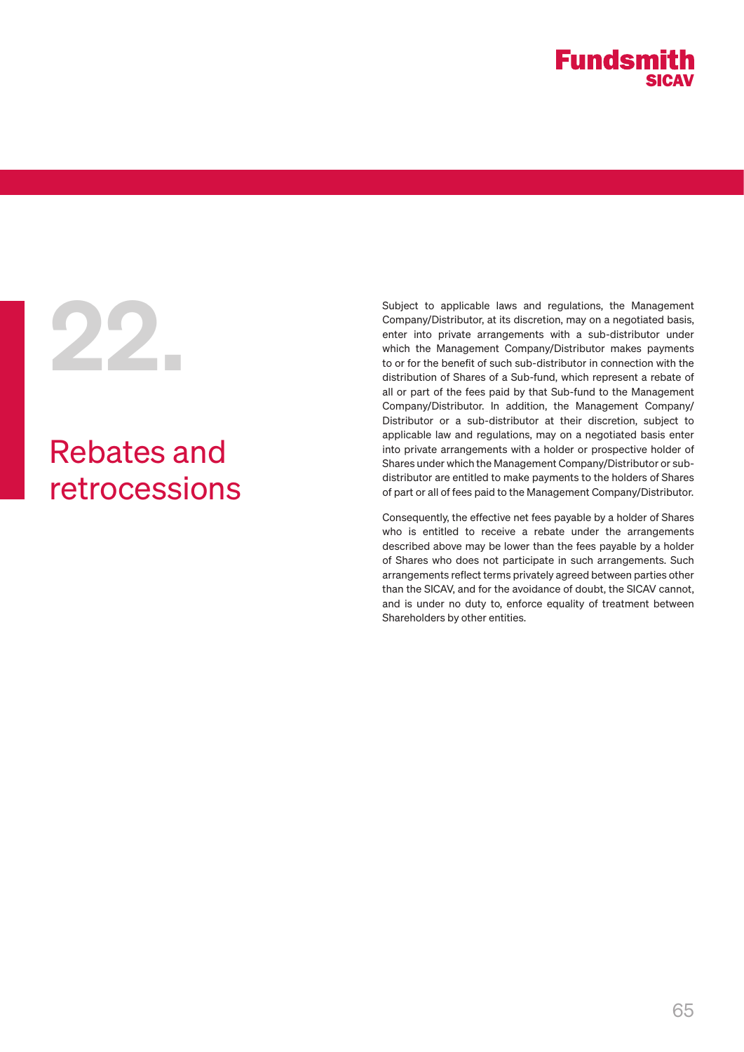# 22. Rebates and retrocessions

Subject to applicable laws and regulations, the Management Company/Distributor, at its discretion, may on a negotiated basis, enter into private arrangements with a sub-distributor under which the Management Company/Distributor makes payments to or for the benefit of such sub-distributor in connection with the distribution of Shares of a Sub-fund, which represent a rebate of all or part of the fees paid by that Sub-fund to the Management Company/Distributor. In addition, the Management Company/Distributor or a sub-distributor at their discretion, subject to applicable law and regulations, may on a negotiated basis enter into private arrangements with a holder or prospective holder of Shares under which the Management Company/Distributor or sub-distributor are entitled to make payments to the holders of Shares of part or all of fees paid to the Management Company/Distributor.

Consequently, the effective net fees payable by a holder of Shares who is entitled to receive a rebate under the arrangements described above may be lower than the fees payable by a holder of Shares who does not participate in such arrangements. Such arrangements reflect terms privately agreed between parties other than the SICAV, and for the avoidance of doubt, the SICAV cannot, and is under no duty to, enforce equality of treatment between Shareholders by other entities.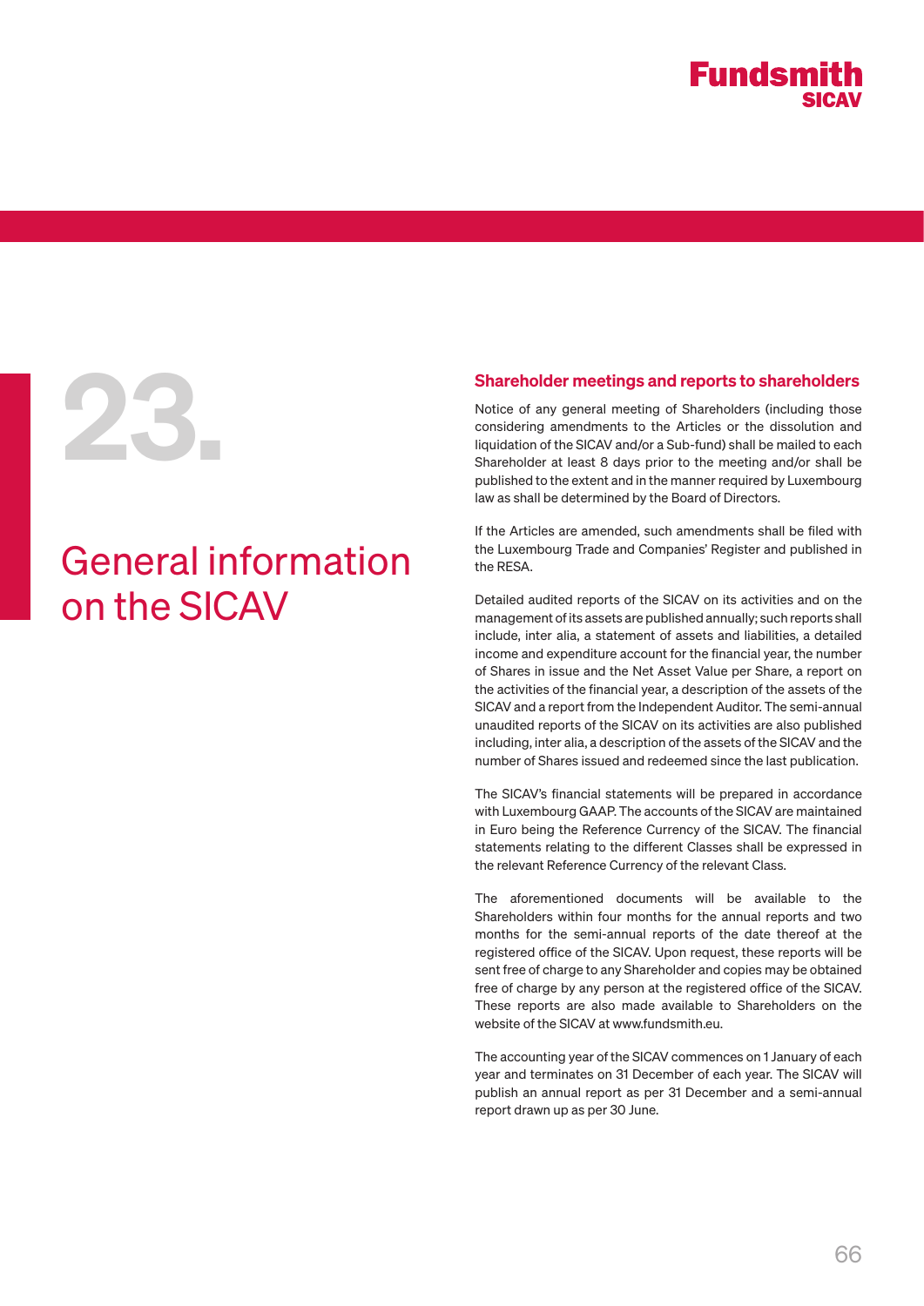# 23. General information on the SICAV

## Shareholder meetings and reports to shareholders

Notice of any general meeting of Shareholders (including those considering amendments to the Articles or the dissolution and liquidation of the SICAV and/or a Sub-fund) shall be mailed to each Shareholder at least 8 days prior to the meeting and/or shall be published to the extent and in the manner required by Luxembourg law as shall be determined by the Board of Directors.

If the Articles are amended, such amendments shall be filed with the Luxembourg Trade and Companies' Register and published in the RESA.

Detailed audited reports of the SICAV on its activities and on the management of its assets are published annually; such reports shall include, inter alia, a statement of assets and liabilities, a detailed income and expenditure account for the financial year, the number of Shares in issue and the Net Asset Value per Share, a report on the activities of the financial year, a description of the assets of the SICAV and a report from the Independent Auditor. The semi-annual unaudited reports of the SICAV on its activities are also published including, inter alia, a description of the assets of the SICAV and the number of Shares issued and redeemed since the last publication.

The SICAV's financial statements will be prepared in accordance with Luxembourg GAAP. The accounts of the SICAV are maintained in Euro being the Reference Currency of the SICAV. The financial statements relating to the different Classes shall be expressed in the relevant Reference Currency of the relevant Class.

The aforementioned documents will be available to the Shareholders within four months for the annual reports and two months for the semi-annual reports of the date thereof at the registered office of the SICAV. Upon request, these reports will be sent free of charge to any Shareholder and copies may be obtained free of charge by any person at the registered office of the SICAV. These reports are also made available to Shareholders on the website of the SICAV at www.fundsmith.eu.

The accounting year of the SICAV commences on 1 January of each year and terminates on 31 December of each year. The SICAV will publish an annual report as per 31 December and a semi-annual report drawn up as per 30 June.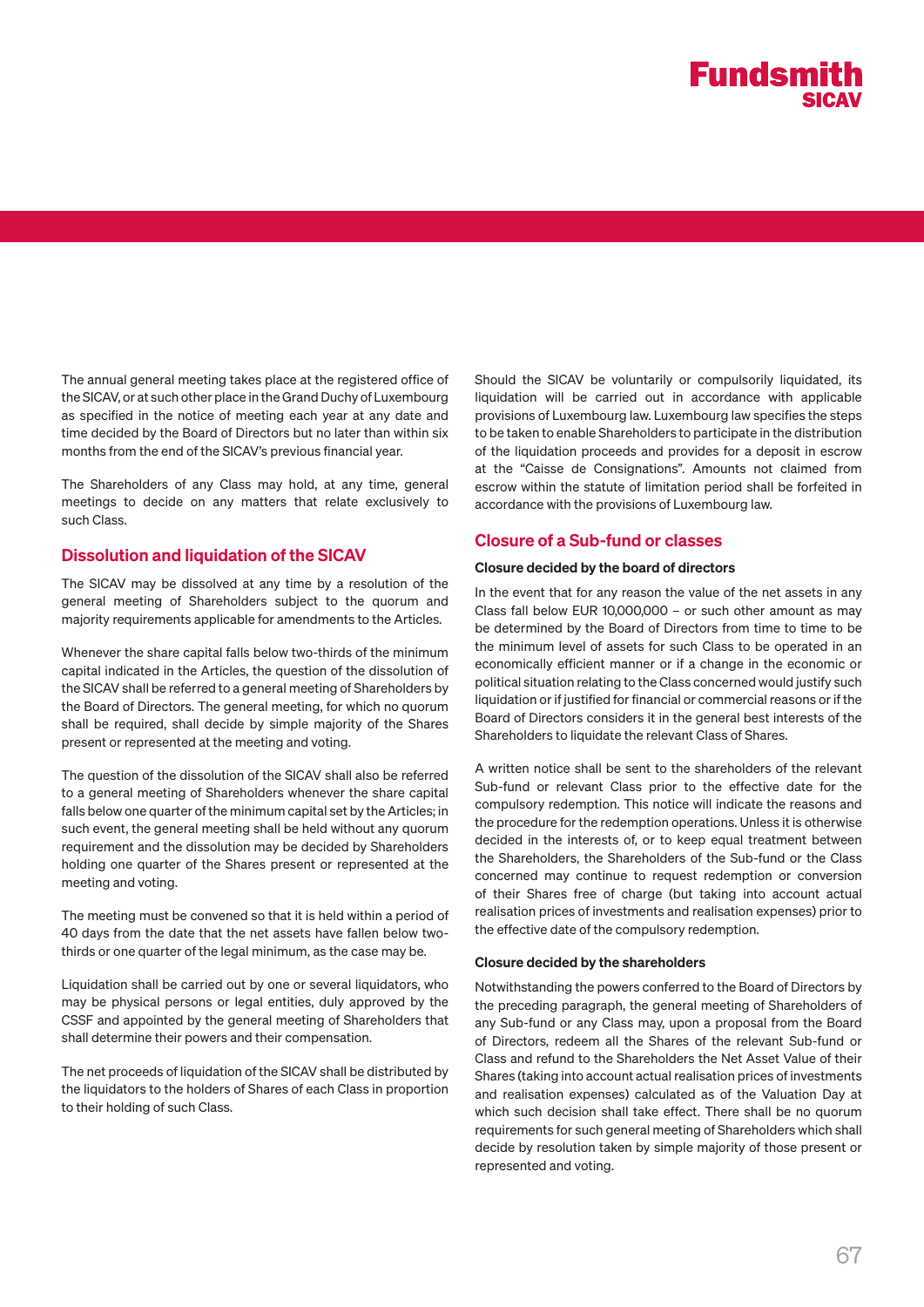The annual general meeting takes place at the registered office of the SICAV, or at such other place in the Grand Duchy of Luxembourg as specified in the notice of meeting each year at any date and time decided by the Board of Directors but no later than within six months from the end of the SICAV's previous financial year.

The Shareholders of any Class may hold, at any time, general meetings to decide on any matters that relate exclusively to such Class.

## Dissolution and liquidation of the SICAV

The SICAV may be dissolved at any time by a resolution of the general meeting of Shareholders subject to the quorum and majority requirements applicable for amendments to the Articles.

Whenever the share capital falls below two-thirds of the minimum capital indicated in the Articles, the question of the dissolution of the SICAV shall be referred to a general meeting of Shareholders by the Board of Directors. The general meeting, for which no quorum shall be required, shall decide by simple majority of the Shares present or represented at the meeting and voting.

The question of the dissolution of the SICAV shall also be referred to a general meeting of Shareholders whenever the share capital falls below one quarter of the minimum capital set by the Articles; in such event, the general meeting shall be held without any quorum requirement and the dissolution may be decided by Shareholders holding one quarter of the Shares present or represented at the meeting and voting.

The meeting must be convened so that it is held within a period of 40 days from the date that the net assets have fallen below two-thirds or one quarter of the legal minimum, as the case may be.

Liquidation shall be carried out by one or several liquidators, who may be physical persons or legal entities, duly approved by the CSSF and appointed by the general meeting of Shareholders that shall determine their powers and their compensation.

The net proceeds of liquidation of the SICAV shall be distributed by the liquidators to the holders of Shares of each Class in proportion to their holding of such Class.

Should the SICAV be voluntarily or compulsorily liquidated, its liquidation will be carried out in accordance with applicable provisions of Luxembourg law. Luxembourg law specifies the steps to be taken to enable Shareholders to participate in the distribution of the liquidation proceeds and provides for a deposit in escrow at the "Caisse de Consignations". Amounts not claimed from escrow within the statute of limitation period shall be forfeited in accordance with the provisions of Luxembourg law.

## Closure of a Sub-fund or classes

### Closure decided by the board of directors

In the event that for any reason the value of the net assets in any Class fall below EUR 10,000,000 – or such other amount as may be determined by the Board of Directors from time to time to be the minimum level of assets for such Class to be operated in an economically efficient manner or if a change in the economic or political situation relating to the Class concerned would justify such liquidation or if justified for financial or commercial reasons or if the Board of Directors considers it in the general best interests of the Shareholders to liquidate the relevant Class of Shares.

A written notice shall be sent to the shareholders of the relevant Sub-fund or relevant Class prior to the effective date for the compulsory redemption. This notice will indicate the reasons and the procedure for the redemption operations. Unless it is otherwise decided in the interests of, or to keep equal treatment between the Shareholders, the Shareholders of the Sub-fund or the Class concerned may continue to request redemption or conversion of their Shares free of charge (but taking into account actual realisation prices of investments and realisation expenses) prior to the effective date of the compulsory redemption.

### Closure decided by the shareholders

Notwithstanding the powers conferred to the Board of Directors by the preceding paragraph, the general meeting of Shareholders of any Sub-fund or any Class may, upon a proposal from the Board of Directors, redeem all the Shares of the relevant Sub-fund or Class and refund to the Shareholders the Net Asset Value of their Shares (taking into account actual realisation prices of investments and realisation expenses) calculated as of the Valuation Day at which such decision shall take effect. There shall be no quorum requirements for such general meeting of Shareholders which shall decide by resolution taken by simple majority of those present or represented and voting.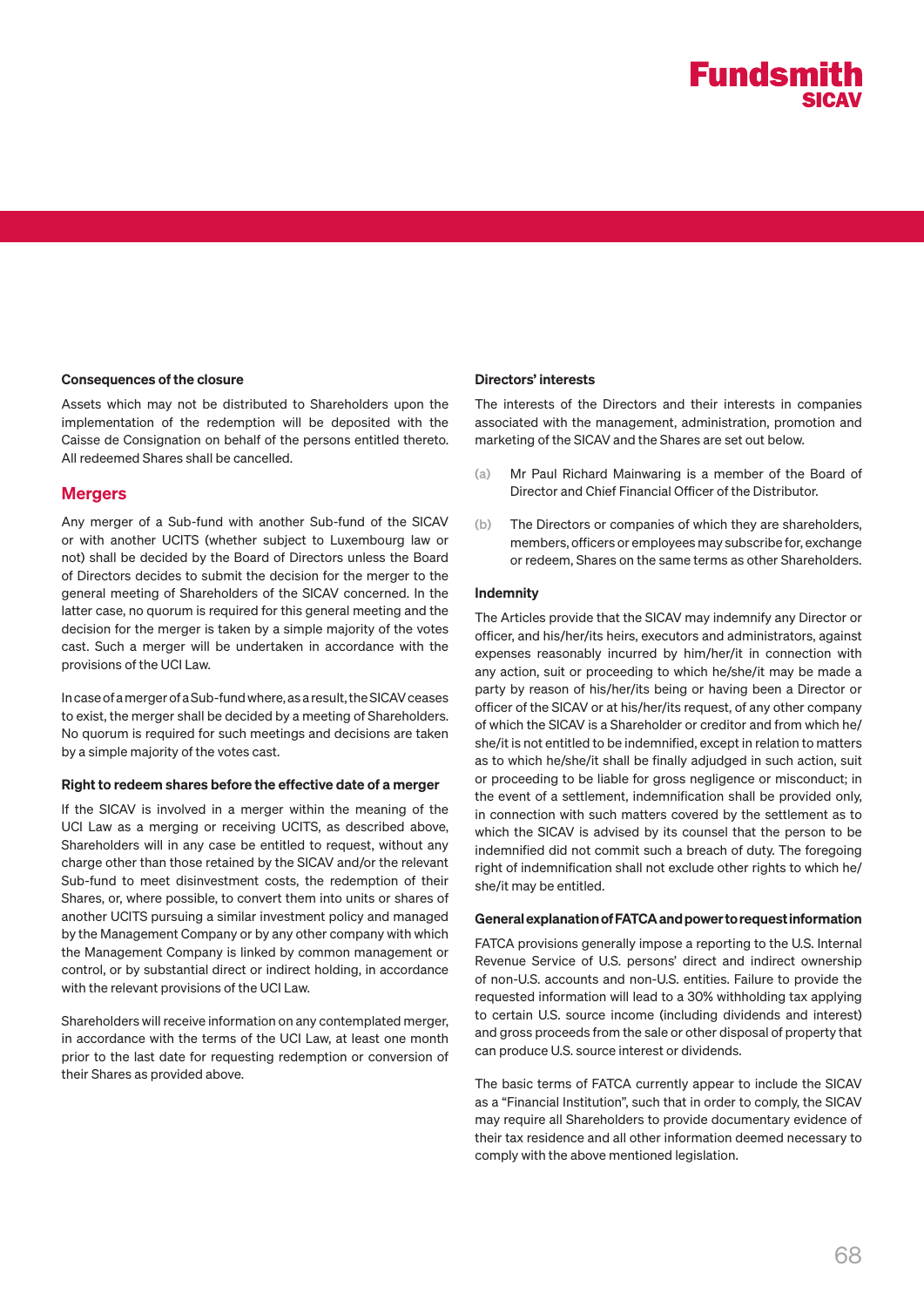### Consequences of the closure

Assets which may not be distributed to Shareholders upon the implementation of the redemption will be deposited with the Caisse de Consignation on behalf of the persons entitled thereto. All redeemed Shares shall be cancelled.

## Mergers

Any merger of a Sub-fund with another Sub-fund of the SICAV or with another UCITS (whether subject to Luxembourg law or not) shall be decided by the Board of Directors unless the Board of Directors decides to submit the decision for the merger to the general meeting of Shareholders of the SICAV concerned. In the latter case, no quorum is required for this general meeting and the decision for the merger is taken by a simple majority of the votes cast. Such a merger will be undertaken in accordance with the provisions of the UCI Law.

In case of a merger of a Sub-fund where, as a result, the SICAV ceases to exist, the merger shall be decided by a meeting of Shareholders. No quorum is required for such meetings and decisions are taken by a simple majority of the votes cast.

### Right to redeem shares before the effective date of a merger

If the SICAV is involved in a merger within the meaning of the UCI Law as a merging or receiving UCITS, as described above, Shareholders will in any case be entitled to request, without any charge other than those retained by the SICAV and/or the relevant Sub-fund to meet disinvestment costs, the redemption of their Shares, or, where possible, to convert them into units or shares of another UCITS pursuing a similar investment policy and managed by the Management Company or by any other company with which the Management Company is linked by common management or control, or by substantial direct or indirect holding, in accordance with the relevant provisions of the UCI Law.

Shareholders will receive information on any contemplated merger, in accordance with the terms of the UCI Law, at least one month prior to the last date for requesting redemption or conversion of their Shares as provided above.

### Directors' interests

The interests of the Directors and their interests in companies associated with the management, administration, promotion and marketing of the SICAV and the Shares are set out below.

(a) Mr Paul Richard Mainwaring is a member of the Board of Director and Chief Financial Officer of the Distributor.

(b) The Directors or companies of which they are shareholders, members, officers or employees may subscribe for, exchange or redeem, Shares on the same terms as other Shareholders.

### Indemnity

The Articles provide that the SICAV may indemnify any Director or officer, and his/her/its heirs, executors and administrators, against expenses reasonably incurred by him/her/it in connection with any action, suit or proceeding to which he/she/it may be made a party by reason of his/her/its being or having been a Director or officer of the SICAV or at his/her/its request, of any other company of which the SICAV is a Shareholder or creditor and from which he/she/it is not entitled to be indemnified, except in relation to matters as to which he/she/it shall be finally adjudged in such action, suit or proceeding to be liable for gross negligence or misconduct; in the event of a settlement, indemnification shall be provided only, in connection with such matters covered by the settlement as to which the SICAV is advised by its counsel that the person to be indemnified did not commit such a breach of duty. The foregoing right of indemnification shall not exclude other rights to which he/she/it may be entitled.

### General explanation of FATCA and power to request information

FATCA provisions generally impose a reporting to the U.S. Internal Revenue Service of U.S. persons' direct and indirect ownership of non-U.S. accounts and non-U.S. entities. Failure to provide the requested information will lead to a 30% withholding tax applying to certain U.S. source income (including dividends and interest) and gross proceeds from the sale or other disposal of property that can produce U.S. source interest or dividends.

The basic terms of FATCA currently appear to include the SICAV as a "Financial Institution", such that in order to comply, the SICAV may require all Shareholders to provide documentary evidence of their tax residence and all other information deemed necessary to comply with the above mentioned legislation.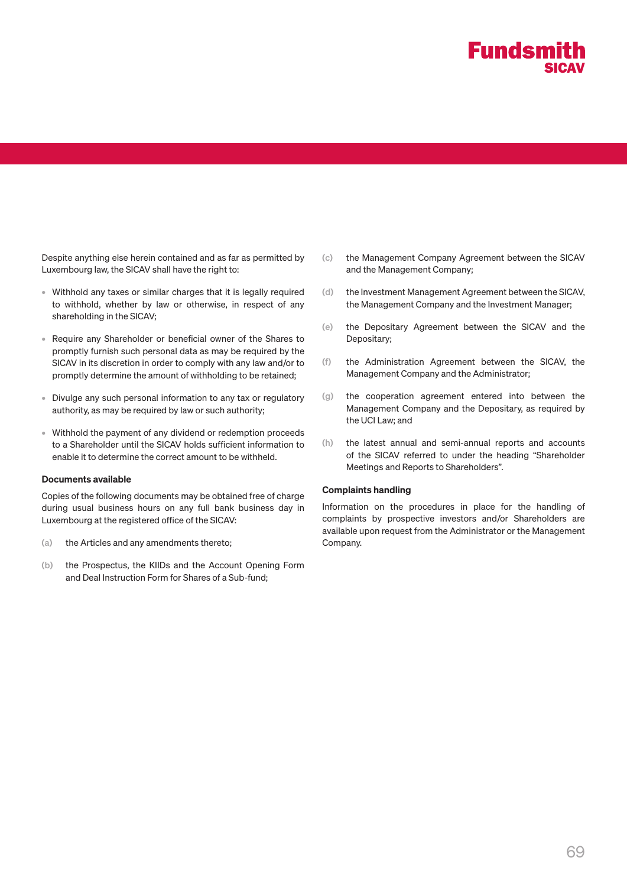Despite anything else herein contained and as far as permitted by Luxembourg law, the SICAV shall have the right to:

- Withhold any taxes or similar charges that it is legally required to withhold, whether by law or otherwise, in respect of any shareholding in the SICAV;
- Require any Shareholder or beneficial owner of the Shares to promptly furnish such personal data as may be required by the SICAV in its discretion in order to comply with any law and/or to promptly determine the amount of withholding to be retained;
- Divulge any such personal information to any tax or regulatory authority, as may be required by law or such authority;
- Withhold the payment of any dividend or redemption proceeds to a Shareholder until the SICAV holds sufficient information to enable it to determine the correct amount to be withheld.

### Documents available

Copies of the following documents may be obtained free of charge during usual business hours on any full bank business day in Luxembourg at the registered office of the SICAV:

(a) the Articles and any amendments thereto;

(b) the Prospectus, the KIIDs and the Account Opening Form and Deal Instruction Form for Shares of a Sub-fund;

(c) the Management Company Agreement between the SICAV and the Management Company;

(d) the Investment Management Agreement between the SICAV, the Management Company and the Investment Manager;

(e) the Depositary Agreement between the SICAV and the Depositary;

(f) the Administration Agreement between the SICAV, the Management Company and the Administrator;

(g) the cooperation agreement entered into between the Management Company and the Depositary, as required by the UCI Law; and

(h) the latest annual and semi-annual reports and accounts of the SICAV referred to under the heading "Shareholder Meetings and Reports to Shareholders".

### Complaints handling

Information on the procedures in place for the handling of complaints by prospective investors and/or Shareholders are available upon request from the Administrator or the Management Company.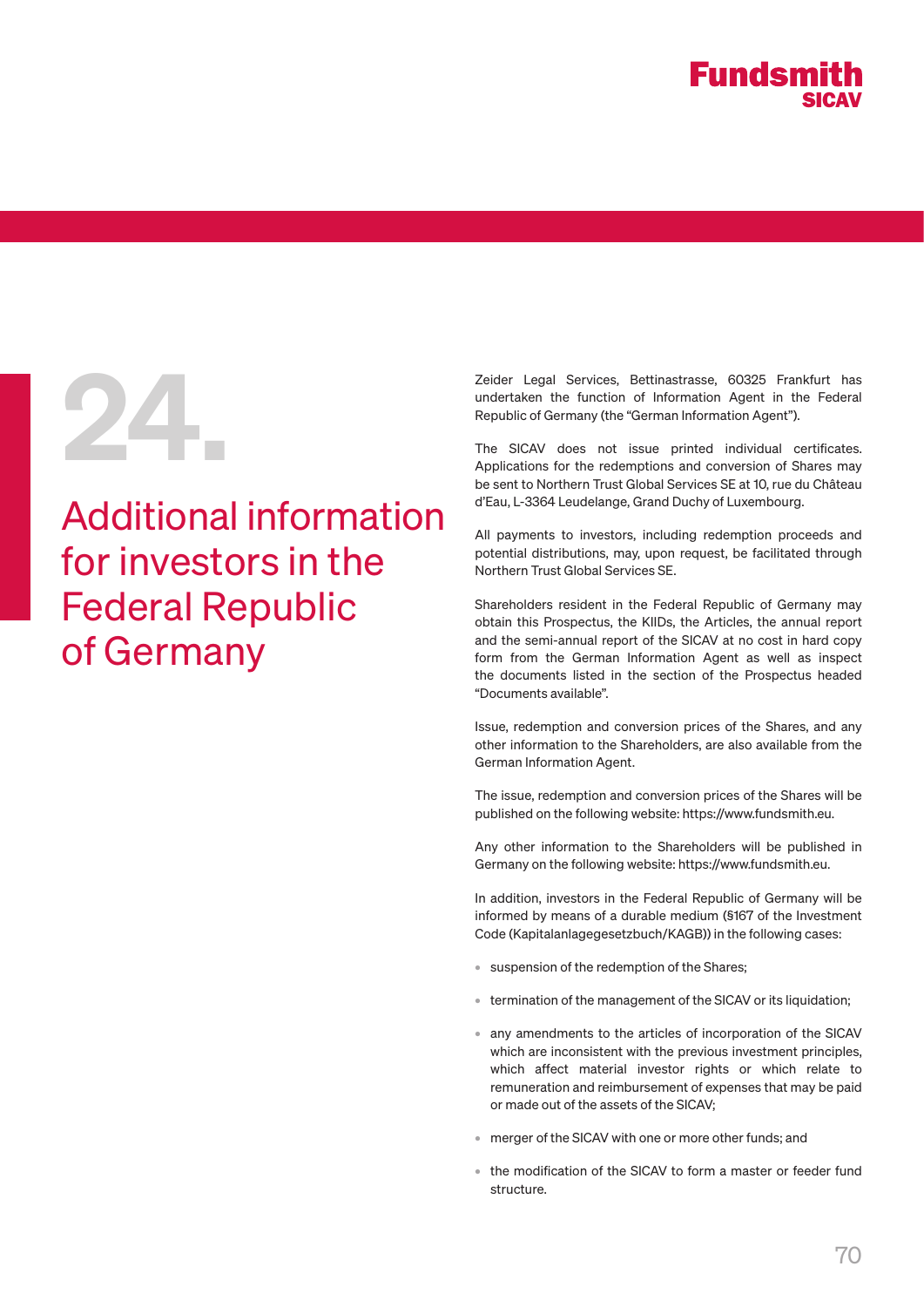# 24. Additional information for investors in the Federal Republic of Germany

Zeider Legal Services, Bettinastrasse, 60325 Frankfurt has undertaken the function of Information Agent in the Federal Republic of Germany (the "German Information Agent").

The SICAV does not issue printed individual certificates. Applications for the redemptions and conversion of Shares may be sent to Northern Trust Global Services SE at 10, rue du Château d'Eau, L-3364 Leudelange, Grand Duchy of Luxembourg.

All payments to investors, including redemption proceeds and potential distributions, may, upon request, be facilitated through Northern Trust Global Services SE.

Shareholders resident in the Federal Republic of Germany may obtain this Prospectus, the KIIDs, the Articles, the annual report and the semi-annual report of the SICAV at no cost in hard copy form from the German Information Agent as well as inspect the documents listed in the section of the Prospectus headed "Documents available".

Issue, redemption and conversion prices of the Shares, and any other information to the Shareholders, are also available from the German Information Agent.

The issue, redemption and conversion prices of the Shares will be published on the following website: https://www.fundsmith.eu.

Any other information to the Shareholders will be published in Germany on the following website: https://www.fundsmith.eu.

In addition, investors in the Federal Republic of Germany will be informed by means of a durable medium (§167 of the Investment Code (Kapitalanlagegesetzbuch/KAGB)) in the following cases:

- suspension of the redemption of the Shares;
- termination of the management of the SICAV or its liquidation;
- any amendments to the articles of incorporation of the SICAV which are inconsistent with the previous investment principles, which affect material investor rights or which relate to remuneration and reimbursement of expenses that may be paid or made out of the assets of the SICAV;
- merger of the SICAV with one or more other funds; and
- the modification of the SICAV to form a master or feeder fund structure.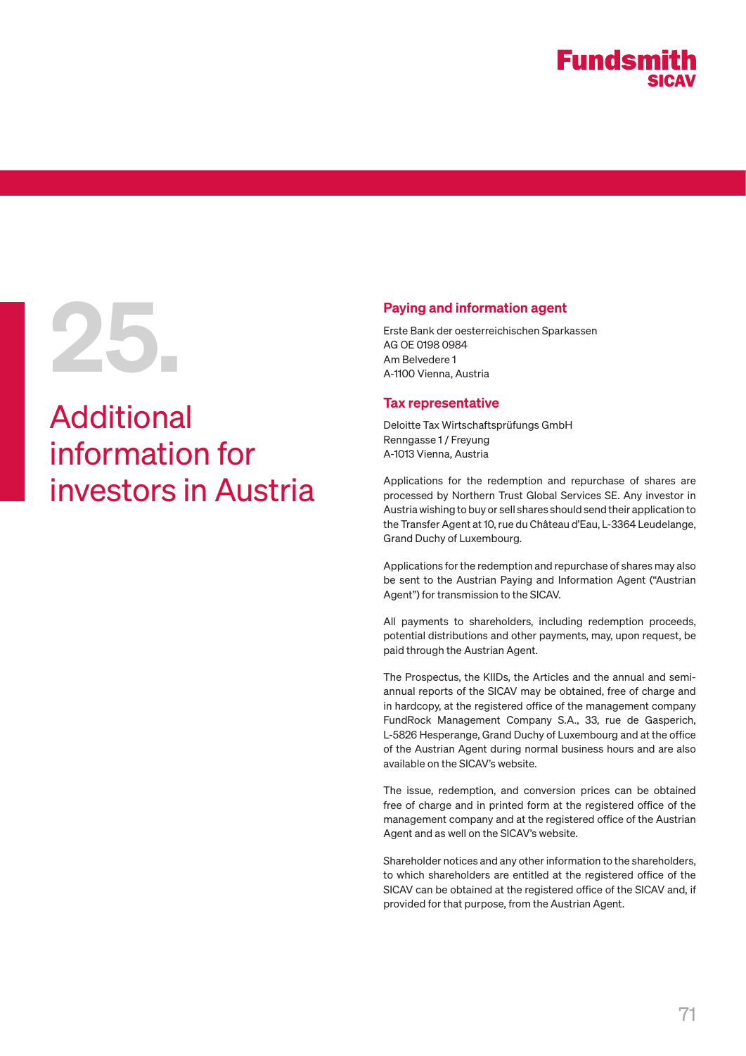# 25. Additional information for investors in Austria

## Paying and information agent

Erste Bank der oesterreichischen Sparkassen
AG OE 0198 0984
Am Belvedere 1
A-1100 Vienna, Austria

## Tax representative

Deloitte Tax Wirtschaftsprüfungs GmbH
Renngasse 1 / Freyung
A-1013 Vienna, Austria

Applications for the redemption and repurchase of shares are processed by Northern Trust Global Services SE. Any investor in Austria wishing to buy or sell shares should send their application to the Transfer Agent at 10, rue du Château d'Eau, L-3364 Leudelange, Grand Duchy of Luxembourg.

Applications for the redemption and repurchase of shares may also be sent to the Austrian Paying and Information Agent ("Austrian Agent") for transmission to the SICAV.

All payments to shareholders, including redemption proceeds, potential distributions and other payments, may, upon request, be paid through the Austrian Agent.

The Prospectus, the KIIDs, the Articles and the annual and semi-annual reports of the SICAV may be obtained, free of charge and in hardcopy, at the registered office of the management company FundRock Management Company S.A., 33, rue de Gasperich, L-5826 Hesperange, Grand Duchy of Luxembourg and at the office of the Austrian Agent during normal business hours and are also available on the SICAV's website.

The issue, redemption, and conversion prices can be obtained free of charge and in printed form at the registered office of the management company and at the registered office of the Austrian Agent and as well on the SICAV's website.

Shareholder notices and any other information to the shareholders, to which shareholders are entitled at the registered office of the SICAV can be obtained at the registered office of the SICAV and, if provided for that purpose, from the Austrian Agent.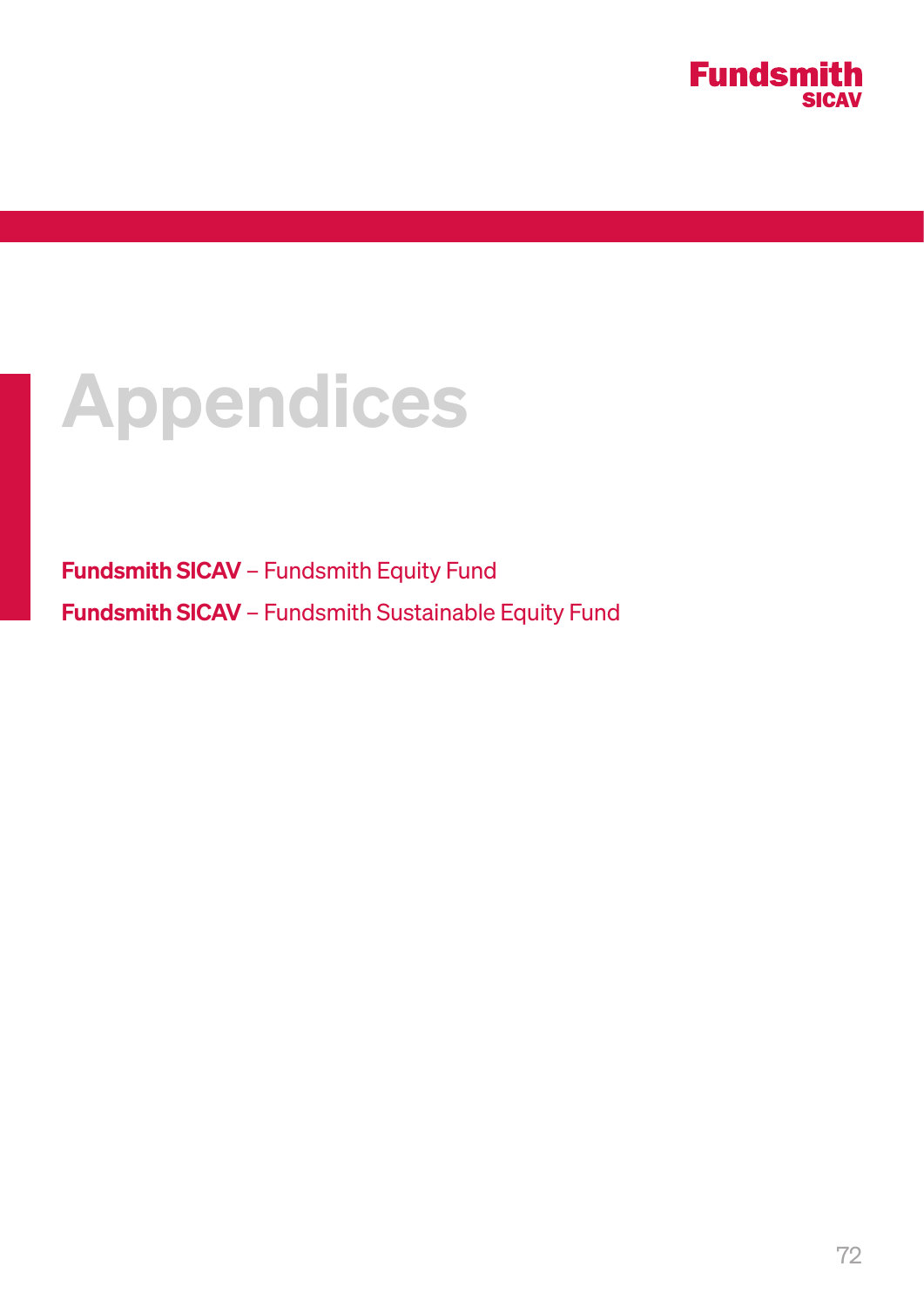# Appendices

**Fundsmith SICAV** – Fundsmith Equity Fund

**Fundsmith SICAV** – Fundsmith Sustainable Equity Fund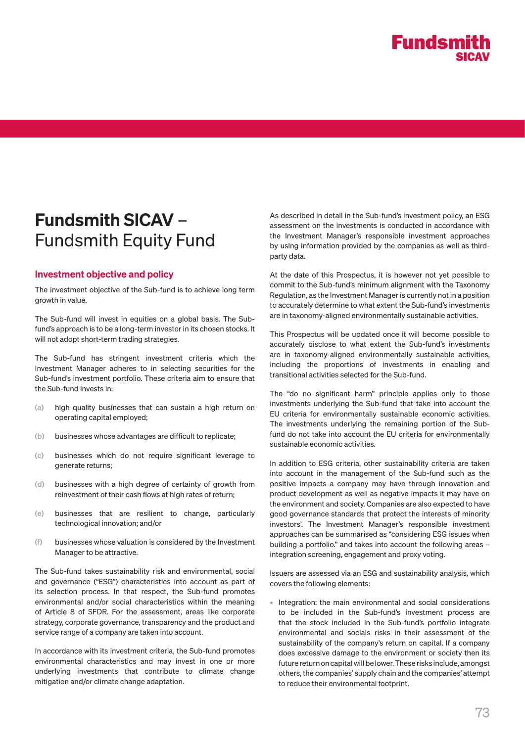# Fundsmith SICAV – Fundsmith Equity Fund

## Investment objective and policy

The investment objective of the Sub-fund is to achieve long term growth in value.

The Sub-fund will invest in equities on a global basis. The Sub-fund's approach is to be a long-term investor in its chosen stocks. It will not adopt short-term trading strategies.

The Sub-fund has stringent investment criteria which the Investment Manager adheres to in selecting securities for the Sub-fund's investment portfolio. These criteria aim to ensure that the Sub-fund invests in:

(a) high quality businesses that can sustain a high return on operating capital employed;

(b) businesses whose advantages are difficult to replicate;

(c) businesses which do not require significant leverage to generate returns;

(d) businesses with a high degree of certainty of growth from reinvestment of their cash flows at high rates of return;

(e) businesses that are resilient to change, particularly technological innovation; and/or

(f) businesses whose valuation is considered by the Investment Manager to be attractive.

The Sub-fund takes sustainability risk and environmental, social and governance ("ESG") characteristics into account as part of its selection process. In that respect, the Sub-fund promotes environmental and/or social characteristics within the meaning of Article 8 of SFDR. For the assessment, areas like corporate strategy, corporate governance, transparency and the product and service range of a company are taken into account.

In accordance with its investment criteria, the Sub-fund promotes environmental characteristics and may invest in one or more underlying investments that contribute to climate change mitigation and/or climate change adaptation.

As described in detail in the Sub-fund's investment policy, an ESG assessment on the investments is conducted in accordance with the Investment Manager's responsible investment approaches by using information provided by the companies as well as third-party data.

At the date of this Prospectus, it is however not yet possible to commit to the Sub-fund's minimum alignment with the Taxonomy Regulation, as the Investment Manager is currently not in a position to accurately determine to what extent the Sub-fund's investments are in taxonomy-aligned environmentally sustainable activities.

This Prospectus will be updated once it will become possible to accurately disclose to what extent the Sub-fund's investments are in taxonomy-aligned environmentally sustainable activities, including the proportions of investments in enabling and transitional activities selected for the Sub-fund.

The "do no significant harm" principle applies only to those investments underlying the Sub-fund that take into account the EU criteria for environmentally sustainable economic activities. The investments underlying the remaining portion of the Sub-fund do not take into account the EU criteria for environmentally sustainable economic activities.

In addition to ESG criteria, other sustainability criteria are taken into account in the management of the Sub-fund such as the positive impacts a company may have through innovation and product development as well as negative impacts it may have on the environment and society. Companies are also expected to have good governance standards that protect the interests of minority investors'. The Investment Manager's responsible investment approaches can be summarised as "considering ESG issues when building a portfolio." and takes into account the following areas – integration screening, engagement and proxy voting.

Issuers are assessed via an ESG and sustainability analysis, which covers the following elements:

- Integration: the main environmental and social considerations to be included in the Sub-fund's investment process are that the stock included in the Sub-fund's portfolio integrate environmental and socials risks in their assessment of the sustainability of the company's return on capital. If a company does excessive damage to the environment or society then its future return on capital will be lower. These risks include, amongst others, the companies' supply chain and the companies' attempt to reduce their environmental footprint.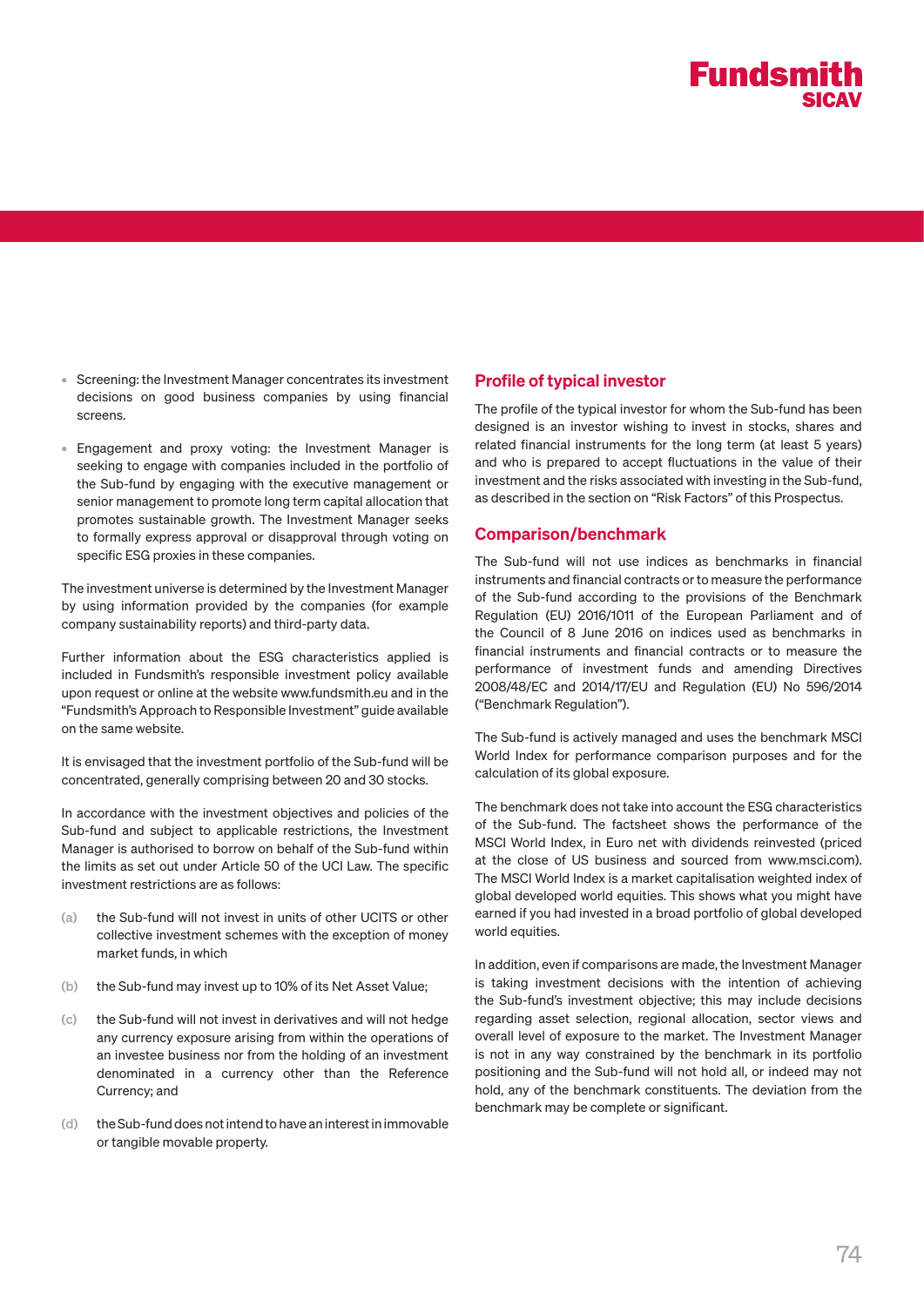- Screening: the Investment Manager concentrates its investment decisions on good business companies by using financial screens.

- Engagement and proxy voting: the Investment Manager is seeking to engage with companies included in the portfolio of the Sub-fund by engaging with the executive management or senior management to promote long term capital allocation that promotes sustainable growth. The Investment Manager seeks to formally express approval or disapproval through voting on specific ESG proxies in these companies.

The investment universe is determined by the Investment Manager by using information provided by the companies (for example company sustainability reports) and third-party data.

Further information about the ESG characteristics applied is included in Fundsmith's responsible investment policy available upon request or online at the website www.fundsmith.eu and in the "Fundsmith's Approach to Responsible Investment" guide available on the same website.

It is envisaged that the investment portfolio of the Sub-fund will be concentrated, generally comprising between 20 and 30 stocks.

In accordance with the investment objectives and policies of the Sub-fund and subject to applicable restrictions, the Investment Manager is authorised to borrow on behalf of the Sub-fund within the limits as set out under Article 50 of the UCI Law. The specific investment restrictions are as follows:

(a) the Sub-fund will not invest in units of other UCITS or other collective investment schemes with the exception of money market funds, in which

(b) the Sub-fund may invest up to 10% of its Net Asset Value;

(c) the Sub-fund will not invest in derivatives and will not hedge any currency exposure arising from within the operations of an investee business nor from the holding of an investment denominated in a currency other than the Reference Currency; and

(d) the Sub-fund does not intend to have an interest in immovable or tangible movable property.

## Profile of typical investor

The profile of the typical investor for whom the Sub-fund has been designed is an investor wishing to invest in stocks, shares and related financial instruments for the long term (at least 5 years) and who is prepared to accept fluctuations in the value of their investment and the risks associated with investing in the Sub-fund, as described in the section on "Risk Factors" of this Prospectus.

## Comparison/benchmark

The Sub-fund will not use indices as benchmarks in financial instruments and financial contracts or to measure the performance of the Sub-fund according to the provisions of the Benchmark Regulation (EU) 2016/1011 of the European Parliament and of the Council of 8 June 2016 on indices used as benchmarks in financial instruments and financial contracts or to measure the performance of investment funds and amending Directives 2008/48/EC and 2014/17/EU and Regulation (EU) No 596/2014 ("Benchmark Regulation").

The Sub-fund is actively managed and uses the benchmark MSCI World Index for performance comparison purposes and for the calculation of its global exposure.

The benchmark does not take into account the ESG characteristics of the Sub-fund. The factsheet shows the performance of the MSCI World Index, in Euro net with dividends reinvested (priced at the close of US business and sourced from www.msci.com). The MSCI World Index is a market capitalisation weighted index of global developed world equities. This shows what you might have earned if you had invested in a broad portfolio of global developed world equities.

In addition, even if comparisons are made, the Investment Manager is taking investment decisions with the intention of achieving the Sub-fund's investment objective; this may include decisions regarding asset selection, regional allocation, sector views and overall level of exposure to the market. The Investment Manager is not in any way constrained by the benchmark in its portfolio positioning and the Sub-fund will not hold all, or indeed may not hold, any of the benchmark constituents. The deviation from the benchmark may be complete or significant.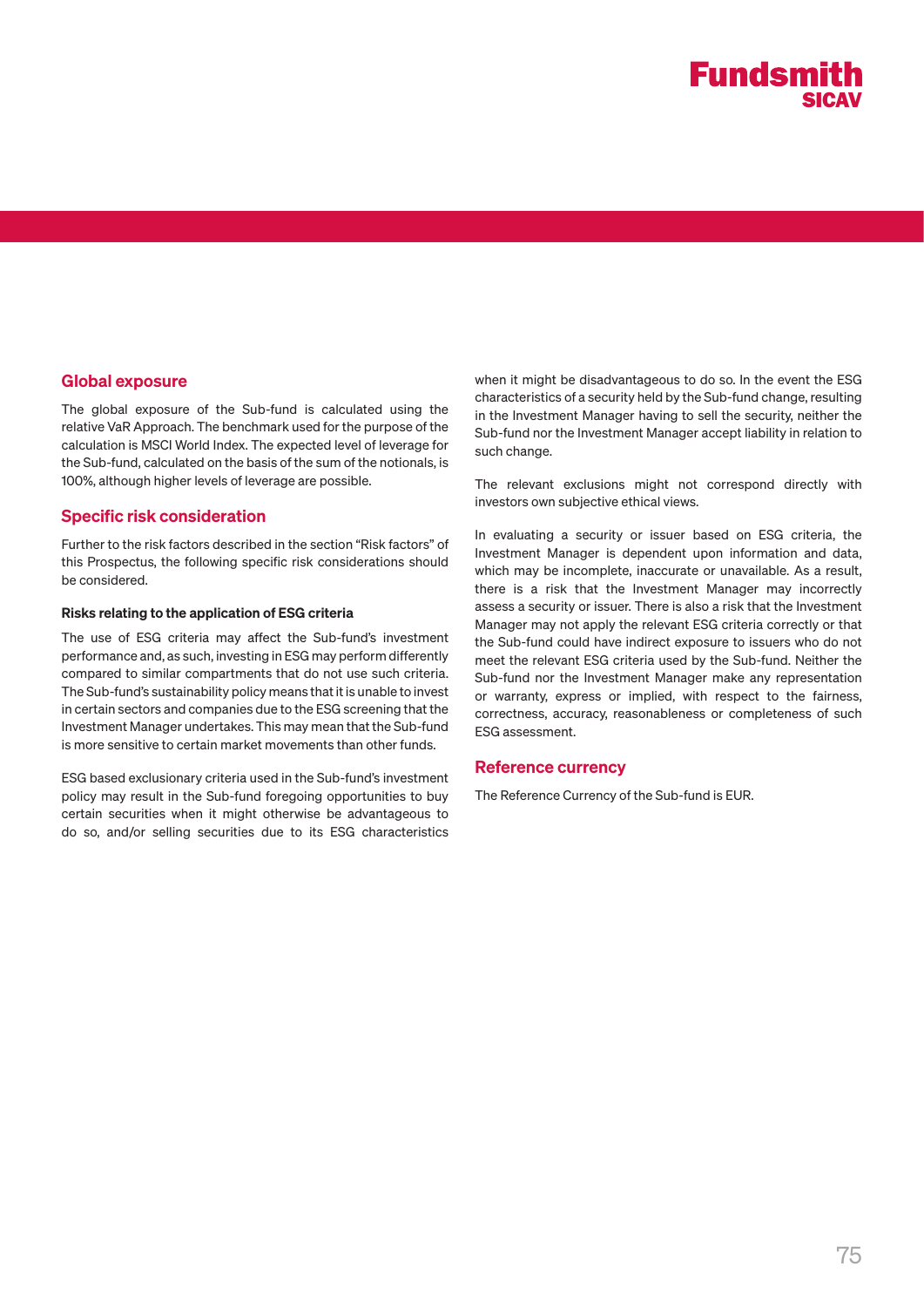## Global exposure

The global exposure of the Sub-fund is calculated using the relative VaR Approach. The benchmark used for the purpose of the calculation is MSCI World Index. The expected level of leverage for the Sub-fund, calculated on the basis of the sum of the notionals, is 100%, although higher levels of leverage are possible.

## Specific risk consideration

Further to the risk factors described in the section "Risk factors" of this Prospectus, the following specific risk considerations should be considered.

### Risks relating to the application of ESG criteria

The use of ESG criteria may affect the Sub-fund's investment performance and, as such, investing in ESG may perform differently compared to similar compartments that do not use such criteria. The Sub-fund's sustainability policy means that it is unable to invest in certain sectors and companies due to the ESG screening that the Investment Manager undertakes. This may mean that the Sub-fund is more sensitive to certain market movements than other funds.

ESG based exclusionary criteria used in the Sub-fund's investment policy may result in the Sub-fund foregoing opportunities to buy certain securities when it might otherwise be advantageous to do so, and/or selling securities due to its ESG characteristics when it might be disadvantageous to do so. In the event the ESG characteristics of a security held by the Sub-fund change, resulting in the Investment Manager having to sell the security, neither the Sub-fund nor the Investment Manager accept liability in relation to such change.

The relevant exclusions might not correspond directly with investors own subjective ethical views.

In evaluating a security or issuer based on ESG criteria, the Investment Manager is dependent upon information and data, which may be incomplete, inaccurate or unavailable. As a result, there is a risk that the Investment Manager may incorrectly assess a security or issuer. There is also a risk that the Investment Manager may not apply the relevant ESG criteria correctly or that the Sub-fund could have indirect exposure to issuers who do not meet the relevant ESG criteria used by the Sub-fund. Neither the Sub-fund nor the Investment Manager make any representation or warranty, express or implied, with respect to the fairness, correctness, accuracy, reasonableness or completeness of such ESG assessment.

## Reference currency

The Reference Currency of the Sub-fund is EUR.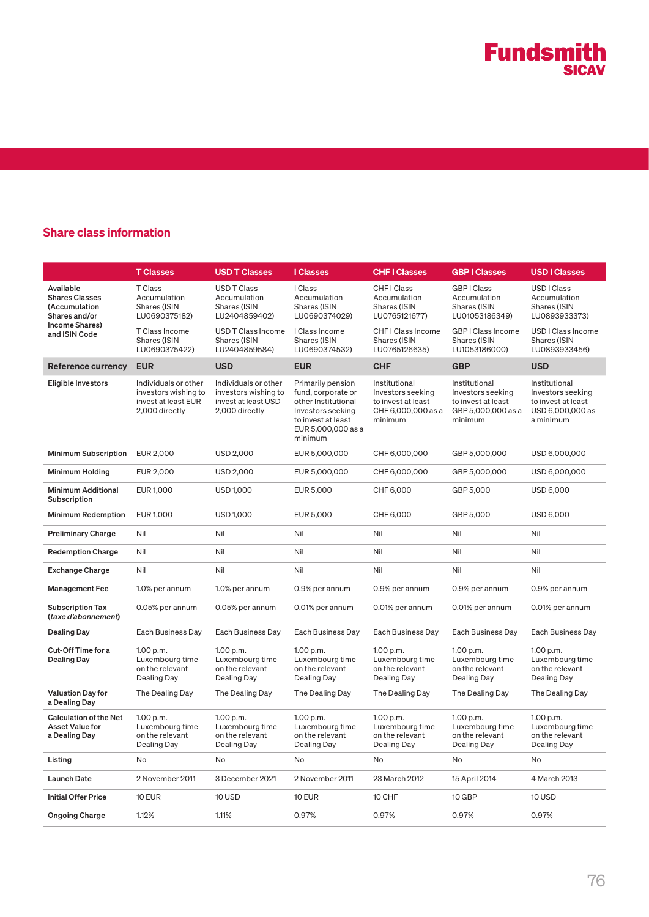## Share class information

| | T Classes | USD T Classes | I Classes | CHF I Classes | GBP I Classes | USD I Classes |
|---|---|---|---|---|---|---|
| **Available Shares Classes (Accumulation Shares and/or Income Shares) and ISIN Code** | T Class Accumulation Shares (ISIN LU0690375182)<br><br>T Class Income Shares (ISIN LU0690375422) | USD T Class Accumulation Shares (ISIN LU2404859402)<br><br>USD T Class Income Shares (ISIN LU2404859584) | I Class Accumulation Shares (ISIN LU0690374029)<br><br>I Class Income Shares (ISIN LU0690374532) | CHF I Class Accumulation Shares (ISIN LU0765121677)<br><br>CHF I Class Income Shares (ISIN LU0765126635) | GBP I Class Accumulation Shares (ISIN LU01053186349)<br><br>GBP I Class Income Shares (ISIN LU1053186000) | USD I Class Accumulation Shares (ISIN LU0893933373)<br><br>USD I Class Income Shares (ISIN LU0893933456) |
| **Reference currency** | **EUR** | **USD** | **EUR** | **CHF** | **GBP** | **USD** |
| **Eligible Investors** | Individuals or other investors wishing to invest at least EUR 2,000 directly | Individuals or other investors wishing to invest at least USD 2,000 directly | Primarily pension fund, corporate or other Institutional Investors seeking to invest at least EUR 5,000,000 as a minimum | Institutional Investors seeking to invest at least CHF 6,000,000 as a minimum | Institutional Investors seeking to invest at least GBP 5,000,000 as a minimum | Institutional Investors seeking to invest at least USD 6,000,000 as a minimum |
| **Minimum Subscription** | EUR 2,000 | USD 2,000 | EUR 5,000,000 | CHF 6,000,000 | GBP 5,000,000 | USD 6,000,000 |
| **Minimum Holding** | EUR 2,000 | USD 2,000 | EUR 5,000,000 | CHF 6,000,000 | GBP 5,000,000 | USD 6,000,000 |
| **Minimum Additional Subscription** | EUR 1,000 | USD 1,000 | EUR 5,000 | CHF 6,000 | GBP 5,000 | USD 6,000 |
| **Minimum Redemption** | EUR 1,000 | USD 1,000 | EUR 5,000 | CHF 6,000 | GBP 5,000 | USD 6,000 |
| **Preliminary Charge** | Nil | Nil | Nil | Nil | Nil | Nil |
| **Redemption Charge** | Nil | Nil | Nil | Nil | Nil | Nil |
| **Exchange Charge** | Nil | Nil | Nil | Nil | Nil | Nil |
| **Management Fee** | 1.0% per annum | 1.0% per annum | 0.9% per annum | 0.9% per annum | 0.9% per annum | 0.9% per annum |
| **Subscription Tax (*taxe d'abonnement*)** | 0.05% per annum | 0.05% per annum | 0.01% per annum | 0.01% per annum | 0.01% per annum | 0.01% per annum |
| **Dealing Day** | Each Business Day | Each Business Day | Each Business Day | Each Business Day | Each Business Day | Each Business Day |
| **Cut-Off Time for a Dealing Day** | 1.00 p.m. Luxembourg time on the relevant Dealing Day | 1.00 p.m. Luxembourg time on the relevant Dealing Day | 1.00 p.m. Luxembourg time on the relevant Dealing Day | 1.00 p.m. Luxembourg time on the relevant Dealing Day | 1.00 p.m. Luxembourg time on the relevant Dealing Day | 1.00 p.m. Luxembourg time on the relevant Dealing Day |
| **Valuation Day for a Dealing Day** | The Dealing Day | The Dealing Day | The Dealing Day | The Dealing Day | The Dealing Day | The Dealing Day |
| **Calculation of the Net Asset Value for a Dealing Day** | 1.00 p.m. Luxembourg time on the relevant Dealing Day | 1.00 p.m. Luxembourg time on the relevant Dealing Day | 1.00 p.m. Luxembourg time on the relevant Dealing Day | 1.00 p.m. Luxembourg time on the relevant Dealing Day | 1.00 p.m. Luxembourg time on the relevant Dealing Day | 1.00 p.m. Luxembourg time on the relevant Dealing Day |
| **Listing** | No | No | No | No | No | No |
| **Launch Date** | 2 November 2011 | 3 December 2021 | 2 November 2011 | 23 March 2012 | 15 April 2014 | 4 March 2013 |
| **Initial Offer Price** | 10 EUR | 10 USD | 10 EUR | 10 CHF | 10 GBP | 10 USD |
| **Ongoing Charge** | 1.12% | 1.11% | 0.97% | 0.97% | 0.97% | 0.97% |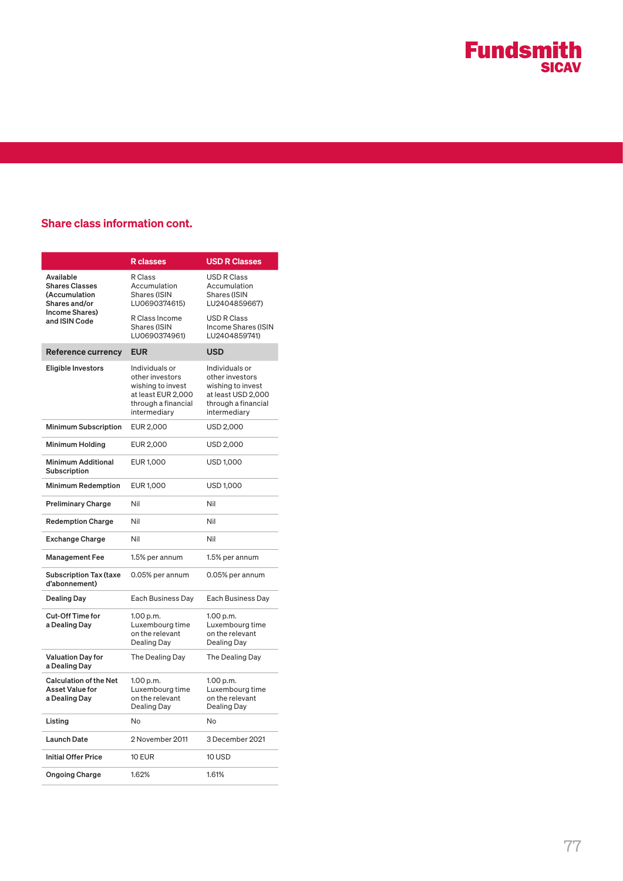## Share class information cont.

| | R classes | USD R Classes |
|---|---|---|
| Available Shares Classes (Accumulation Shares and/or Income Shares) and ISIN Code | R Class Accumulation Shares (ISIN LU0690374615)<br><br>R Class Income Shares (ISIN LU0690374961) | USD R Class Accumulation Shares (ISIN LU2404859667)<br><br>USD R Class Income Shares (ISIN LU2404859741) |
| **Reference currency** | **EUR** | **USD** |
| Eligible Investors | Individuals or other investors wishing to invest at least EUR 2,000 through a financial intermediary | Individuals or other investors wishing to invest at least USD 2,000 through a financial intermediary |
| Minimum Subscription | EUR 2,000 | USD 2,000 |
| Minimum Holding | EUR 2,000 | USD 2,000 |
| Minimum Additional Subscription | EUR 1,000 | USD 1,000 |
| Minimum Redemption | EUR 1,000 | USD 1,000 |
| Preliminary Charge | Nil | Nil |
| Redemption Charge | Nil | Nil |
| Exchange Charge | Nil | Nil |
| Management Fee | 1.5% per annum | 1.5% per annum |
| Subscription Tax (taxe d'abonnement) | 0.05% per annum | 0.05% per annum |
| Dealing Day | Each Business Day | Each Business Day |
| Cut-Off Time for a Dealing Day | 1.00 p.m. Luxembourg time on the relevant Dealing Day | 1.00 p.m. Luxembourg time on the relevant Dealing Day |
| Valuation Day for a Dealing Day | The Dealing Day | The Dealing Day |
| Calculation of the Net Asset Value for a Dealing Day | 1.00 p.m. Luxembourg time on the relevant Dealing Day | 1.00 p.m. Luxembourg time on the relevant Dealing Day |
| Listing | No | No |
| Launch Date | 2 November 2011 | 3 December 2021 |
| Initial Offer Price | 10 EUR | 10 USD |
| Ongoing Charge | 1.62% | 1.61% |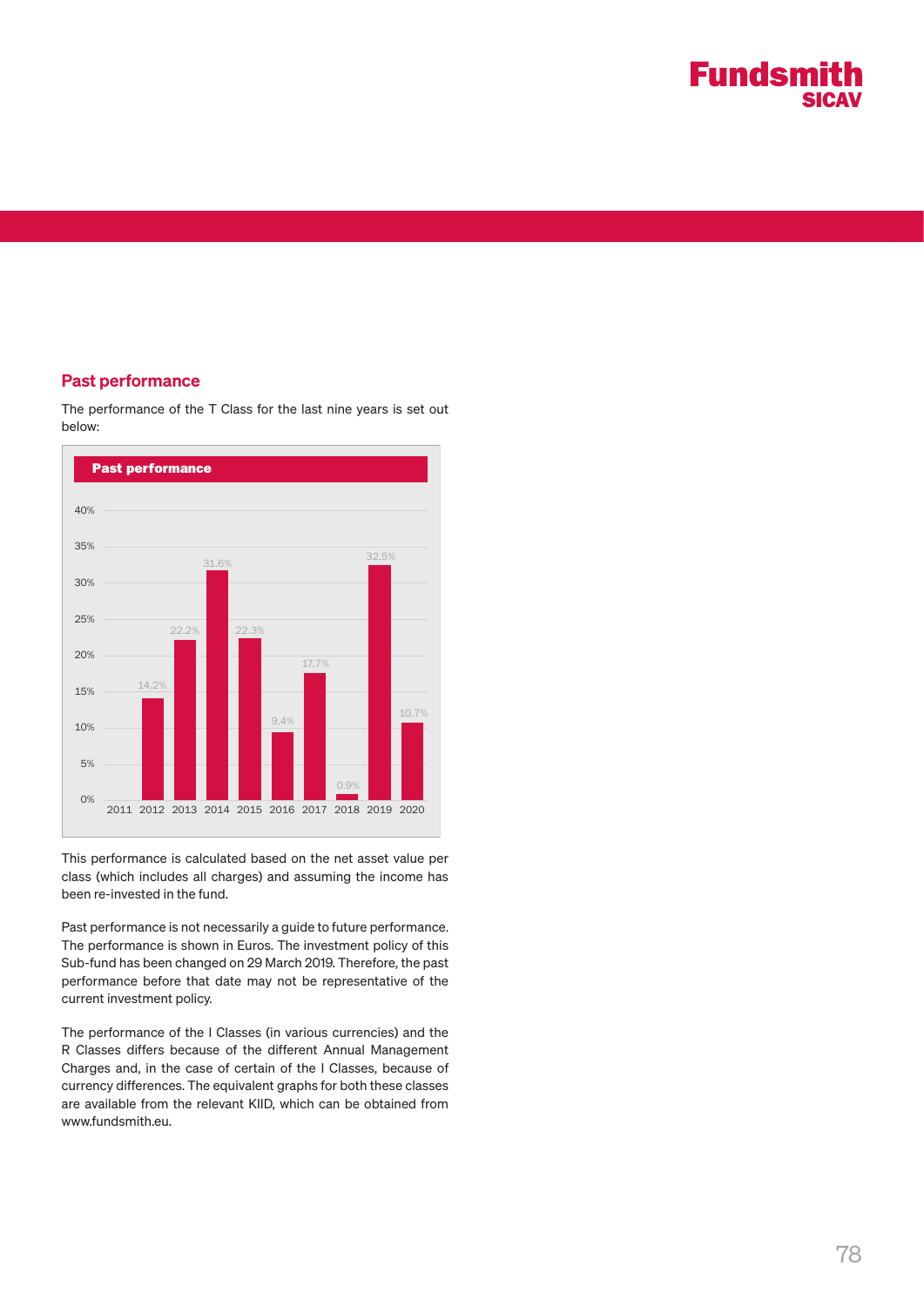## Past performance

The performance of the T Class for the last nine years is set out below:

**Past performance**

| Year | Performance |
|---|---|
| 2011 | |
| 2012 | 14.2% |
| 2013 | 22.2% |
| 2014 | 31.6% |
| 2015 | 22.3% |
| 2016 | 9.4% |
| 2017 | 17.7% |
| 2018 | 0.9% |
| 2019 | 32.5% |
| 2020 | 10.7% |

This performance is calculated based on the net asset value per class (which includes all charges) and assuming the income has been re-invested in the fund.

Past performance is not necessarily a guide to future performance. The performance is shown in Euros. The investment policy of this Sub-fund has been changed on 29 March 2019. Therefore, the past performance before that date may not be representative of the current investment policy.

The performance of the I Classes (in various currencies) and the R Classes differs because of the different Annual Management Charges and, in the case of certain of the I Classes, because of currency differences. The equivalent graphs for both these classes are available from the relevant KIID, which can be obtained from www.fundsmith.eu.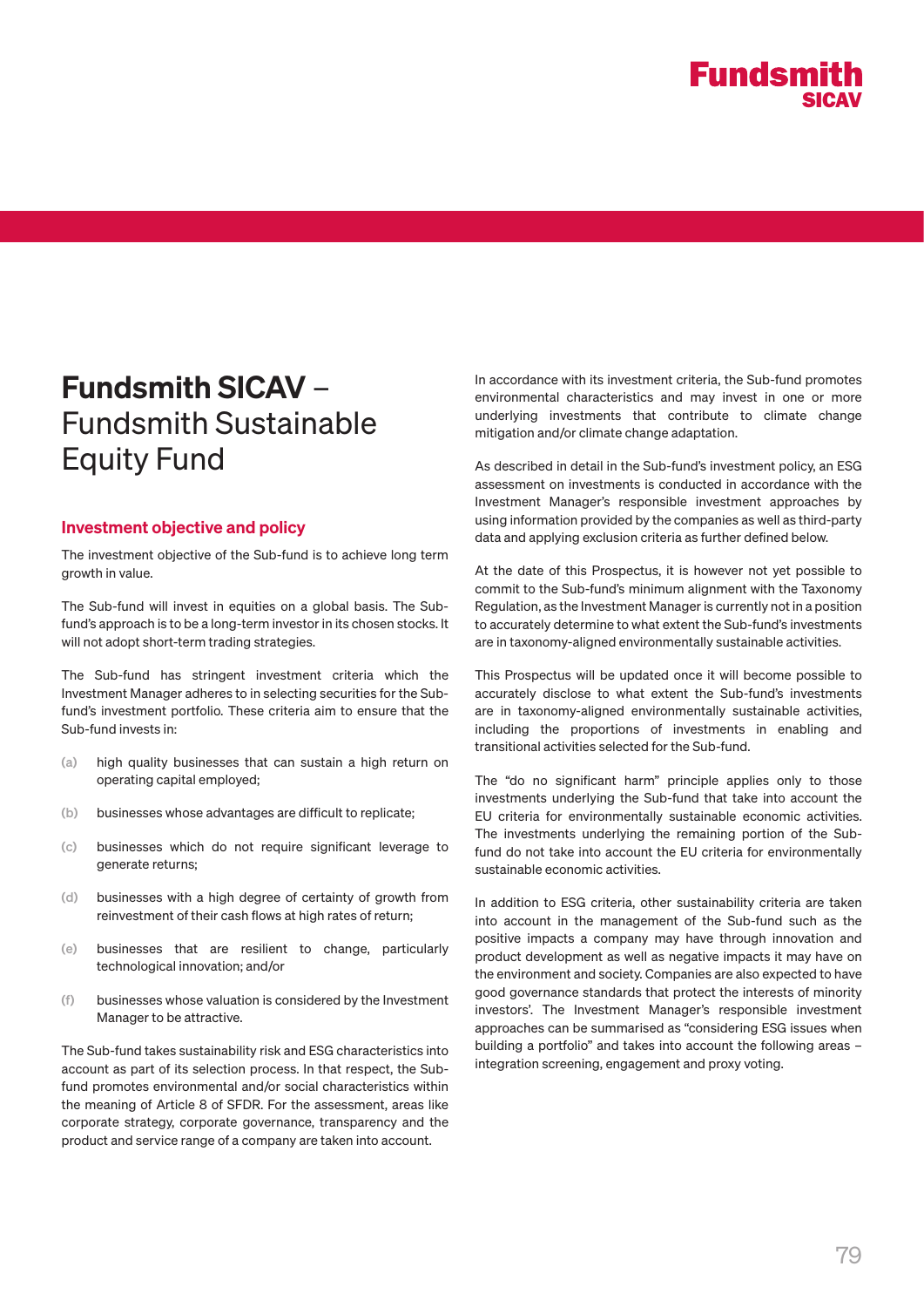# Fundsmith SICAV – Fundsmith Sustainable Equity Fund

## Investment objective and policy

The investment objective of the Sub-fund is to achieve long term growth in value.

The Sub-fund will invest in equities on a global basis. The Sub-fund's approach is to be a long-term investor in its chosen stocks. It will not adopt short-term trading strategies.

The Sub-fund has stringent investment criteria which the Investment Manager adheres to in selecting securities for the Sub-fund's investment portfolio. These criteria aim to ensure that the Sub-fund invests in:

(a) high quality businesses that can sustain a high return on operating capital employed;

(b) businesses whose advantages are difficult to replicate;

(c) businesses which do not require significant leverage to generate returns;

(d) businesses with a high degree of certainty of growth from reinvestment of their cash flows at high rates of return;

(e) businesses that are resilient to change, particularly technological innovation; and/or

(f) businesses whose valuation is considered by the Investment Manager to be attractive.

The Sub-fund takes sustainability risk and ESG characteristics into account as part of its selection process. In that respect, the Sub-fund promotes environmental and/or social characteristics within the meaning of Article 8 of SFDR. For the assessment, areas like corporate strategy, corporate governance, transparency and the product and service range of a company are taken into account.

In accordance with its investment criteria, the Sub-fund promotes environmental characteristics and may invest in one or more underlying investments that contribute to climate change mitigation and/or climate change adaptation.

As described in detail in the Sub-fund's investment policy, an ESG assessment on investments is conducted in accordance with the Investment Manager's responsible investment approaches by using information provided by the companies as well as third-party data and applying exclusion criteria as further defined below.

At the date of this Prospectus, it is however not yet possible to commit to the Sub-fund's minimum alignment with the Taxonomy Regulation, as the Investment Manager is currently not in a position to accurately determine to what extent the Sub-fund's investments are in taxonomy-aligned environmentally sustainable activities.

This Prospectus will be updated once it will become possible to accurately disclose to what extent the Sub-fund's investments are in taxonomy-aligned environmentally sustainable activities, including the proportions of investments in enabling and transitional activities selected for the Sub-fund.

The "do no significant harm" principle applies only to those investments underlying the Sub-fund that take into account the EU criteria for environmentally sustainable economic activities. The investments underlying the remaining portion of the Sub-fund do not take into account the EU criteria for environmentally sustainable economic activities.

In addition to ESG criteria, other sustainability criteria are taken into account in the management of the Sub-fund such as the positive impacts a company may have through innovation and product development as well as negative impacts it may have on the environment and society. Companies are also expected to have good governance standards that protect the interests of minority investors'. The Investment Manager's responsible investment approaches can be summarised as "considering ESG issues when building a portfolio" and takes into account the following areas – integration screening, engagement and proxy voting.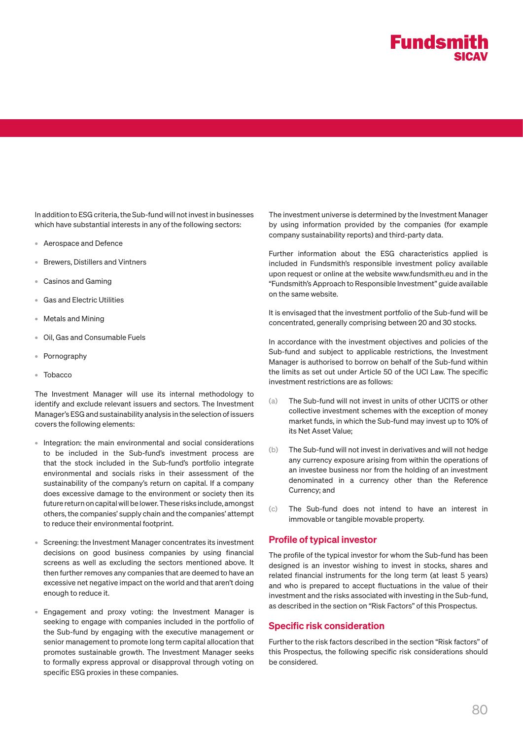In addition to ESG criteria, the Sub-fund will not invest in businesses which have substantial interests in any of the following sectors:

- Aerospace and Defence
- Brewers, Distillers and Vintners
- Casinos and Gaming
- Gas and Electric Utilities
- Metals and Mining
- Oil, Gas and Consumable Fuels
- Pornography
- Tobacco

The Investment Manager will use its internal methodology to identify and exclude relevant issuers and sectors. The Investment Manager's ESG and sustainability analysis in the selection of issuers covers the following elements:

- Integration: the main environmental and social considerations to be included in the Sub-fund's investment process are that the stock included in the Sub-fund's portfolio integrate environmental and socials risks in their assessment of the sustainability of the company's return on capital. If a company does excessive damage to the environment or society then its future return on capital will be lower. These risks include, amongst others, the companies' supply chain and the companies' attempt to reduce their environmental footprint.
- Screening: the Investment Manager concentrates its investment decisions on good business companies by using financial screens as well as excluding the sectors mentioned above. It then further removes any companies that are deemed to have an excessive net negative impact on the world and that aren't doing enough to reduce it.
- Engagement and proxy voting: the Investment Manager is seeking to engage with companies included in the portfolio of the Sub-fund by engaging with the executive management or senior management to promote long term capital allocation that promotes sustainable growth. The Investment Manager seeks to formally express approval or disapproval through voting on specific ESG proxies in these companies.

The investment universe is determined by the Investment Manager by using information provided by the companies (for example company sustainability reports) and third-party data.

Further information about the ESG characteristics applied is included in Fundsmith's responsible investment policy available upon request or online at the website www.fundsmith.eu and in the "Fundsmith's Approach to Responsible Investment" guide available on the same website.

It is envisaged that the investment portfolio of the Sub-fund will be concentrated, generally comprising between 20 and 30 stocks.

In accordance with the investment objectives and policies of the Sub-fund and subject to applicable restrictions, the Investment Manager is authorised to borrow on behalf of the Sub-fund within the limits as set out under Article 50 of the UCI Law. The specific investment restrictions are as follows:

(a) The Sub-fund will not invest in units of other UCITS or other collective investment schemes with the exception of money market funds, in which the Sub-fund may invest up to 10% of its Net Asset Value;

(b) The Sub-fund will not invest in derivatives and will not hedge any currency exposure arising from within the operations of an investee business nor from the holding of an investment denominated in a currency other than the Reference Currency; and

(c) The Sub-fund does not intend to have an interest in immovable or tangible movable property.

## Profile of typical investor

The profile of the typical investor for whom the Sub-fund has been designed is an investor wishing to invest in stocks, shares and related financial instruments for the long term (at least 5 years) and who is prepared to accept fluctuations in the value of their investment and the risks associated with investing in the Sub-fund, as described in the section on "Risk Factors" of this Prospectus.

## Specific risk consideration

Further to the risk factors described in the section "Risk factors" of this Prospectus, the following specific risk considerations should be considered.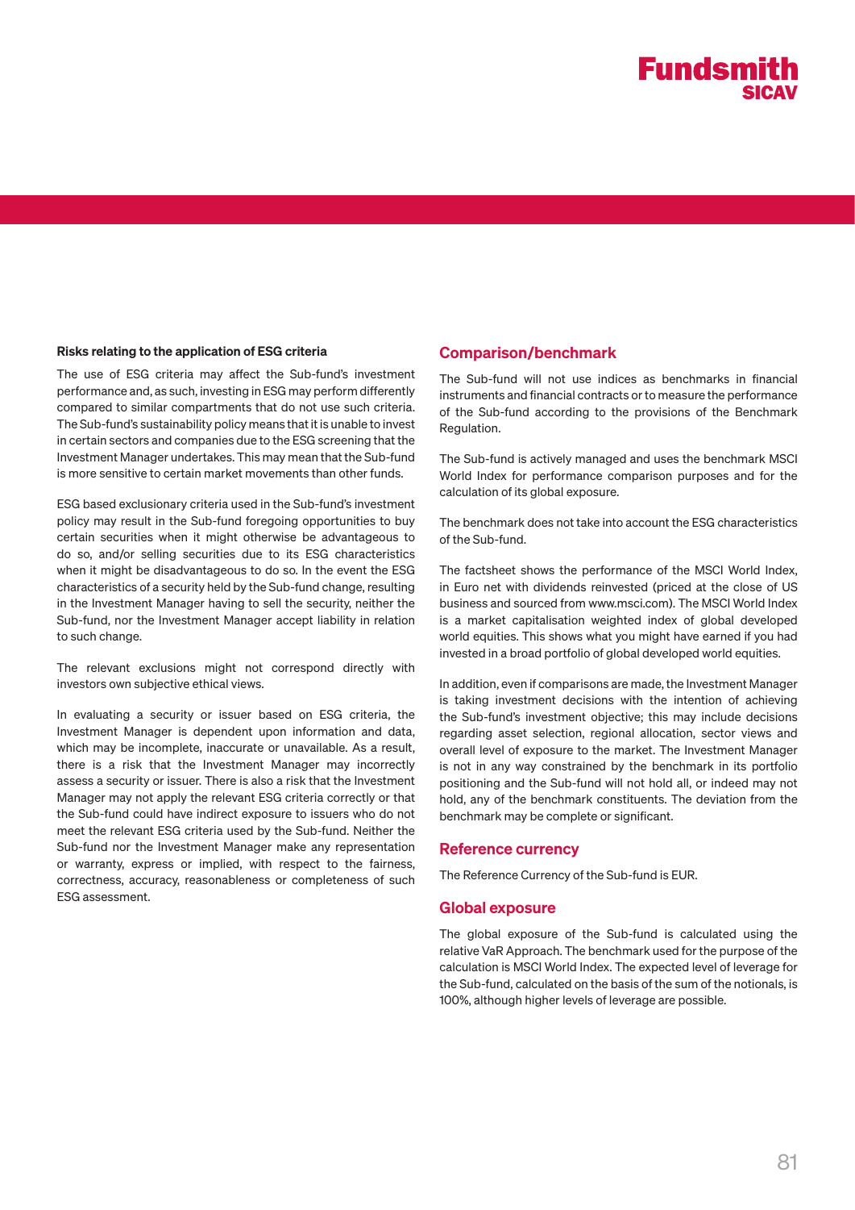### Risks relating to the application of ESG criteria

The use of ESG criteria may affect the Sub-fund's investment performance and, as such, investing in ESG may perform differently compared to similar compartments that do not use such criteria. The Sub-fund's sustainability policy means that it is unable to invest in certain sectors and companies due to the ESG screening that the Investment Manager undertakes. This may mean that the Sub-fund is more sensitive to certain market movements than other funds.

ESG based exclusionary criteria used in the Sub-fund's investment policy may result in the Sub-fund foregoing opportunities to buy certain securities when it might otherwise be advantageous to do so, and/or selling securities due to its ESG characteristics when it might be disadvantageous to do so. In the event the ESG characteristics of a security held by the Sub-fund change, resulting in the Investment Manager having to sell the security, neither the Sub-fund, nor the Investment Manager accept liability in relation to such change.

The relevant exclusions might not correspond directly with investors own subjective ethical views.

In evaluating a security or issuer based on ESG criteria, the Investment Manager is dependent upon information and data, which may be incomplete, inaccurate or unavailable. As a result, there is a risk that the Investment Manager may incorrectly assess a security or issuer. There is also a risk that the Investment Manager may not apply the relevant ESG criteria correctly or that the Sub-fund could have indirect exposure to issuers who do not meet the relevant ESG criteria used by the Sub-fund. Neither the Sub-fund nor the Investment Manager make any representation or warranty, express or implied, with respect to the fairness, correctness, accuracy, reasonableness or completeness of such ESG assessment.

## Comparison/benchmark

The Sub-fund will not use indices as benchmarks in financial instruments and financial contracts or to measure the performance of the Sub-fund according to the provisions of the Benchmark Regulation.

The Sub-fund is actively managed and uses the benchmark MSCI World Index for performance comparison purposes and for the calculation of its global exposure.

The benchmark does not take into account the ESG characteristics of the Sub-fund.

The factsheet shows the performance of the MSCI World Index, in Euro net with dividends reinvested (priced at the close of US business and sourced from www.msci.com). The MSCI World Index is a market capitalisation weighted index of global developed world equities. This shows what you might have earned if you had invested in a broad portfolio of global developed world equities.

In addition, even if comparisons are made, the Investment Manager is taking investment decisions with the intention of achieving the Sub-fund's investment objective; this may include decisions regarding asset selection, regional allocation, sector views and overall level of exposure to the market. The Investment Manager is not in any way constrained by the benchmark in its portfolio positioning and the Sub-fund will not hold all, or indeed may not hold, any of the benchmark constituents. The deviation from the benchmark may be complete or significant.

## Reference currency

The Reference Currency of the Sub-fund is EUR.

## Global exposure

The global exposure of the Sub-fund is calculated using the relative VaR Approach. The benchmark used for the purpose of the calculation is MSCI World Index. The expected level of leverage for the Sub-fund, calculated on the basis of the sum of the notionals, is 100%, although higher levels of leverage are possible.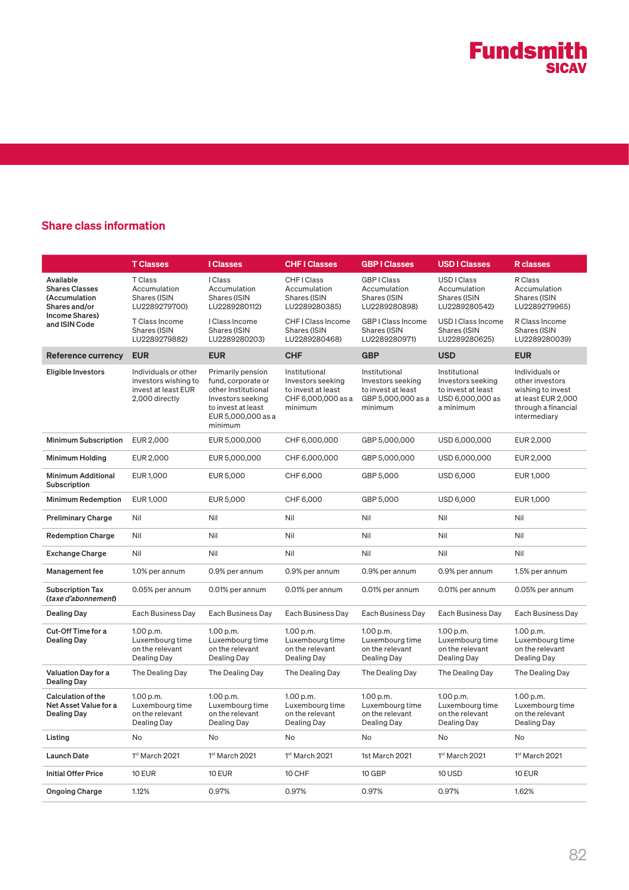## Share class information

| | T Classes | I Classes | CHF I Classes | GBP I Classes | USD I Classes | R classes |
|---|---|---|---|---|---|---|
| **Available Shares Classes (Accumulation Shares and/or Income Shares) and ISIN Code** | T Class Accumulation Shares (ISIN LU2289279700)<br>T Class Income Shares (ISIN LU2289279882) | I Class Accumulation Shares (ISIN LU2289280112)<br>I Class Income Shares (ISIN LU2289280203) | CHF I Class Accumulation Shares (ISIN LU2289280385)<br>CHF I Class Income Shares (ISIN LU2289280468) | GBP I Class Accumulation Shares (ISIN LU2289280898)<br>GBP I Class Income Shares (ISIN LU2289280971) | USD I Class Accumulation Shares (ISIN LU2289280542)<br>USD I Class Income Shares (ISIN LU2289280625) | R Class Accumulation Shares (ISIN LU2289279965)<br>R Class Income Shares (ISIN LU2289280039) |
| **Reference currency** | **EUR** | **EUR** | **CHF** | **GBP** | **USD** | **EUR** |
| **Eligible Investors** | Individuals or other investors wishing to invest at least EUR 2,000 directly | Primarily pension fund, corporate or other Institutional Investors seeking to invest at least EUR 5,000,000 as a minimum | Institutional Investors seeking to invest at least CHF 6,000,000 as a minimum | Institutional Investors seeking to invest at least GBP 5,000,000 as a minimum | Institutional Investors seeking to invest at least USD 6,000,000 as a minimum | Individuals or other investors wishing to invest at least EUR 2,000 through a financial intermediary |
| **Minimum Subscription** | EUR 2,000 | EUR 5,000,000 | CHF 6,000,000 | GBP 5,000,000 | USD 6,000,000 | EUR 2,000 |
| **Minimum Holding** | EUR 2,000 | EUR 5,000,000 | CHF 6,000,000 | GBP 5,000,000 | USD 6,000,000 | EUR 2,000 |
| **Minimum Additional Subscription** | EUR 1,000 | EUR 5,000 | CHF 6,000 | GBP 5,000 | USD 6,000 | EUR 1,000 |
| **Minimum Redemption** | EUR 1,000 | EUR 5,000 | CHF 6,000 | GBP 5,000 | USD 6,000 | EUR 1,000 |
| **Preliminary Charge** | Nil | Nil | Nil | Nil | Nil | Nil |
| **Redemption Charge** | Nil | Nil | Nil | Nil | Nil | Nil |
| **Exchange Charge** | Nil | Nil | Nil | Nil | Nil | Nil |
| **Management fee** | 1.0% per annum | 0.9% per annum | 0.9% per annum | 0.9% per annum | 0.9% per annum | 1.5% per annum |
| **Subscription Tax (*taxe d'abonnement*)** | 0.05% per annum | 0.01% per annum | 0.01% per annum | 0.01% per annum | 0.01% per annum | 0.05% per annum |
| **Dealing Day** | Each Business Day | Each Business Day | Each Business Day | Each Business Day | Each Business Day | Each Business Day |
| **Cut-Off Time for a Dealing Day** | 1.00 p.m. Luxembourg time on the relevant Dealing Day | 1.00 p.m. Luxembourg time on the relevant Dealing Day | 1.00 p.m. Luxembourg time on the relevant Dealing Day | 1.00 p.m. Luxembourg time on the relevant Dealing Day | 1.00 p.m. Luxembourg time on the relevant Dealing Day | 1.00 p.m. Luxembourg time on the relevant Dealing Day |
| **Valuation Day for a Dealing Day** | The Dealing Day | The Dealing Day | The Dealing Day | The Dealing Day | The Dealing Day | The Dealing Day |
| **Calculation of the Net Asset Value for a Dealing Day** | 1.00 p.m. Luxembourg time on the relevant Dealing Day | 1.00 p.m. Luxembourg time on the relevant Dealing Day | 1.00 p.m. Luxembourg time on the relevant Dealing Day | 1.00 p.m. Luxembourg time on the relevant Dealing Day | 1.00 p.m. Luxembourg time on the relevant Dealing Day | 1.00 p.m. Luxembourg time on the relevant Dealing Day |
| **Listing** | No | No | No | No | No | No |
| **Launch Date** | 1st March 2021 | 1st March 2021 | 1st March 2021 | 1st March 2021 | 1st March 2021 | 1st March 2021 |
| **Initial Offer Price** | 10 EUR | 10 EUR | 10 CHF | 10 GBP | 10 USD | 10 EUR |
| **Ongoing Charge** | 1.12% | 0.97% | 0.97% | 0.97% | 0.97% | 1.62% |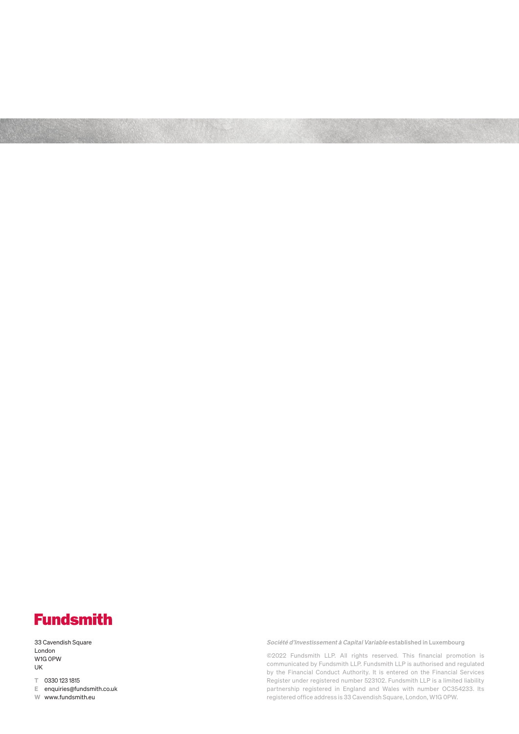**Fundsmith**

33 Cavendish Square
London
W1G 0PW
UK

**T** 0330 123 1815
**E** enquiries@fundsmith.co.uk
**W** www.fundsmith.eu

*Société d'Investissement à Capital Variable* established in Luxembourg

©2022 Fundsmith LLP. All rights reserved. This financial promotion is communicated by Fundsmith LLP. Fundsmith LLP is authorised and regulated by the Financial Conduct Authority. It is entered on the Financial Services Register under registered number 523102. Fundsmith LLP is a limited liability partnership registered in England and Wales with number OC354233. Its registered office address is 33 Cavendish Square, London, W1G 0PW.